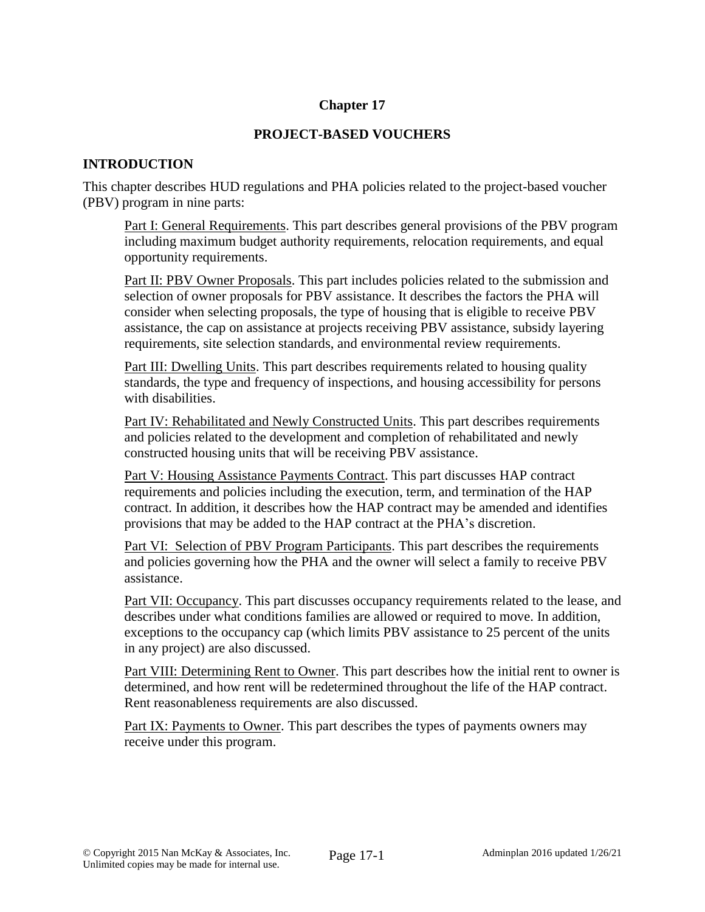# Chapter 17

## PROJECT-BASED VOUCHERS

### INTRODUCTION

This chapter describes HUD regulations and PHA policies related to the project-based voucher (PBV) program in nine parts:

Part I: General Requirements. This part describes general provisions of the PBV program including maximum budget authority requirements, relocation requirements, and equal opportunity requirements.

Part II: PBV Owner Proposals. This part includes policies related to the submission and selection of owner proposals for PBV assistance. It describes the factors the PHA will consider when selecting proposals, the type of housing that is eligible to receive PBV assistance, the cap on assistance at projects receiving PBV assistance, subsidy layering requirements, site selection standards, and environmental review requirements.

Part III: Dwelling Units. This part describes requirements related to housing quality standards, the type and frequency of inspections, and housing accessibility for persons with disabilities.

Part IV: Rehabilitated and Newly Constructed Units. This part describes requirements and policies related to the development and completion of rehabilitated and newly constructed housing units that will be receiving PBV assistance.

Part V: Housing Assistance Payments Contract. This part discusses HAP contract requirements and policies including the execution, term, and termination of the HAP contract. In addition, it describes how the HAP contract may be amended and identifies provisions that may be added to the HAP contract at the PHA's discretion.

Part VI: Selection of PBV Program Participants. This part describes the requirements and policies governing how the PHA and the owner will select a family to receive PBV assistance.

Part VII: Occupancy. This part discusses occupancy requirements related to the lease, and describes under what conditions families are allowed or required to move. In addition, exceptions to the occupancy cap (which limits PBV assistance to 25 percent of the units in any project) are also discussed.

Part VIII: Determining Rent to Owner. This part describes how the initial rent to owner is determined, and how rent will be redetermined throughout the life of the HAP contract. Rent reasonableness requirements are also discussed.

Part IX: Payments to Owner. This part describes the types of payments owners may receive under this program.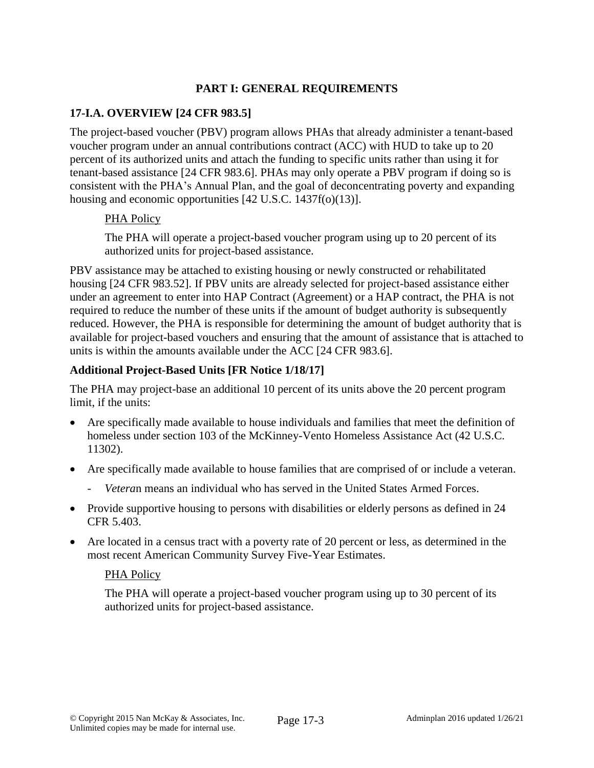## PART I: GENERAL REQUIREMENTS

### 17-I.A. OVERVIEW [24 CFR 983.5]

The project-based voucher (PBV) program allows PHAs that already administer a tenant-based voucher program under an annual contributions contract (ACC) with HUD to take up to 20 percent of its authorized units and attach the funding to specific units rather than using it for tenant-based assistance [24 CFR 983.6]. PHAs may only operate a PBV program if doing so is consistent with the PHA's Annual Plan, and the goal of deconcentrating poverty and expanding housing and economic opportunities [42 U.S.C. 1437f(o)(13)].

> PHA Policy
>
> The PHA will operate a project-based voucher program using up to 20 percent of its authorized units for project-based assistance.

PBV assistance may be attached to existing housing or newly constructed or rehabilitated housing [24 CFR 983.52]. If PBV units are already selected for project-based assistance either under an agreement to enter into HAP Contract (Agreement) or a HAP contract, the PHA is not required to reduce the number of these units if the amount of budget authority is subsequently reduced. However, the PHA is responsible for determining the amount of budget authority that is available for project-based vouchers and ensuring that the amount of assistance that is attached to units is within the amounts available under the ACC [24 CFR 983.6].

#### Additional Project-Based Units [FR Notice 1/18/17]

The PHA may project-base an additional 10 percent of its units above the 20 percent program limit, if the units:

- Are specifically made available to house individuals and families that meet the definition of homeless under section 103 of the McKinney-Vento Homeless Assistance Act (42 U.S.C. 11302).
- Are specifically made available to house families that are comprised of or include a veteran.
  - *Veteran* means an individual who has served in the United States Armed Forces.
- Provide supportive housing to persons with disabilities or elderly persons as defined in 24 CFR 5.403.
- Are located in a census tract with a poverty rate of 20 percent or less, as determined in the most recent American Community Survey Five-Year Estimates.

> PHA Policy
>
> The PHA will operate a project-based voucher program using up to 30 percent of its authorized units for project-based assistance.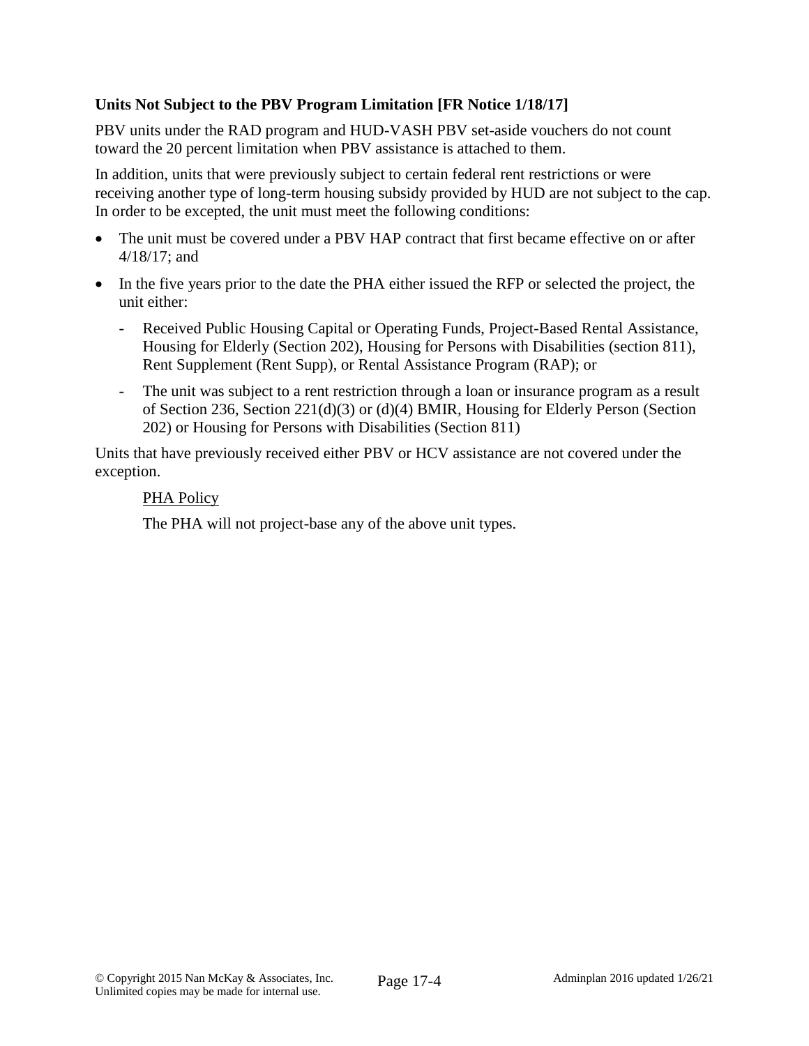**Units Not Subject to the PBV Program Limitation [FR Notice 1/18/17]**

PBV units under the RAD program and HUD-VASH PBV set-aside vouchers do not count toward the 20 percent limitation when PBV assistance is attached to them.

In addition, units that were previously subject to certain federal rent restrictions or were receiving another type of long-term housing subsidy provided by HUD are not subject to the cap. In order to be excepted, the unit must meet the following conditions:

- The unit must be covered under a PBV HAP contract that first became effective on or after 4/18/17; and
- In the five years prior to the date the PHA either issued the RFP or selected the project, the unit either:
  - Received Public Housing Capital or Operating Funds, Project-Based Rental Assistance, Housing for Elderly (Section 202), Housing for Persons with Disabilities (section 811), Rent Supplement (Rent Supp), or Rental Assistance Program (RAP); or
  - The unit was subject to a rent restriction through a loan or insurance program as a result of Section 236, Section 221(d)(3) or (d)(4) BMIR, Housing for Elderly Person (Section 202) or Housing for Persons with Disabilities (Section 811)

Units that have previously received either PBV or HCV assistance are not covered under the exception.

> <u>PHA Policy</u>
>
> The PHA will not project-base any of the above unit types.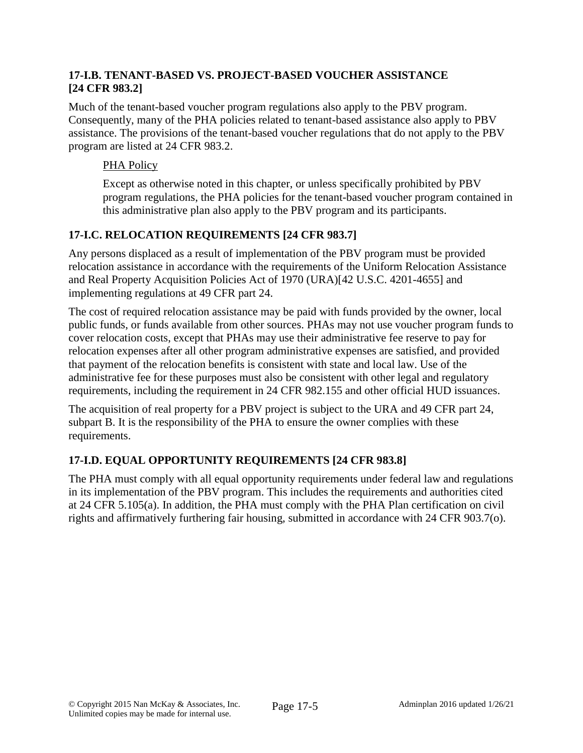### 17-I.B. TENANT-BASED VS. PROJECT-BASED VOUCHER ASSISTANCE [24 CFR 983.2]

Much of the tenant-based voucher program regulations also apply to the PBV program. Consequently, many of the PHA policies related to tenant-based assistance also apply to PBV assistance. The provisions of the tenant-based voucher regulations that do not apply to the PBV program are listed at 24 CFR 983.2.

> PHA Policy
>
> Except as otherwise noted in this chapter, or unless specifically prohibited by PBV program regulations, the PHA policies for the tenant-based voucher program contained in this administrative plan also apply to the PBV program and its participants.

### 17-I.C. RELOCATION REQUIREMENTS [24 CFR 983.7]

Any persons displaced as a result of implementation of the PBV program must be provided relocation assistance in accordance with the requirements of the Uniform Relocation Assistance and Real Property Acquisition Policies Act of 1970 (URA)[42 U.S.C. 4201-4655] and implementing regulations at 49 CFR part 24.

The cost of required relocation assistance may be paid with funds provided by the owner, local public funds, or funds available from other sources. PHAs may not use voucher program funds to cover relocation costs, except that PHAs may use their administrative fee reserve to pay for relocation expenses after all other program administrative expenses are satisfied, and provided that payment of the relocation benefits is consistent with state and local law. Use of the administrative fee for these purposes must also be consistent with other legal and regulatory requirements, including the requirement in 24 CFR 982.155 and other official HUD issuances.

The acquisition of real property for a PBV project is subject to the URA and 49 CFR part 24, subpart B. It is the responsibility of the PHA to ensure the owner complies with these requirements.

### 17-I.D. EQUAL OPPORTUNITY REQUIREMENTS [24 CFR 983.8]

The PHA must comply with all equal opportunity requirements under federal law and regulations in its implementation of the PBV program. This includes the requirements and authorities cited at 24 CFR 5.105(a). In addition, the PHA must comply with the PHA Plan certification on civil rights and affirmatively furthering fair housing, submitted in accordance with 24 CFR 903.7(o).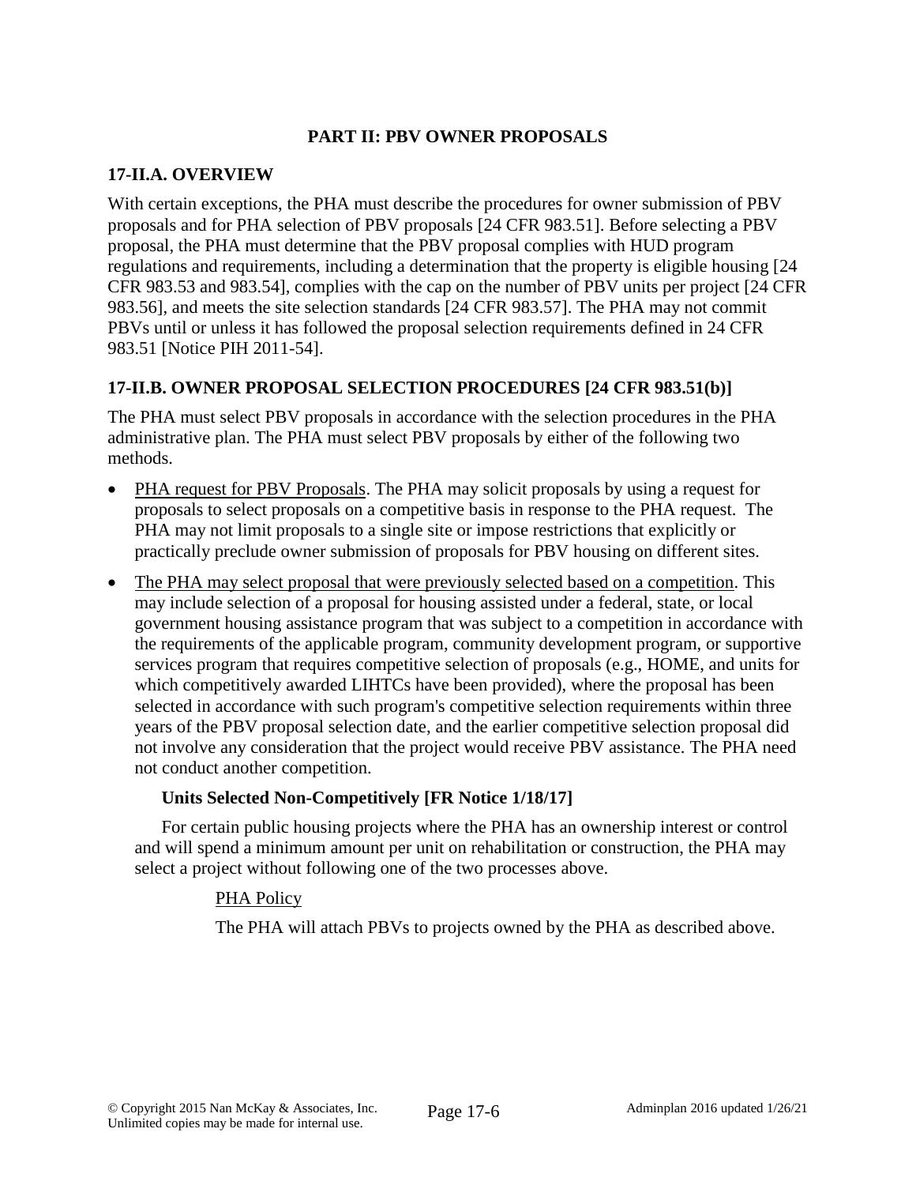## PART II: PBV OWNER PROPOSALS

### 17-II.A. OVERVIEW

With certain exceptions, the PHA must describe the procedures for owner submission of PBV proposals and for PHA selection of PBV proposals [24 CFR 983.51]. Before selecting a PBV proposal, the PHA must determine that the PBV proposal complies with HUD program regulations and requirements, including a determination that the property is eligible housing [24 CFR 983.53 and 983.54], complies with the cap on the number of PBV units per project [24 CFR 983.56], and meets the site selection standards [24 CFR 983.57]. The PHA may not commit PBVs until or unless it has followed the proposal selection requirements defined in 24 CFR 983.51 [Notice PIH 2011-54].

### 17-II.B. OWNER PROPOSAL SELECTION PROCEDURES [24 CFR 983.51(b)]

The PHA must select PBV proposals in accordance with the selection procedures in the PHA administrative plan. The PHA must select PBV proposals by either of the following two methods.

- PHA request for PBV Proposals. The PHA may solicit proposals by using a request for proposals to select proposals on a competitive basis in response to the PHA request. The PHA may not limit proposals to a single site or impose restrictions that explicitly or practically preclude owner submission of proposals for PBV housing on different sites.
- The PHA may select proposal that were previously selected based on a competition. This may include selection of a proposal for housing assisted under a federal, state, or local government housing assistance program that was subject to a competition in accordance with the requirements of the applicable program, community development program, or supportive services program that requires competitive selection of proposals (e.g., HOME, and units for which competitively awarded LIHTCs have been provided), where the proposal has been selected in accordance with such program's competitive selection requirements within three years of the PBV proposal selection date, and the earlier competitive selection proposal did not involve any consideration that the project would receive PBV assistance. The PHA need not conduct another competition.

**Units Selected Non-Competitively [FR Notice 1/18/17]**

For certain public housing projects where the PHA has an ownership interest or control and will spend a minimum amount per unit on rehabilitation or construction, the PHA may select a project without following one of the two processes above.

PHA Policy

The PHA will attach PBVs to projects owned by the PHA as described above.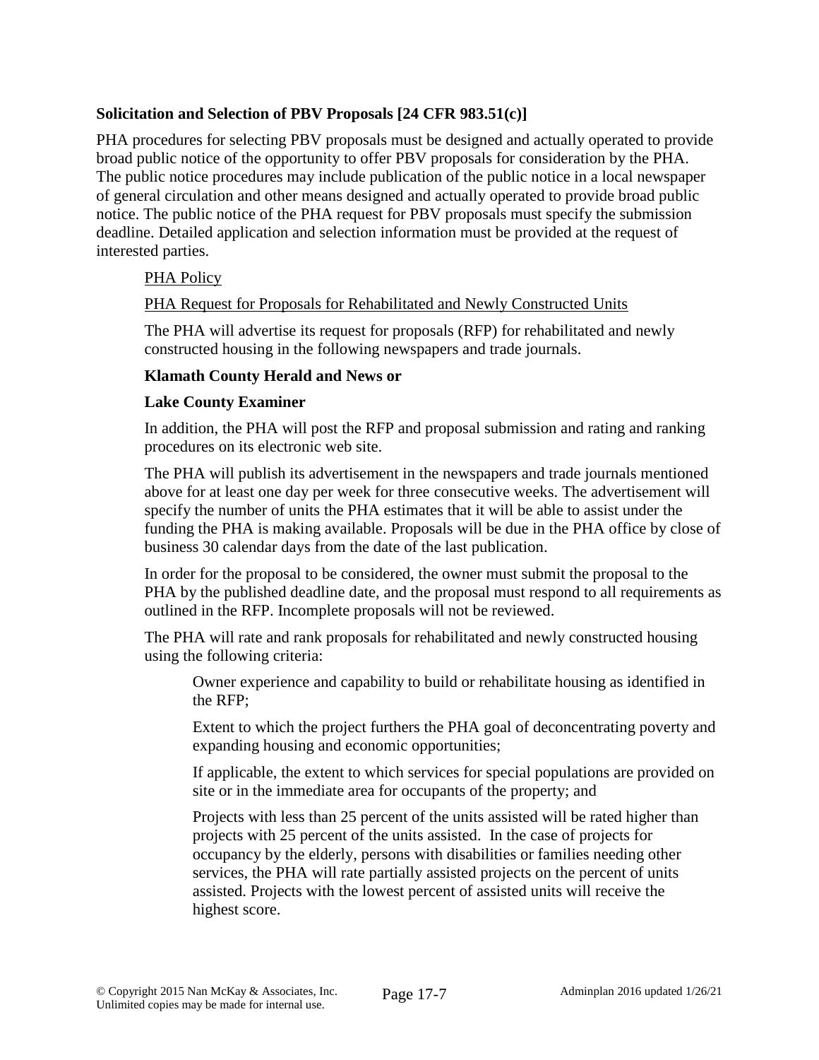**Solicitation and Selection of PBV Proposals [24 CFR 983.51(c)]**

PHA procedures for selecting PBV proposals must be designed and actually operated to provide broad public notice of the opportunity to offer PBV proposals for consideration by the PHA. The public notice procedures may include publication of the public notice in a local newspaper of general circulation and other means designed and actually operated to provide broad public notice. The public notice of the PHA request for PBV proposals must specify the submission deadline. Detailed application and selection information must be provided at the request of interested parties.

PHA Policy

PHA Request for Proposals for Rehabilitated and Newly Constructed Units

The PHA will advertise its request for proposals (RFP) for rehabilitated and newly constructed housing in the following newspapers and trade journals.

**Klamath County Herald and News or**

**Lake County Examiner**

In addition, the PHA will post the RFP and proposal submission and rating and ranking procedures on its electronic web site.

The PHA will publish its advertisement in the newspapers and trade journals mentioned above for at least one day per week for three consecutive weeks. The advertisement will specify the number of units the PHA estimates that it will be able to assist under the funding the PHA is making available. Proposals will be due in the PHA office by close of business 30 calendar days from the date of the last publication.

In order for the proposal to be considered, the owner must submit the proposal to the PHA by the published deadline date, and the proposal must respond to all requirements as outlined in the RFP. Incomplete proposals will not be reviewed.

The PHA will rate and rank proposals for rehabilitated and newly constructed housing using the following criteria:

Owner experience and capability to build or rehabilitate housing as identified in the RFP;

Extent to which the project furthers the PHA goal of deconcentrating poverty and expanding housing and economic opportunities;

If applicable, the extent to which services for special populations are provided on site or in the immediate area for occupants of the property; and

Projects with less than 25 percent of the units assisted will be rated higher than projects with 25 percent of the units assisted. In the case of projects for occupancy by the elderly, persons with disabilities or families needing other services, the PHA will rate partially assisted projects on the percent of units assisted. Projects with the lowest percent of assisted units will receive the highest score.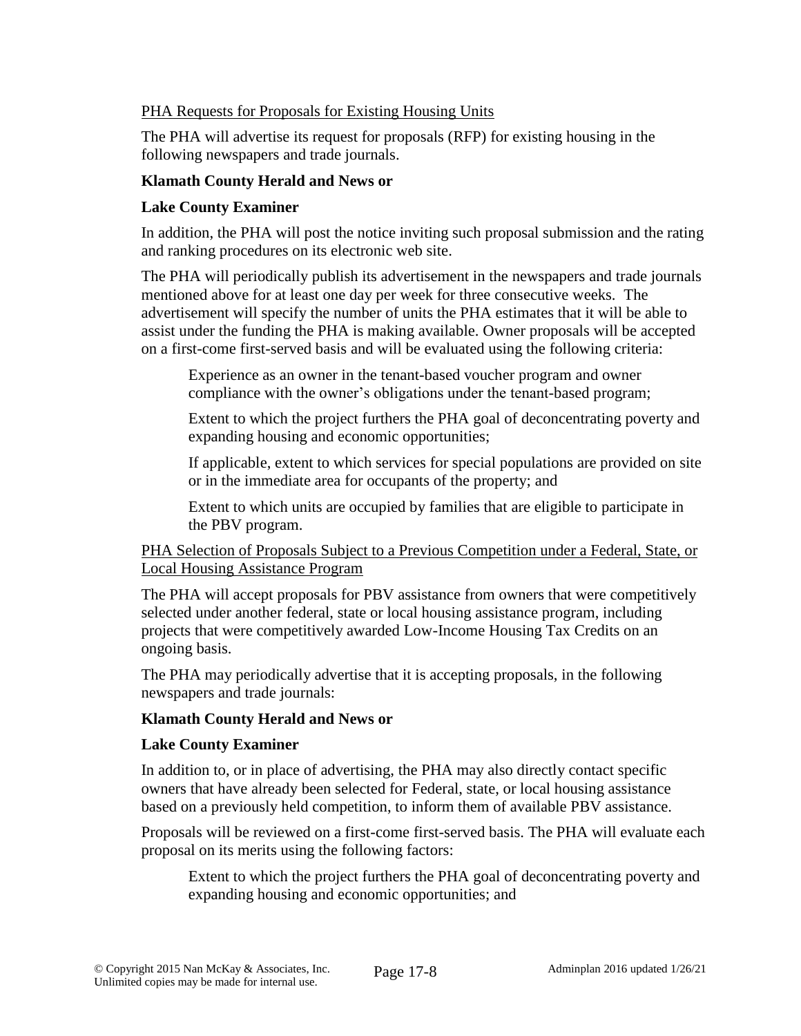PHA Requests for Proposals for Existing Housing Units

The PHA will advertise its request for proposals (RFP) for existing housing in the following newspapers and trade journals.

**Klamath County Herald and News or**

**Lake County Examiner**

In addition, the PHA will post the notice inviting such proposal submission and the rating and ranking procedures on its electronic web site.

The PHA will periodically publish its advertisement in the newspapers and trade journals mentioned above for at least one day per week for three consecutive weeks. The advertisement will specify the number of units the PHA estimates that it will be able to assist under the funding the PHA is making available. Owner proposals will be accepted on a first-come first-served basis and will be evaluated using the following criteria:

> Experience as an owner in the tenant-based voucher program and owner compliance with the owner's obligations under the tenant-based program;
>
> Extent to which the project furthers the PHA goal of deconcentrating poverty and expanding housing and economic opportunities;
>
> If applicable, extent to which services for special populations are provided on site or in the immediate area for occupants of the property; and
>
> Extent to which units are occupied by families that are eligible to participate in the PBV program.

PHA Selection of Proposals Subject to a Previous Competition under a Federal, State, or Local Housing Assistance Program

The PHA will accept proposals for PBV assistance from owners that were competitively selected under another federal, state or local housing assistance program, including projects that were competitively awarded Low-Income Housing Tax Credits on an ongoing basis.

The PHA may periodically advertise that it is accepting proposals, in the following newspapers and trade journals:

**Klamath County Herald and News or**

**Lake County Examiner**

In addition to, or in place of advertising, the PHA may also directly contact specific owners that have already been selected for Federal, state, or local housing assistance based on a previously held competition, to inform them of available PBV assistance.

Proposals will be reviewed on a first-come first-served basis. The PHA will evaluate each proposal on its merits using the following factors:

> Extent to which the project furthers the PHA goal of deconcentrating poverty and expanding housing and economic opportunities; and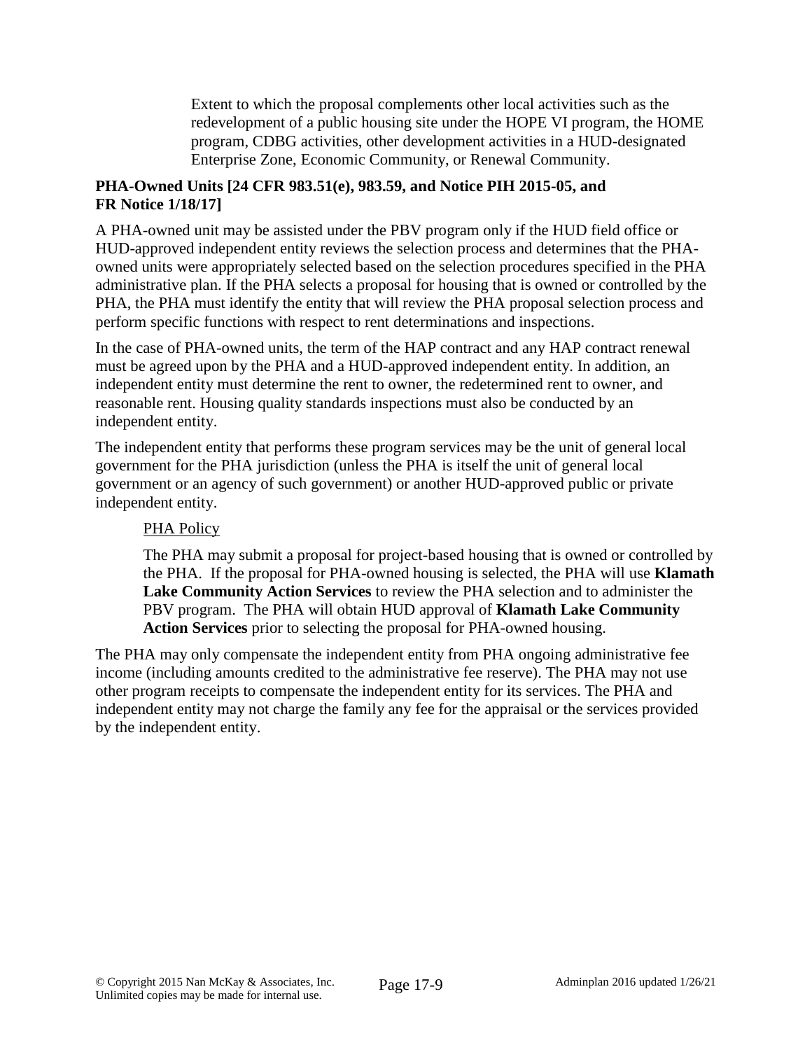Extent to which the proposal complements other local activities such as the redevelopment of a public housing site under the HOPE VI program, the HOME program, CDBG activities, other development activities in a HUD-designated Enterprise Zone, Economic Community, or Renewal Community.

**PHA-Owned Units [24 CFR 983.51(e), 983.59, and Notice PIH 2015-05, and FR Notice 1/18/17]**

A PHA-owned unit may be assisted under the PBV program only if the HUD field office or HUD-approved independent entity reviews the selection process and determines that the PHA-owned units were appropriately selected based on the selection procedures specified in the PHA administrative plan. If the PHA selects a proposal for housing that is owned or controlled by the PHA, the PHA must identify the entity that will review the PHA proposal selection process and perform specific functions with respect to rent determinations and inspections.

In the case of PHA-owned units, the term of the HAP contract and any HAP contract renewal must be agreed upon by the PHA and a HUD-approved independent entity. In addition, an independent entity must determine the rent to owner, the redetermined rent to owner, and reasonable rent. Housing quality standards inspections must also be conducted by an independent entity.

The independent entity that performs these program services may be the unit of general local government for the PHA jurisdiction (unless the PHA is itself the unit of general local government or an agency of such government) or another HUD-approved public or private independent entity.

PHA Policy

The PHA may submit a proposal for project-based housing that is owned or controlled by the PHA. If the proposal for PHA-owned housing is selected, the PHA will use **Klamath Lake Community Action Services** to review the PHA selection and to administer the PBV program. The PHA will obtain HUD approval of **Klamath Lake Community Action Services** prior to selecting the proposal for PHA-owned housing.

The PHA may only compensate the independent entity from PHA ongoing administrative fee income (including amounts credited to the administrative fee reserve). The PHA may not use other program receipts to compensate the independent entity for its services. The PHA and independent entity may not charge the family any fee for the appraisal or the services provided by the independent entity.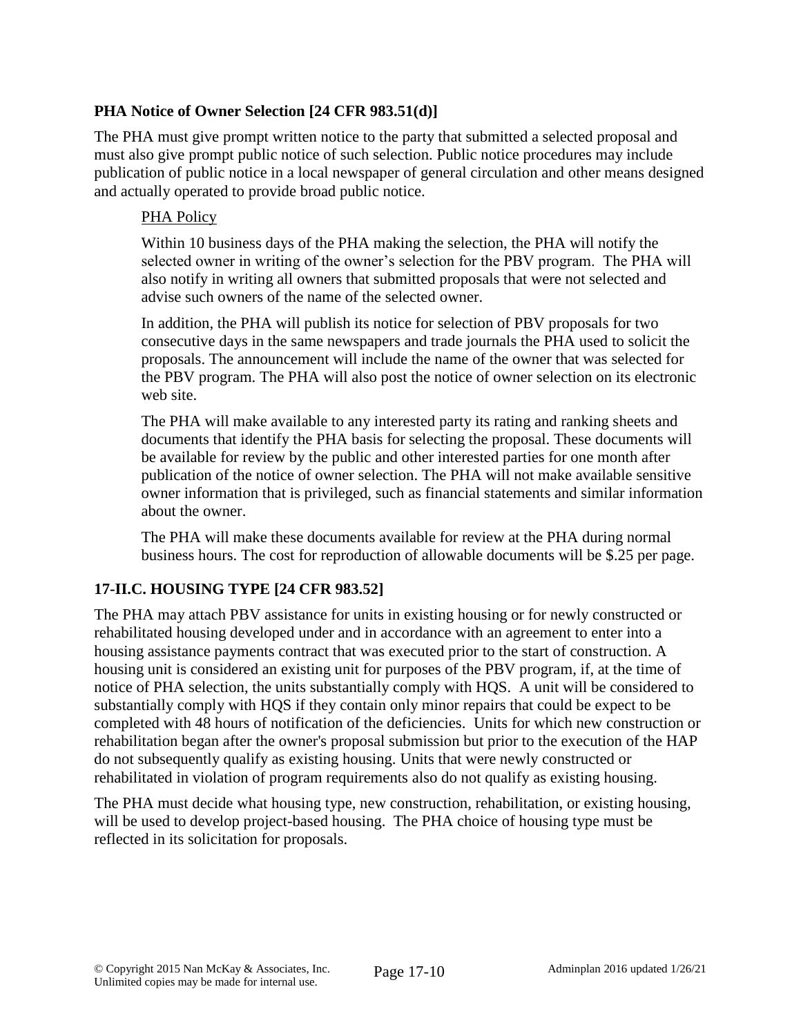### PHA Notice of Owner Selection [24 CFR 983.51(d)]

The PHA must give prompt written notice to the party that submitted a selected proposal and must also give prompt public notice of such selection. Public notice procedures may include publication of public notice in a local newspaper of general circulation and other means designed and actually operated to provide broad public notice.

<u>PHA Policy</u>

Within 10 business days of the PHA making the selection, the PHA will notify the selected owner in writing of the owner's selection for the PBV program. The PHA will also notify in writing all owners that submitted proposals that were not selected and advise such owners of the name of the selected owner.

In addition, the PHA will publish its notice for selection of PBV proposals for two consecutive days in the same newspapers and trade journals the PHA used to solicit the proposals. The announcement will include the name of the owner that was selected for the PBV program. The PHA will also post the notice of owner selection on its electronic web site.

The PHA will make available to any interested party its rating and ranking sheets and documents that identify the PHA basis for selecting the proposal. These documents will be available for review by the public and other interested parties for one month after publication of the notice of owner selection. The PHA will not make available sensitive owner information that is privileged, such as financial statements and similar information about the owner.

The PHA will make these documents available for review at the PHA during normal business hours. The cost for reproduction of allowable documents will be $.25 per page.

## 17-II.C. HOUSING TYPE [24 CFR 983.52]

The PHA may attach PBV assistance for units in existing housing or for newly constructed or rehabilitated housing developed under and in accordance with an agreement to enter into a housing assistance payments contract that was executed prior to the start of construction. A housing unit is considered an existing unit for purposes of the PBV program, if, at the time of notice of PHA selection, the units substantially comply with HQS. A unit will be considered to substantially comply with HQS if they contain only minor repairs that could be expect to be completed with 48 hours of notification of the deficiencies. Units for which new construction or rehabilitation began after the owner's proposal submission but prior to the execution of the HAP do not subsequently qualify as existing housing. Units that were newly constructed or rehabilitated in violation of program requirements also do not qualify as existing housing.

The PHA must decide what housing type, new construction, rehabilitation, or existing housing, will be used to develop project-based housing. The PHA choice of housing type must be reflected in its solicitation for proposals.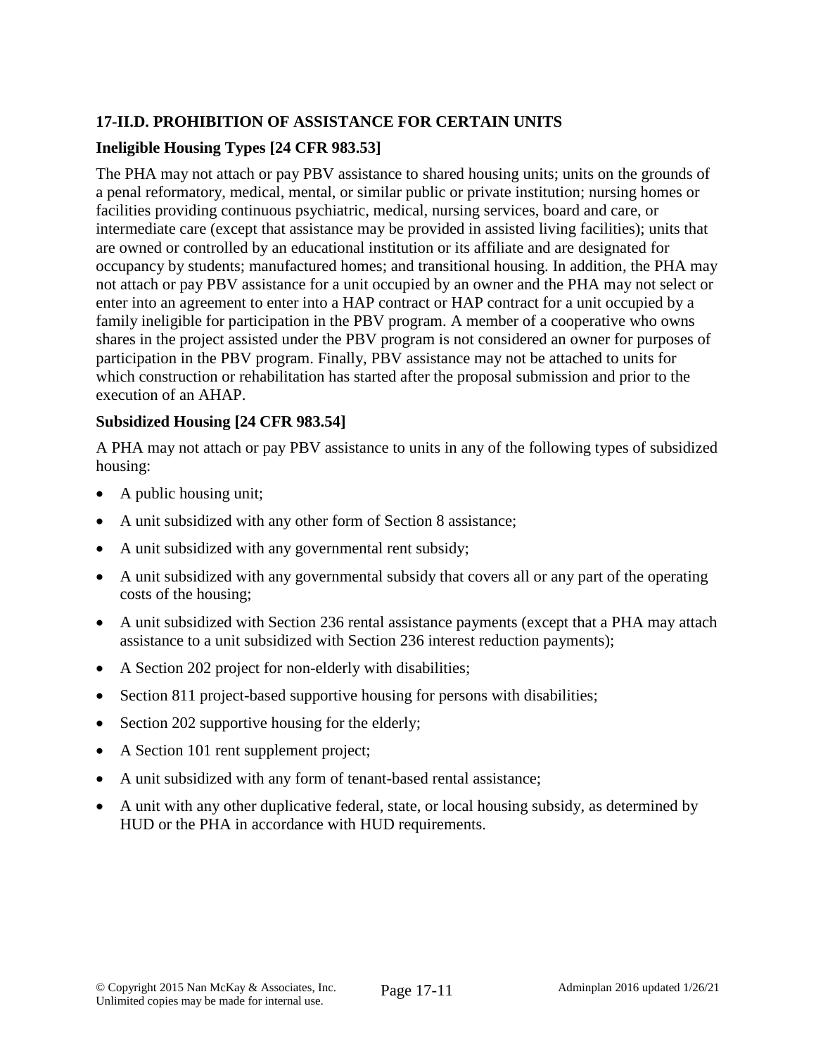### 17-II.D. PROHIBITION OF ASSISTANCE FOR CERTAIN UNITS

#### Ineligible Housing Types [24 CFR 983.53]

The PHA may not attach or pay PBV assistance to shared housing units; units on the grounds of a penal reformatory, medical, mental, or similar public or private institution; nursing homes or facilities providing continuous psychiatric, medical, nursing services, board and care, or intermediate care (except that assistance may be provided in assisted living facilities); units that are owned or controlled by an educational institution or its affiliate and are designated for occupancy by students; manufactured homes; and transitional housing. In addition, the PHA may not attach or pay PBV assistance for a unit occupied by an owner and the PHA may not select or enter into an agreement to enter into a HAP contract or HAP contract for a unit occupied by a family ineligible for participation in the PBV program. A member of a cooperative who owns shares in the project assisted under the PBV program is not considered an owner for purposes of participation in the PBV program. Finally, PBV assistance may not be attached to units for which construction or rehabilitation has started after the proposal submission and prior to the execution of an AHAP.

#### Subsidized Housing [24 CFR 983.54]

A PHA may not attach or pay PBV assistance to units in any of the following types of subsidized housing:

- A public housing unit;
- A unit subsidized with any other form of Section 8 assistance;
- A unit subsidized with any governmental rent subsidy;
- A unit subsidized with any governmental subsidy that covers all or any part of the operating costs of the housing;
- A unit subsidized with Section 236 rental assistance payments (except that a PHA may attach assistance to a unit subsidized with Section 236 interest reduction payments);
- A Section 202 project for non-elderly with disabilities;
- Section 811 project-based supportive housing for persons with disabilities;
- Section 202 supportive housing for the elderly;
- A Section 101 rent supplement project;
- A unit subsidized with any form of tenant-based rental assistance;
- A unit with any other duplicative federal, state, or local housing subsidy, as determined by HUD or the PHA in accordance with HUD requirements.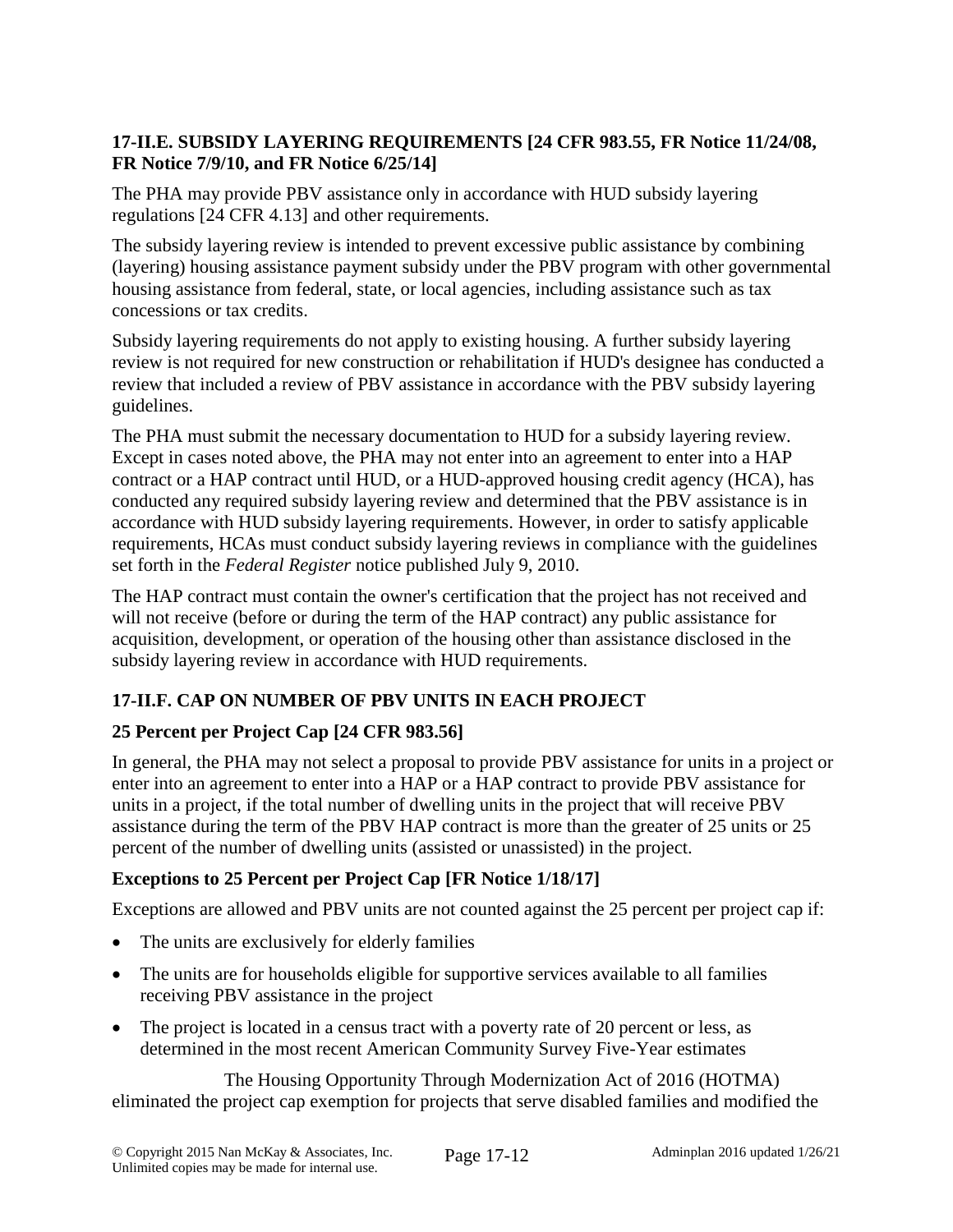### 17-II.E. SUBSIDY LAYERING REQUIREMENTS [24 CFR 983.55, FR Notice 11/24/08, FR Notice 7/9/10, and FR Notice 6/25/14]

The PHA may provide PBV assistance only in accordance with HUD subsidy layering regulations [24 CFR 4.13] and other requirements.

The subsidy layering review is intended to prevent excessive public assistance by combining (layering) housing assistance payment subsidy under the PBV program with other governmental housing assistance from federal, state, or local agencies, including assistance such as tax concessions or tax credits.

Subsidy layering requirements do not apply to existing housing. A further subsidy layering review is not required for new construction or rehabilitation if HUD's designee has conducted a review that included a review of PBV assistance in accordance with the PBV subsidy layering guidelines.

The PHA must submit the necessary documentation to HUD for a subsidy layering review. Except in cases noted above, the PHA may not enter into an agreement to enter into a HAP contract or a HAP contract until HUD, or a HUD-approved housing credit agency (HCA), has conducted any required subsidy layering review and determined that the PBV assistance is in accordance with HUD subsidy layering requirements. However, in order to satisfy applicable requirements, HCAs must conduct subsidy layering reviews in compliance with the guidelines set forth in the *Federal Register* notice published July 9, 2010.

The HAP contract must contain the owner's certification that the project has not received and will not receive (before or during the term of the HAP contract) any public assistance for acquisition, development, or operation of the housing other than assistance disclosed in the subsidy layering review in accordance with HUD requirements.

### 17-II.F. CAP ON NUMBER OF PBV UNITS IN EACH PROJECT

#### 25 Percent per Project Cap [24 CFR 983.56]

In general, the PHA may not select a proposal to provide PBV assistance for units in a project or enter into an agreement to enter into a HAP or a HAP contract to provide PBV assistance for units in a project, if the total number of dwelling units in the project that will receive PBV assistance during the term of the PBV HAP contract is more than the greater of 25 units or 25 percent of the number of dwelling units (assisted or unassisted) in the project.

#### Exceptions to 25 Percent per Project Cap [FR Notice 1/18/17]

Exceptions are allowed and PBV units are not counted against the 25 percent per project cap if:

- The units are exclusively for elderly families
- The units are for households eligible for supportive services available to all families receiving PBV assistance in the project
- The project is located in a census tract with a poverty rate of 20 percent or less, as determined in the most recent American Community Survey Five-Year estimates

The Housing Opportunity Through Modernization Act of 2016 (HOTMA) eliminated the project cap exemption for projects that serve disabled families and modified the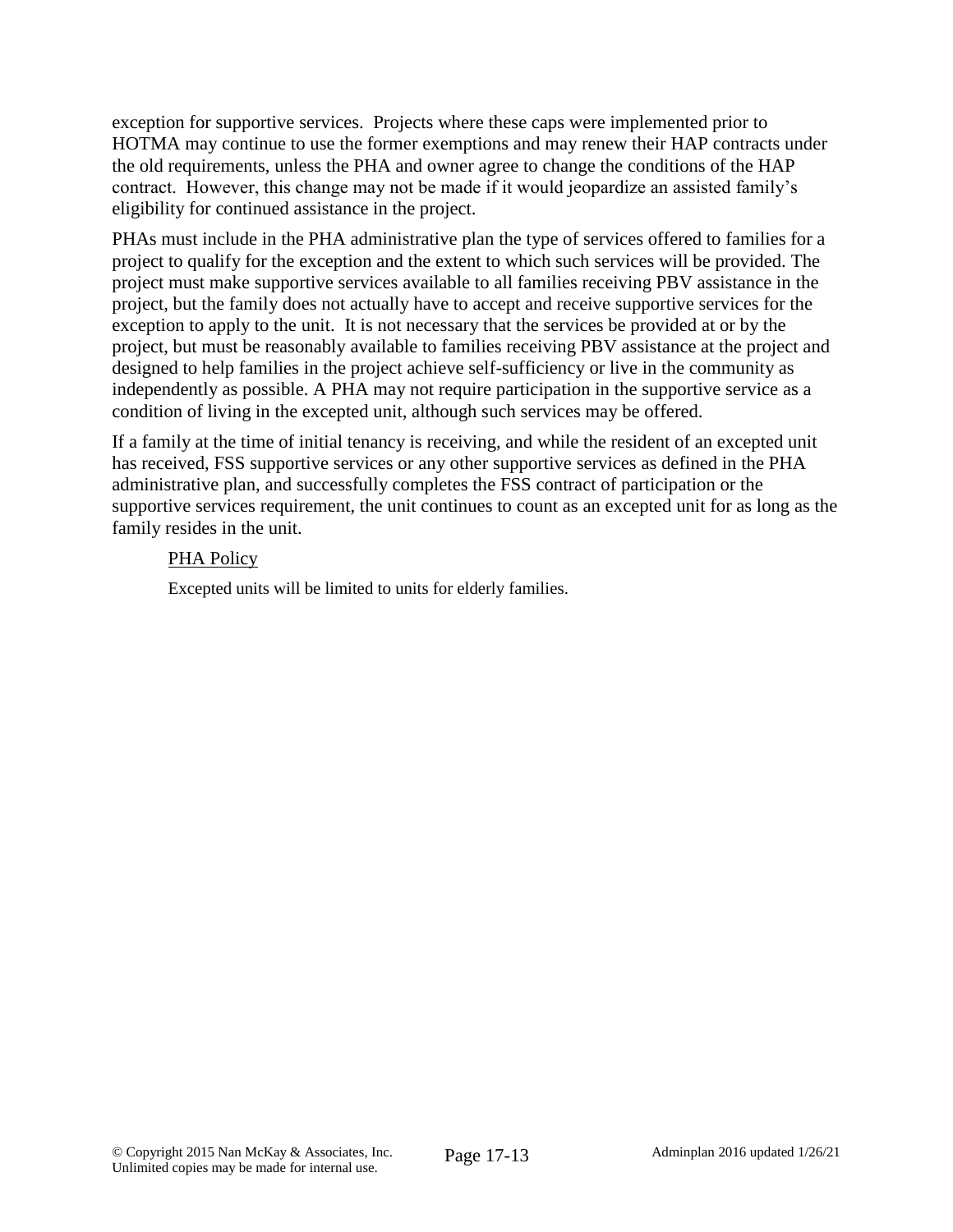exception for supportive services. Projects where these caps were implemented prior to HOTMA may continue to use the former exemptions and may renew their HAP contracts under the old requirements, unless the PHA and owner agree to change the conditions of the HAP contract. However, this change may not be made if it would jeopardize an assisted family's eligibility for continued assistance in the project.

PHAs must include in the PHA administrative plan the type of services offered to families for a project to qualify for the exception and the extent to which such services will be provided. The project must make supportive services available to all families receiving PBV assistance in the project, but the family does not actually have to accept and receive supportive services for the exception to apply to the unit. It is not necessary that the services be provided at or by the project, but must be reasonably available to families receiving PBV assistance at the project and designed to help families in the project achieve self-sufficiency or live in the community as independently as possible. A PHA may not require participation in the supportive service as a condition of living in the excepted unit, although such services may be offered.

If a family at the time of initial tenancy is receiving, and while the resident of an excepted unit has received, FSS supportive services or any other supportive services as defined in the PHA administrative plan, and successfully completes the FSS contract of participation or the supportive services requirement, the unit continues to count as an excepted unit for as long as the family resides in the unit.

PHA Policy

Excepted units will be limited to units for elderly families.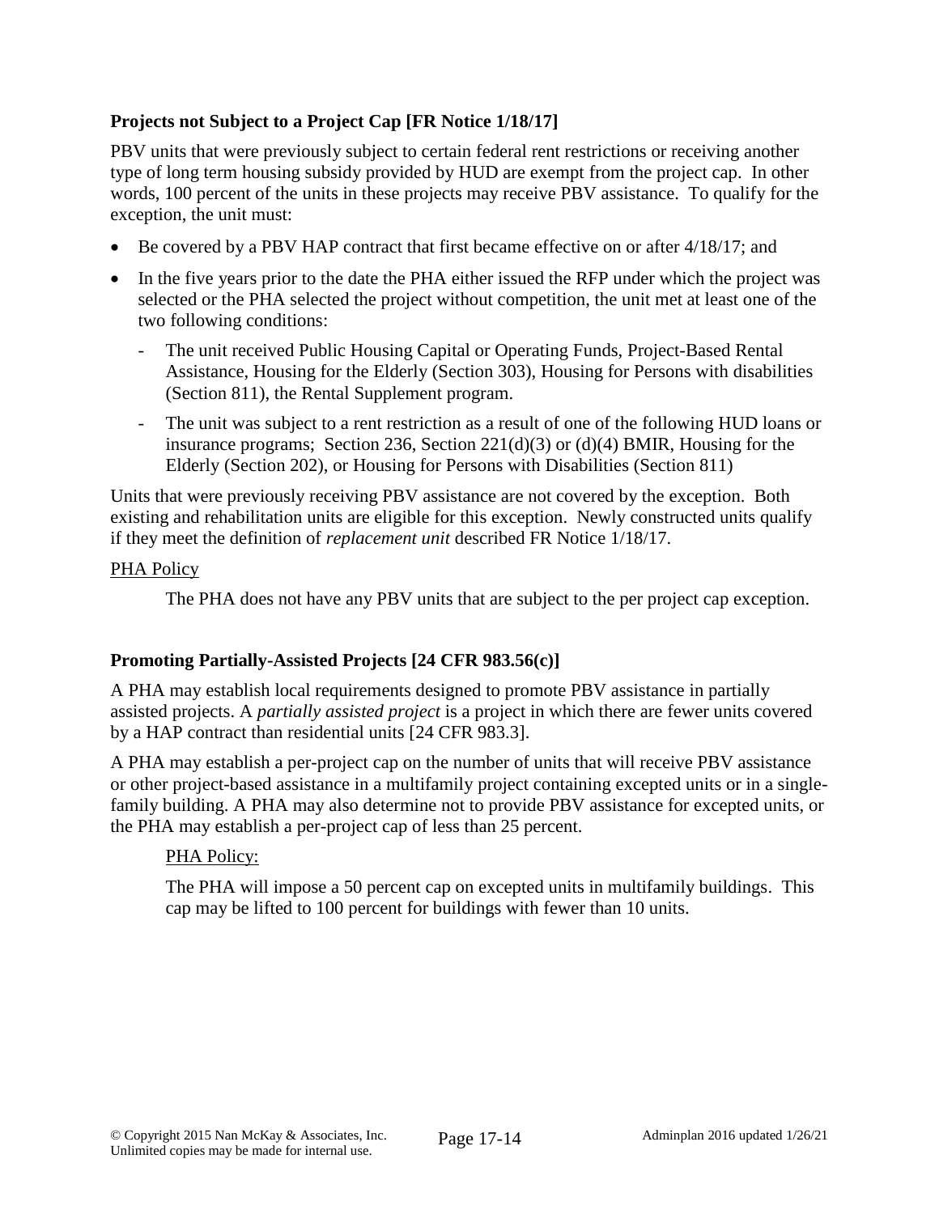### Projects not Subject to a Project Cap [FR Notice 1/18/17]

PBV units that were previously subject to certain federal rent restrictions or receiving another type of long term housing subsidy provided by HUD are exempt from the project cap. In other words, 100 percent of the units in these projects may receive PBV assistance. To qualify for the exception, the unit must:

- Be covered by a PBV HAP contract that first became effective on or after 4/18/17; and
- In the five years prior to the date the PHA either issued the RFP under which the project was selected or the PHA selected the project without competition, the unit met at least one of the two following conditions:
  - The unit received Public Housing Capital or Operating Funds, Project-Based Rental Assistance, Housing for the Elderly (Section 303), Housing for Persons with disabilities (Section 811), the Rental Supplement program.
  - The unit was subject to a rent restriction as a result of one of the following HUD loans or insurance programs; Section 236, Section 221(d)(3) or (d)(4) BMIR, Housing for the Elderly (Section 202), or Housing for Persons with Disabilities (Section 811)

Units that were previously receiving PBV assistance are not covered by the exception. Both existing and rehabilitation units are eligible for this exception. Newly constructed units qualify if they meet the definition of *replacement unit* described FR Notice 1/18/17.

PHA Policy

The PHA does not have any PBV units that are subject to the per project cap exception.

### Promoting Partially-Assisted Projects [24 CFR 983.56(c)]

A PHA may establish local requirements designed to promote PBV assistance in partially assisted projects. A *partially assisted project* is a project in which there are fewer units covered by a HAP contract than residential units [24 CFR 983.3].

A PHA may establish a per-project cap on the number of units that will receive PBV assistance or other project-based assistance in a multifamily project containing excepted units or in a single-family building. A PHA may also determine not to provide PBV assistance for excepted units, or the PHA may establish a per-project cap of less than 25 percent.

PHA Policy:

The PHA will impose a 50 percent cap on excepted units in multifamily buildings. This cap may be lifted to 100 percent for buildings with fewer than 10 units.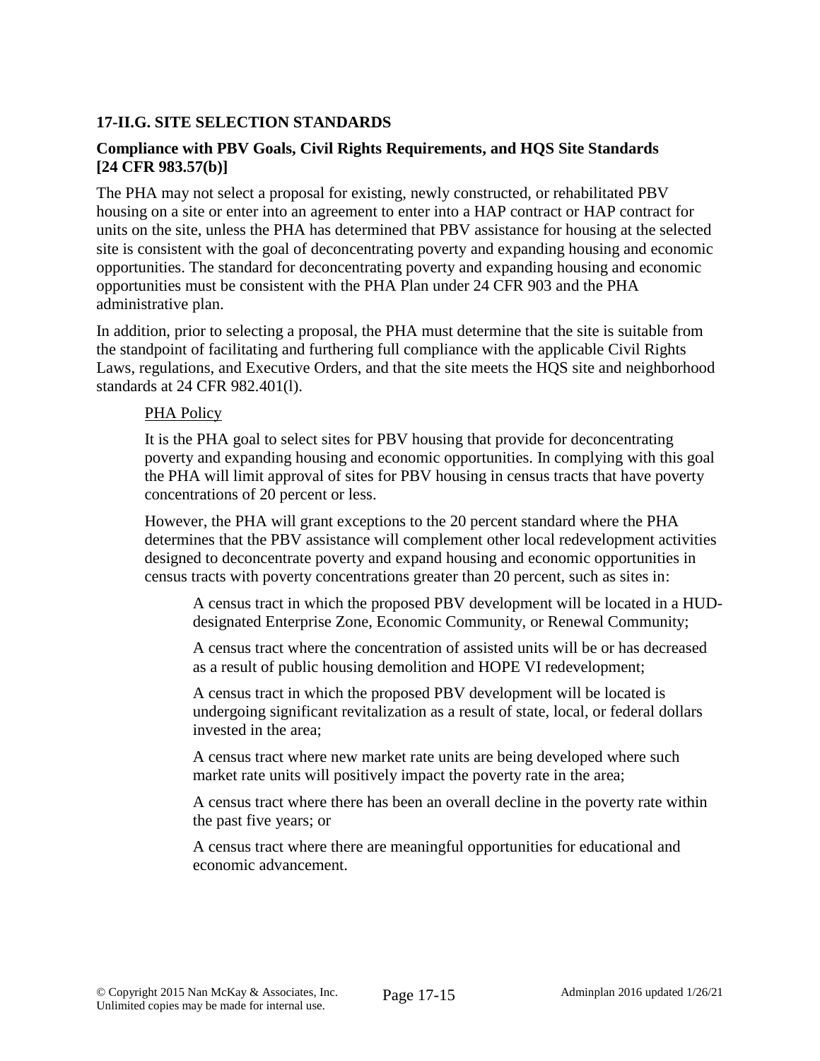### 17-II.G. SITE SELECTION STANDARDS

#### Compliance with PBV Goals, Civil Rights Requirements, and HQS Site Standards [24 CFR 983.57(b)]

The PHA may not select a proposal for existing, newly constructed, or rehabilitated PBV housing on a site or enter into an agreement to enter into a HAP contract or HAP contract for units on the site, unless the PHA has determined that PBV assistance for housing at the selected site is consistent with the goal of deconcentrating poverty and expanding housing and economic opportunities. The standard for deconcentrating poverty and expanding housing and economic opportunities must be consistent with the PHA Plan under 24 CFR 903 and the PHA administrative plan.

In addition, prior to selecting a proposal, the PHA must determine that the site is suitable from the standpoint of facilitating and furthering full compliance with the applicable Civil Rights Laws, regulations, and Executive Orders, and that the site meets the HQS site and neighborhood standards at 24 CFR 982.401(l).

<u>PHA Policy</u>

It is the PHA goal to select sites for PBV housing that provide for deconcentrating poverty and expanding housing and economic opportunities. In complying with this goal the PHA will limit approval of sites for PBV housing in census tracts that have poverty concentrations of 20 percent or less.

However, the PHA will grant exceptions to the 20 percent standard where the PHA determines that the PBV assistance will complement other local redevelopment activities designed to deconcentrate poverty and expand housing and economic opportunities in census tracts with poverty concentrations greater than 20 percent, such as sites in:

A census tract in which the proposed PBV development will be located in a HUD-designated Enterprise Zone, Economic Community, or Renewal Community;

A census tract where the concentration of assisted units will be or has decreased as a result of public housing demolition and HOPE VI redevelopment;

A census tract in which the proposed PBV development will be located is undergoing significant revitalization as a result of state, local, or federal dollars invested in the area;

A census tract where new market rate units are being developed where such market rate units will positively impact the poverty rate in the area;

A census tract where there has been an overall decline in the poverty rate within the past five years; or

A census tract where there are meaningful opportunities for educational and economic advancement.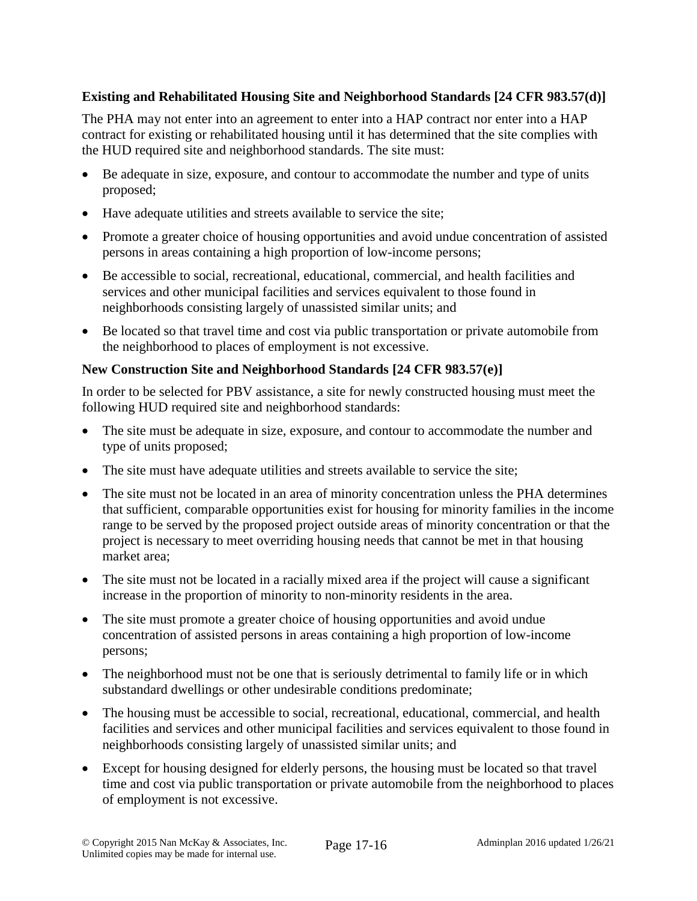**Existing and Rehabilitated Housing Site and Neighborhood Standards [24 CFR 983.57(d)]**

The PHA may not enter into an agreement to enter into a HAP contract nor enter into a HAP contract for existing or rehabilitated housing until it has determined that the site complies with the HUD required site and neighborhood standards. The site must:

- Be adequate in size, exposure, and contour to accommodate the number and type of units proposed;
- Have adequate utilities and streets available to service the site;
- Promote a greater choice of housing opportunities and avoid undue concentration of assisted persons in areas containing a high proportion of low-income persons;
- Be accessible to social, recreational, educational, commercial, and health facilities and services and other municipal facilities and services equivalent to those found in neighborhoods consisting largely of unassisted similar units; and
- Be located so that travel time and cost via public transportation or private automobile from the neighborhood to places of employment is not excessive.

**New Construction Site and Neighborhood Standards [24 CFR 983.57(e)]**

In order to be selected for PBV assistance, a site for newly constructed housing must meet the following HUD required site and neighborhood standards:

- The site must be adequate in size, exposure, and contour to accommodate the number and type of units proposed;
- The site must have adequate utilities and streets available to service the site;
- The site must not be located in an area of minority concentration unless the PHA determines that sufficient, comparable opportunities exist for housing for minority families in the income range to be served by the proposed project outside areas of minority concentration or that the project is necessary to meet overriding housing needs that cannot be met in that housing market area;
- The site must not be located in a racially mixed area if the project will cause a significant increase in the proportion of minority to non-minority residents in the area.
- The site must promote a greater choice of housing opportunities and avoid undue concentration of assisted persons in areas containing a high proportion of low-income persons;
- The neighborhood must not be one that is seriously detrimental to family life or in which substandard dwellings or other undesirable conditions predominate;
- The housing must be accessible to social, recreational, educational, commercial, and health facilities and services and other municipal facilities and services equivalent to those found in neighborhoods consisting largely of unassisted similar units; and
- Except for housing designed for elderly persons, the housing must be located so that travel time and cost via public transportation or private automobile from the neighborhood to places of employment is not excessive.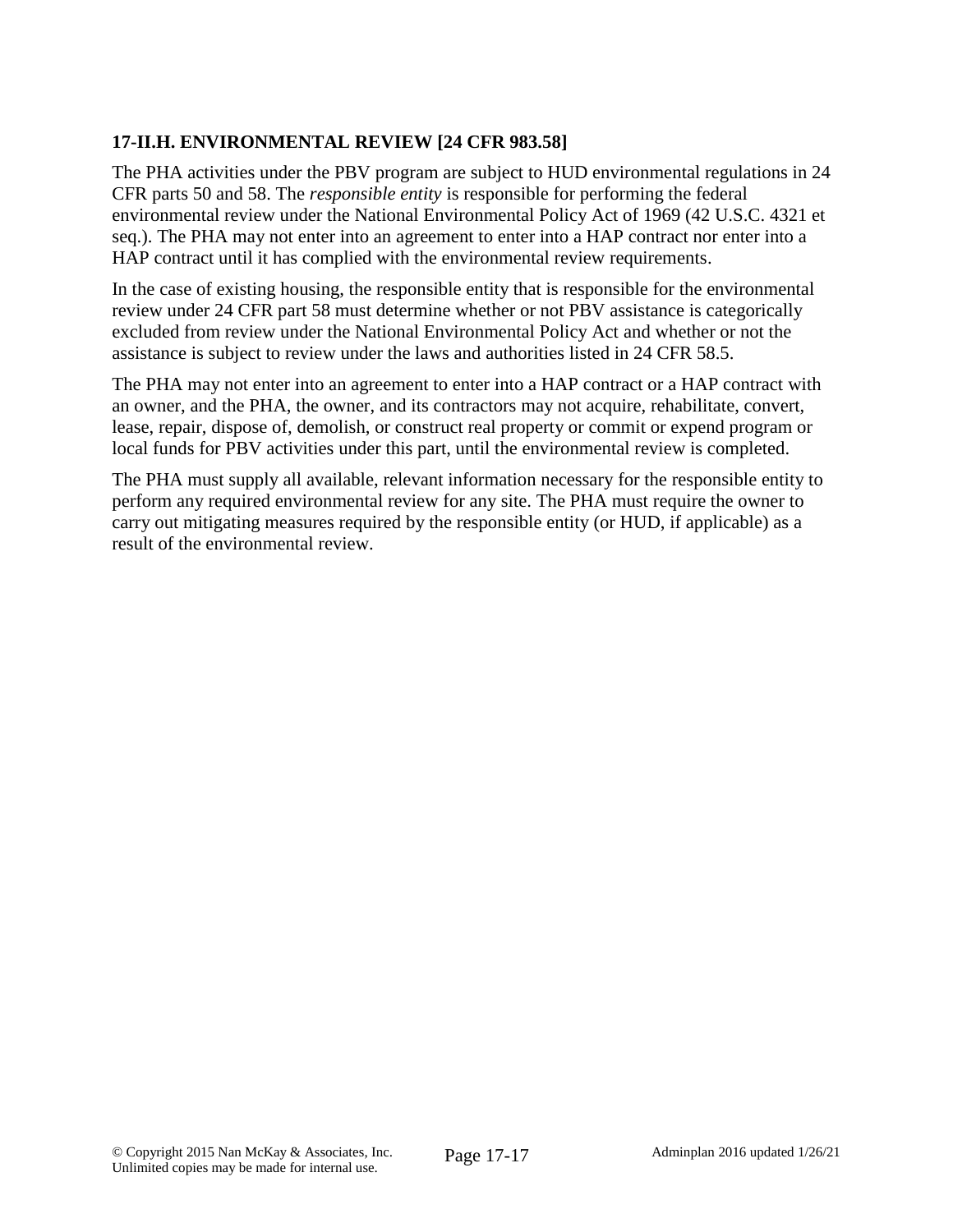### 17-II.H. ENVIRONMENTAL REVIEW [24 CFR 983.58]

The PHA activities under the PBV program are subject to HUD environmental regulations in 24 CFR parts 50 and 58. The *responsible entity* is responsible for performing the federal environmental review under the National Environmental Policy Act of 1969 (42 U.S.C. 4321 et seq.). The PHA may not enter into an agreement to enter into a HAP contract nor enter into a HAP contract until it has complied with the environmental review requirements.

In the case of existing housing, the responsible entity that is responsible for the environmental review under 24 CFR part 58 must determine whether or not PBV assistance is categorically excluded from review under the National Environmental Policy Act and whether or not the assistance is subject to review under the laws and authorities listed in 24 CFR 58.5.

The PHA may not enter into an agreement to enter into a HAP contract or a HAP contract with an owner, and the PHA, the owner, and its contractors may not acquire, rehabilitate, convert, lease, repair, dispose of, demolish, or construct real property or commit or expend program or local funds for PBV activities under this part, until the environmental review is completed.

The PHA must supply all available, relevant information necessary for the responsible entity to perform any required environmental review for any site. The PHA must require the owner to carry out mitigating measures required by the responsible entity (or HUD, if applicable) as a result of the environmental review.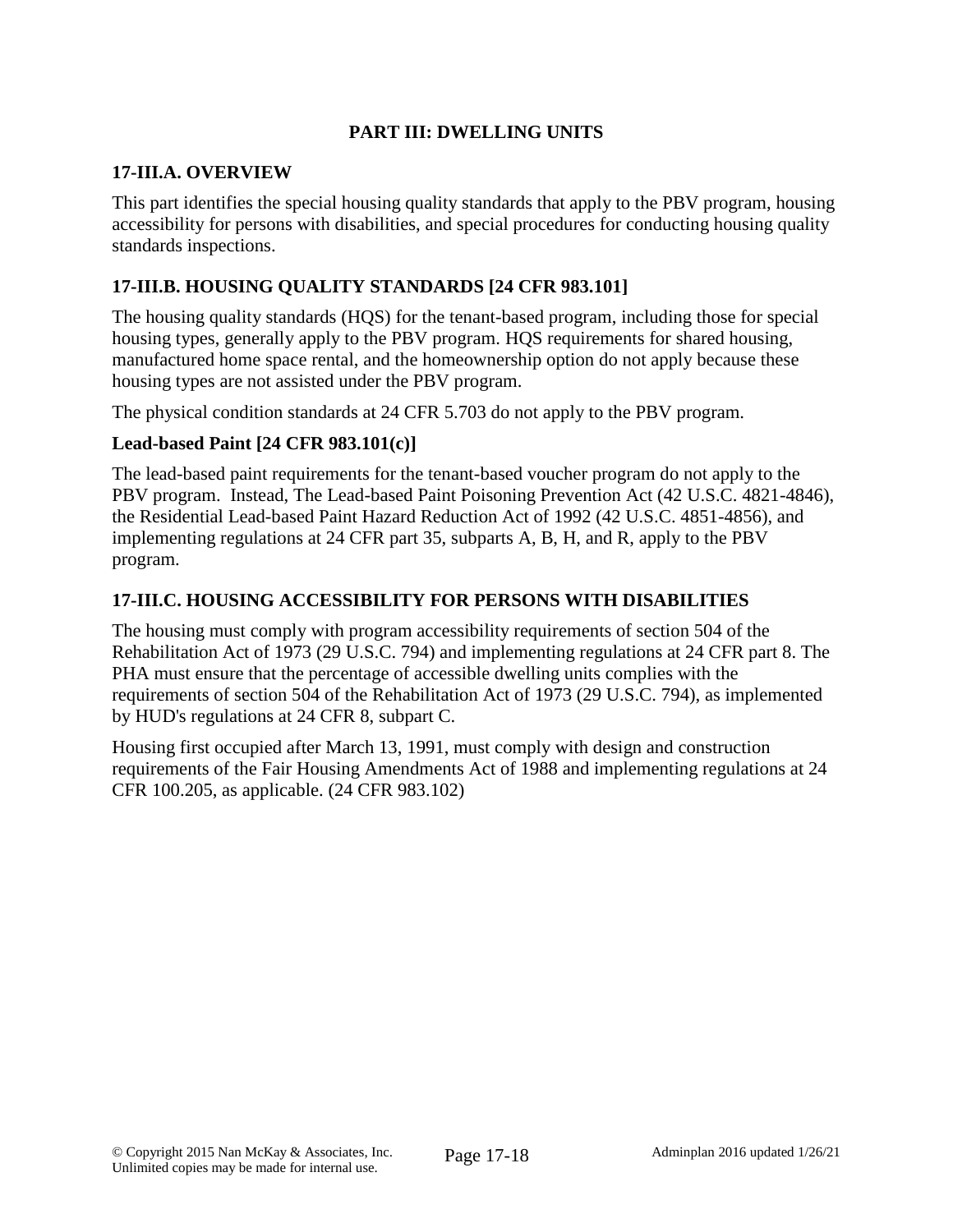## PART III: DWELLING UNITS

### 17-III.A. OVERVIEW

This part identifies the special housing quality standards that apply to the PBV program, housing accessibility for persons with disabilities, and special procedures for conducting housing quality standards inspections.

### 17-III.B. HOUSING QUALITY STANDARDS [24 CFR 983.101]

The housing quality standards (HQS) for the tenant-based program, including those for special housing types, generally apply to the PBV program. HQS requirements for shared housing, manufactured home space rental, and the homeownership option do not apply because these housing types are not assisted under the PBV program.

The physical condition standards at 24 CFR 5.703 do not apply to the PBV program.

**Lead-based Paint [24 CFR 983.101(c)]**

The lead-based paint requirements for the tenant-based voucher program do not apply to the PBV program. Instead, The Lead-based Paint Poisoning Prevention Act (42 U.S.C. 4821-4846), the Residential Lead-based Paint Hazard Reduction Act of 1992 (42 U.S.C. 4851-4856), and implementing regulations at 24 CFR part 35, subparts A, B, H, and R, apply to the PBV program.

### 17-III.C. HOUSING ACCESSIBILITY FOR PERSONS WITH DISABILITIES

The housing must comply with program accessibility requirements of section 504 of the Rehabilitation Act of 1973 (29 U.S.C. 794) and implementing regulations at 24 CFR part 8. The PHA must ensure that the percentage of accessible dwelling units complies with the requirements of section 504 of the Rehabilitation Act of 1973 (29 U.S.C. 794), as implemented by HUD's regulations at 24 CFR 8, subpart C.

Housing first occupied after March 13, 1991, must comply with design and construction requirements of the Fair Housing Amendments Act of 1988 and implementing regulations at 24 CFR 100.205, as applicable. (24 CFR 983.102)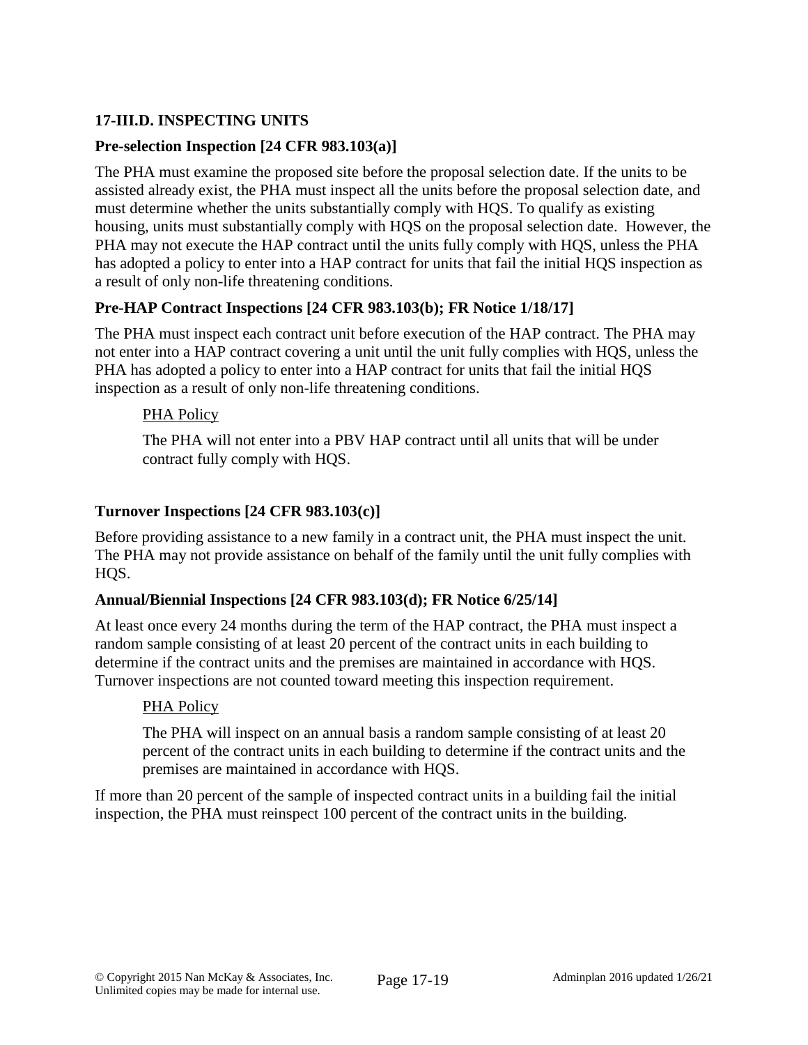### 17-III.D. INSPECTING UNITS

**Pre-selection Inspection [24 CFR 983.103(a)]**

The PHA must examine the proposed site before the proposal selection date. If the units to be assisted already exist, the PHA must inspect all the units before the proposal selection date, and must determine whether the units substantially comply with HQS. To qualify as existing housing, units must substantially comply with HQS on the proposal selection date. However, the PHA may not execute the HAP contract until the units fully comply with HQS, unless the PHA has adopted a policy to enter into a HAP contract for units that fail the initial HQS inspection as a result of only non-life threatening conditions.

**Pre-HAP Contract Inspections [24 CFR 983.103(b); FR Notice 1/18/17]**

The PHA must inspect each contract unit before execution of the HAP contract. The PHA may not enter into a HAP contract covering a unit until the unit fully complies with HQS, unless the PHA has adopted a policy to enter into a HAP contract for units that fail the initial HQS inspection as a result of only non-life threatening conditions.

> PHA Policy
>
> The PHA will not enter into a PBV HAP contract until all units that will be under contract fully comply with HQS.

**Turnover Inspections [24 CFR 983.103(c)]**

Before providing assistance to a new family in a contract unit, the PHA must inspect the unit. The PHA may not provide assistance on behalf of the family until the unit fully complies with HQS.

**Annual/Biennial Inspections [24 CFR 983.103(d); FR Notice 6/25/14]**

At least once every 24 months during the term of the HAP contract, the PHA must inspect a random sample consisting of at least 20 percent of the contract units in each building to determine if the contract units and the premises are maintained in accordance with HQS. Turnover inspections are not counted toward meeting this inspection requirement.

> PHA Policy
>
> The PHA will inspect on an annual basis a random sample consisting of at least 20 percent of the contract units in each building to determine if the contract units and the premises are maintained in accordance with HQS.

If more than 20 percent of the sample of inspected contract units in a building fail the initial inspection, the PHA must reinspect 100 percent of the contract units in the building.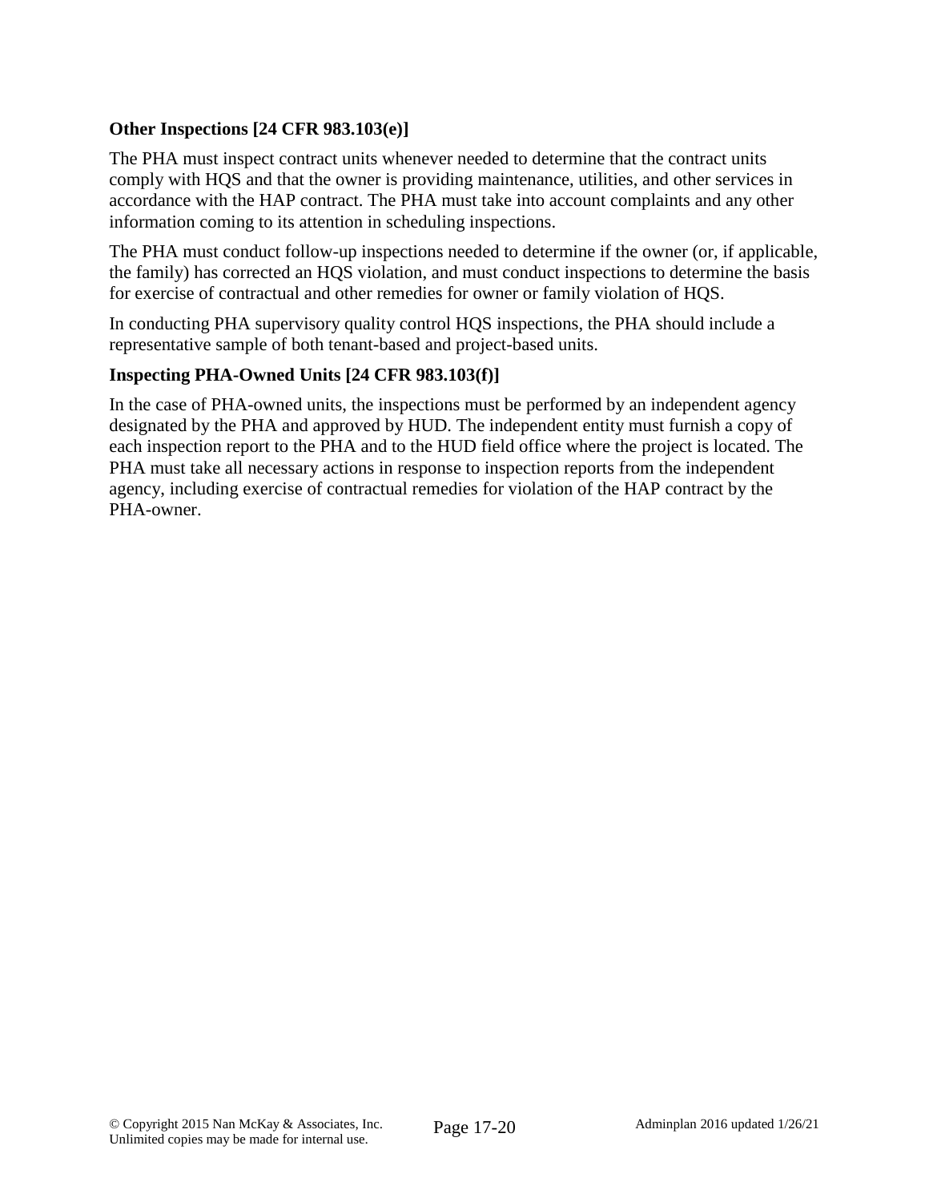**Other Inspections [24 CFR 983.103(e)]**

The PHA must inspect contract units whenever needed to determine that the contract units comply with HQS and that the owner is providing maintenance, utilities, and other services in accordance with the HAP contract. The PHA must take into account complaints and any other information coming to its attention in scheduling inspections.

The PHA must conduct follow-up inspections needed to determine if the owner (or, if applicable, the family) has corrected an HQS violation, and must conduct inspections to determine the basis for exercise of contractual and other remedies for owner or family violation of HQS.

In conducting PHA supervisory quality control HQS inspections, the PHA should include a representative sample of both tenant-based and project-based units.

**Inspecting PHA-Owned Units [24 CFR 983.103(f)]**

In the case of PHA-owned units, the inspections must be performed by an independent agency designated by the PHA and approved by HUD. The independent entity must furnish a copy of each inspection report to the PHA and to the HUD field office where the project is located. The PHA must take all necessary actions in response to inspection reports from the independent agency, including exercise of contractual remedies for violation of the HAP contract by the PHA-owner.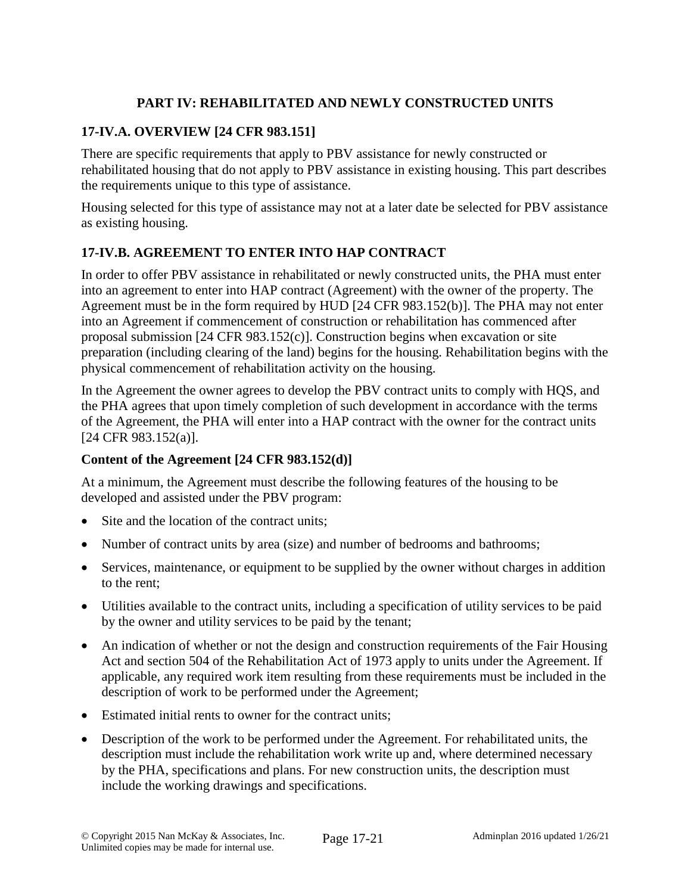## PART IV: REHABILITATED AND NEWLY CONSTRUCTED UNITS

### 17-IV.A. OVERVIEW [24 CFR 983.151]

There are specific requirements that apply to PBV assistance for newly constructed or rehabilitated housing that do not apply to PBV assistance in existing housing. This part describes the requirements unique to this type of assistance.

Housing selected for this type of assistance may not at a later date be selected for PBV assistance as existing housing.

### 17-IV.B. AGREEMENT TO ENTER INTO HAP CONTRACT

In order to offer PBV assistance in rehabilitated or newly constructed units, the PHA must enter into an agreement to enter into HAP contract (Agreement) with the owner of the property. The Agreement must be in the form required by HUD [24 CFR 983.152(b)]. The PHA may not enter into an Agreement if commencement of construction or rehabilitation has commenced after proposal submission [24 CFR 983.152(c)]. Construction begins when excavation or site preparation (including clearing of the land) begins for the housing. Rehabilitation begins with the physical commencement of rehabilitation activity on the housing.

In the Agreement the owner agrees to develop the PBV contract units to comply with HQS, and the PHA agrees that upon timely completion of such development in accordance with the terms of the Agreement, the PHA will enter into a HAP contract with the owner for the contract units [24 CFR 983.152(a)].

**Content of the Agreement [24 CFR 983.152(d)]**

At a minimum, the Agreement must describe the following features of the housing to be developed and assisted under the PBV program:

- Site and the location of the contract units;
- Number of contract units by area (size) and number of bedrooms and bathrooms;
- Services, maintenance, or equipment to be supplied by the owner without charges in addition to the rent;
- Utilities available to the contract units, including a specification of utility services to be paid by the owner and utility services to be paid by the tenant;
- An indication of whether or not the design and construction requirements of the Fair Housing Act and section 504 of the Rehabilitation Act of 1973 apply to units under the Agreement. If applicable, any required work item resulting from these requirements must be included in the description of work to be performed under the Agreement;
- Estimated initial rents to owner for the contract units;
- Description of the work to be performed under the Agreement. For rehabilitated units, the description must include the rehabilitation work write up and, where determined necessary by the PHA, specifications and plans. For new construction units, the description must include the working drawings and specifications.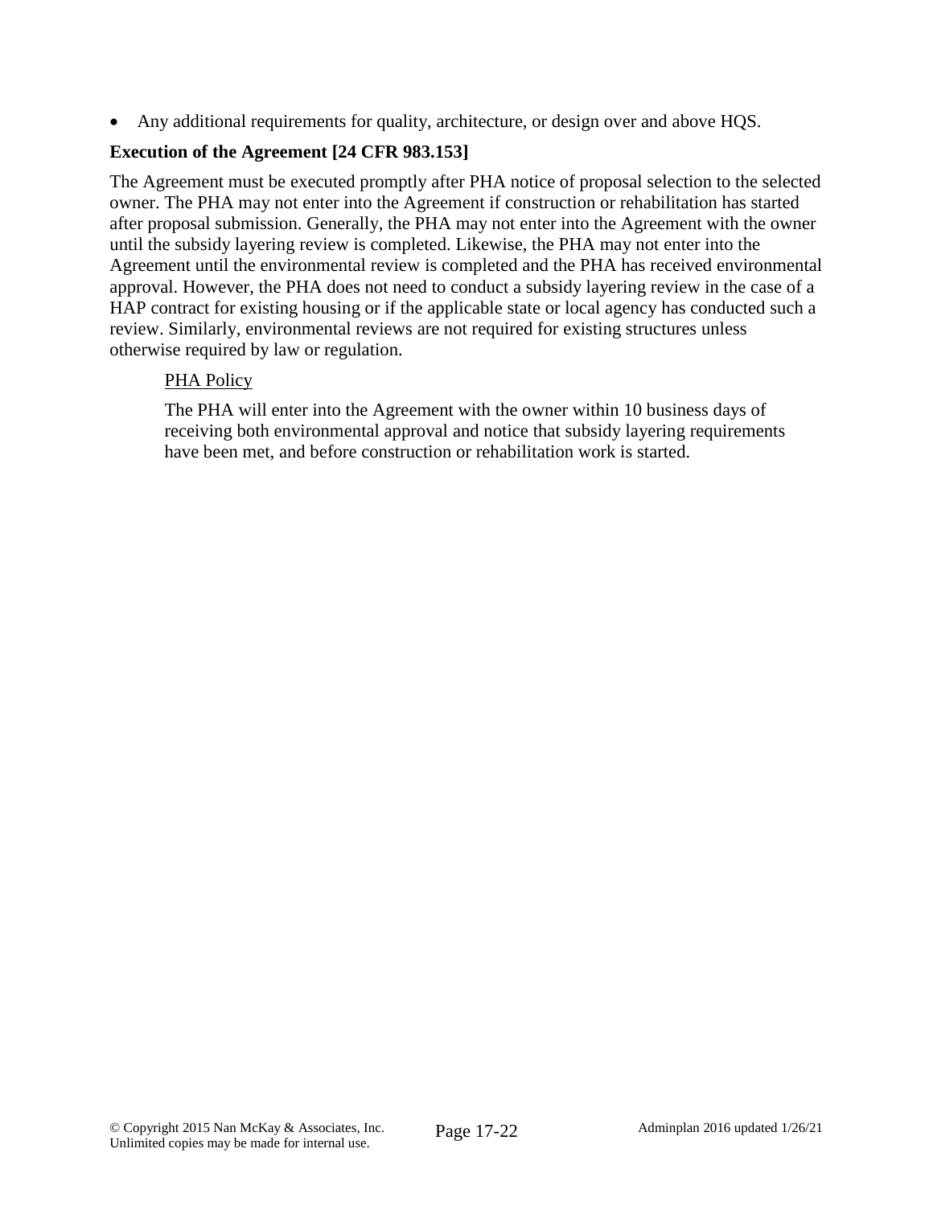- Any additional requirements for quality, architecture, or design over and above HQS.

### Execution of the Agreement [24 CFR 983.153]

The Agreement must be executed promptly after PHA notice of proposal selection to the selected owner. The PHA may not enter into the Agreement if construction or rehabilitation has started after proposal submission. Generally, the PHA may not enter into the Agreement with the owner until the subsidy layering review is completed. Likewise, the PHA may not enter into the Agreement until the environmental review is completed and the PHA has received environmental approval. However, the PHA does not need to conduct a subsidy layering review in the case of a HAP contract for existing housing or if the applicable state or local agency has conducted such a review. Similarly, environmental reviews are not required for existing structures unless otherwise required by law or regulation.

PHA Policy

The PHA will enter into the Agreement with the owner within 10 business days of receiving both environmental approval and notice that subsidy layering requirements have been met, and before construction or rehabilitation work is started.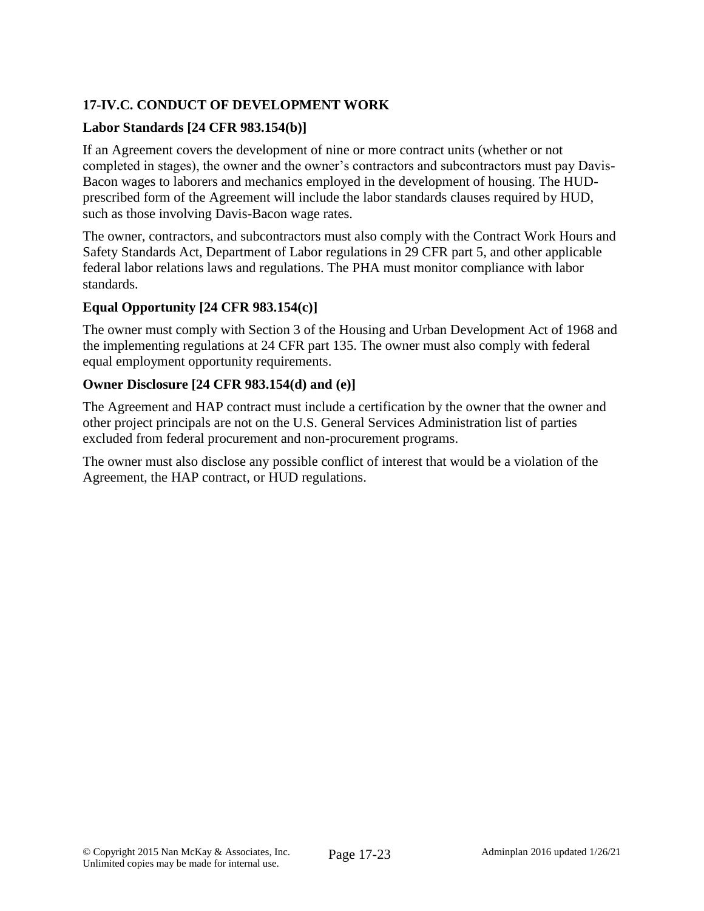## 17-IV.C. CONDUCT OF DEVELOPMENT WORK

### Labor Standards [24 CFR 983.154(b)]

If an Agreement covers the development of nine or more contract units (whether or not completed in stages), the owner and the owner's contractors and subcontractors must pay Davis-Bacon wages to laborers and mechanics employed in the development of housing. The HUD-prescribed form of the Agreement will include the labor standards clauses required by HUD, such as those involving Davis-Bacon wage rates.

The owner, contractors, and subcontractors must also comply with the Contract Work Hours and Safety Standards Act, Department of Labor regulations in 29 CFR part 5, and other applicable federal labor relations laws and regulations. The PHA must monitor compliance with labor standards.

### Equal Opportunity [24 CFR 983.154(c)]

The owner must comply with Section 3 of the Housing and Urban Development Act of 1968 and the implementing regulations at 24 CFR part 135. The owner must also comply with federal equal employment opportunity requirements.

### Owner Disclosure [24 CFR 983.154(d) and (e)]

The Agreement and HAP contract must include a certification by the owner that the owner and other project principals are not on the U.S. General Services Administration list of parties excluded from federal procurement and non-procurement programs.

The owner must also disclose any possible conflict of interest that would be a violation of the Agreement, the HAP contract, or HUD regulations.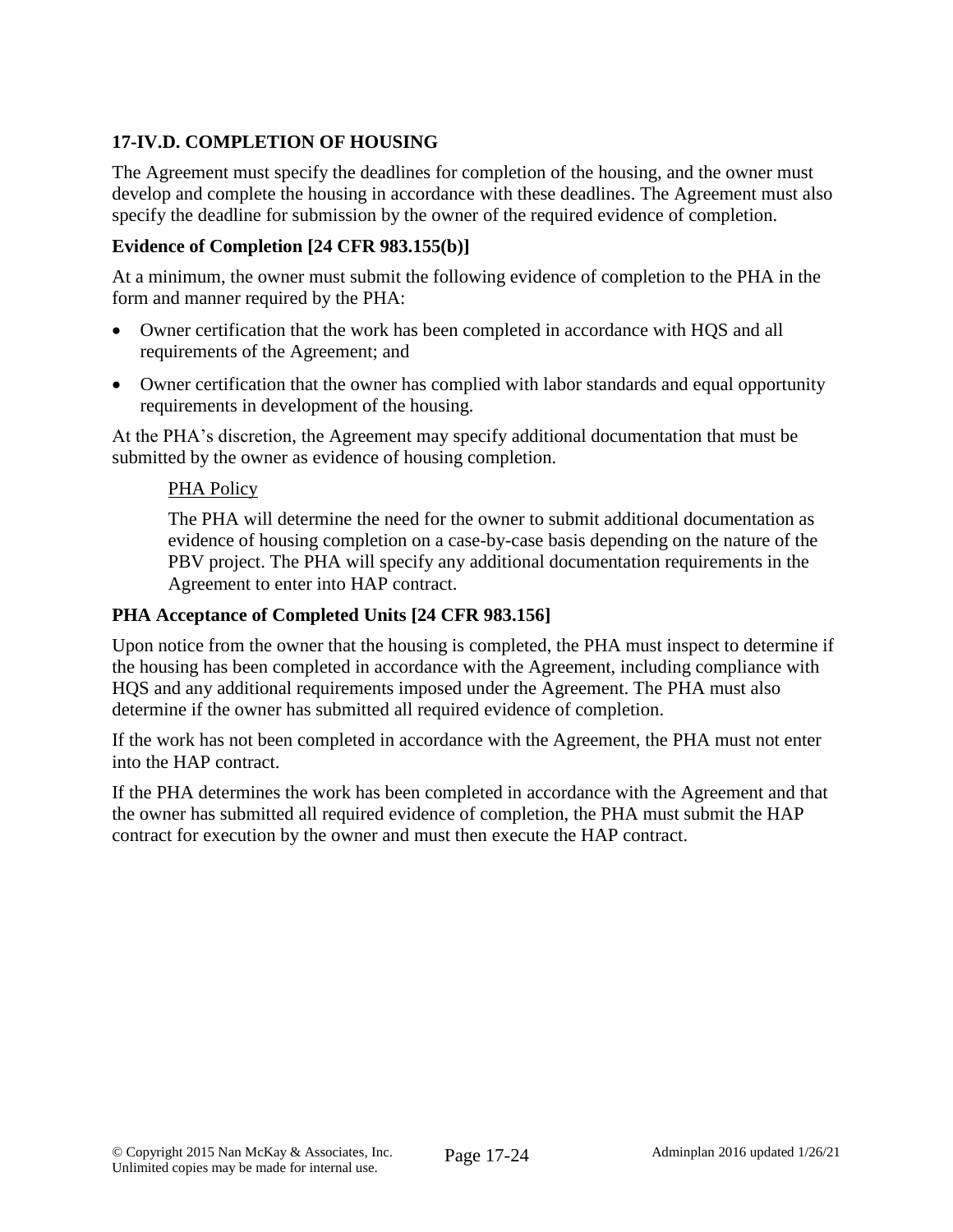## 17-IV.D. COMPLETION OF HOUSING

The Agreement must specify the deadlines for completion of the housing, and the owner must develop and complete the housing in accordance with these deadlines. The Agreement must also specify the deadline for submission by the owner of the required evidence of completion.

### Evidence of Completion [24 CFR 983.155(b)]

At a minimum, the owner must submit the following evidence of completion to the PHA in the form and manner required by the PHA:

- Owner certification that the work has been completed in accordance with HQS and all requirements of the Agreement; and
- Owner certification that the owner has complied with labor standards and equal opportunity requirements in development of the housing.

At the PHA's discretion, the Agreement may specify additional documentation that must be submitted by the owner as evidence of housing completion.

> PHA Policy
>
> The PHA will determine the need for the owner to submit additional documentation as evidence of housing completion on a case-by-case basis depending on the nature of the PBV project. The PHA will specify any additional documentation requirements in the Agreement to enter into HAP contract.

### PHA Acceptance of Completed Units [24 CFR 983.156]

Upon notice from the owner that the housing is completed, the PHA must inspect to determine if the housing has been completed in accordance with the Agreement, including compliance with HQS and any additional requirements imposed under the Agreement. The PHA must also determine if the owner has submitted all required evidence of completion.

If the work has not been completed in accordance with the Agreement, the PHA must not enter into the HAP contract.

If the PHA determines the work has been completed in accordance with the Agreement and that the owner has submitted all required evidence of completion, the PHA must submit the HAP contract for execution by the owner and must then execute the HAP contract.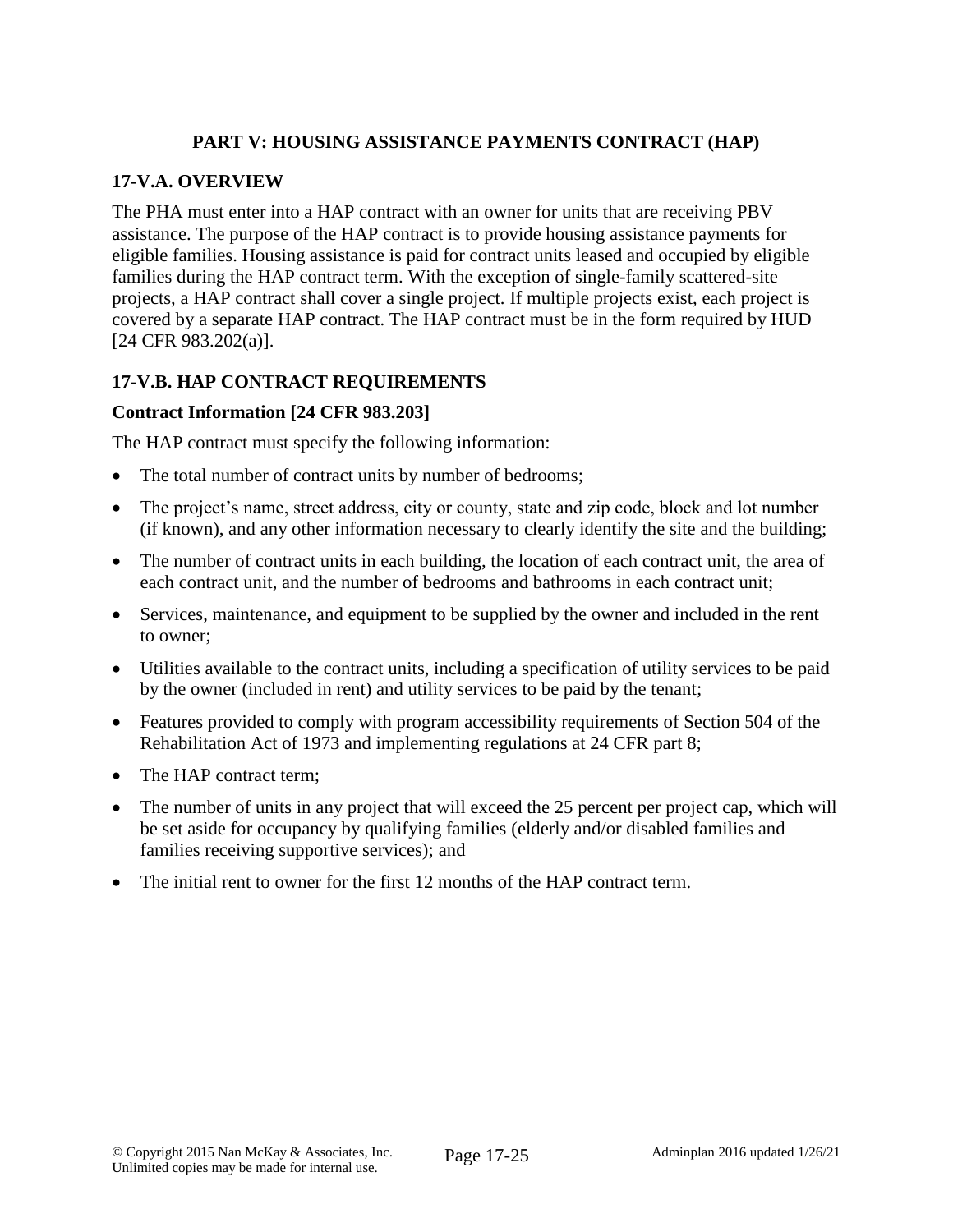## PART V: HOUSING ASSISTANCE PAYMENTS CONTRACT (HAP)

### 17-V.A. OVERVIEW

The PHA must enter into a HAP contract with an owner for units that are receiving PBV assistance. The purpose of the HAP contract is to provide housing assistance payments for eligible families. Housing assistance is paid for contract units leased and occupied by eligible families during the HAP contract term. With the exception of single-family scattered-site projects, a HAP contract shall cover a single project. If multiple projects exist, each project is covered by a separate HAP contract. The HAP contract must be in the form required by HUD [24 CFR 983.202(a)].

### 17-V.B. HAP CONTRACT REQUIREMENTS

**Contract Information [24 CFR 983.203]**

The HAP contract must specify the following information:

- The total number of contract units by number of bedrooms;
- The project's name, street address, city or county, state and zip code, block and lot number (if known), and any other information necessary to clearly identify the site and the building;
- The number of contract units in each building, the location of each contract unit, the area of each contract unit, and the number of bedrooms and bathrooms in each contract unit;
- Services, maintenance, and equipment to be supplied by the owner and included in the rent to owner;
- Utilities available to the contract units, including a specification of utility services to be paid by the owner (included in rent) and utility services to be paid by the tenant;
- Features provided to comply with program accessibility requirements of Section 504 of the Rehabilitation Act of 1973 and implementing regulations at 24 CFR part 8;
- The HAP contract term;
- The number of units in any project that will exceed the 25 percent per project cap, which will be set aside for occupancy by qualifying families (elderly and/or disabled families and families receiving supportive services); and
- The initial rent to owner for the first 12 months of the HAP contract term.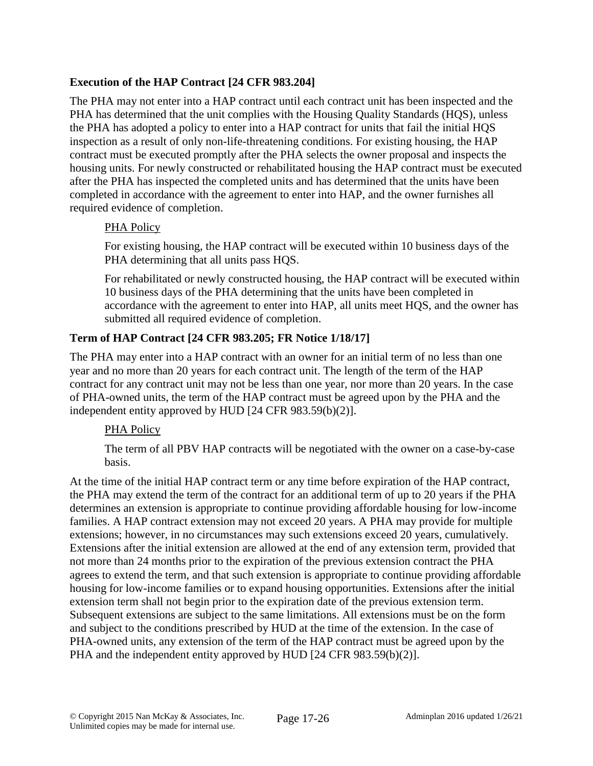### Execution of the HAP Contract [24 CFR 983.204]

The PHA may not enter into a HAP contract until each contract unit has been inspected and the PHA has determined that the unit complies with the Housing Quality Standards (HQS), unless the PHA has adopted a policy to enter into a HAP contract for units that fail the initial HQS inspection as a result of only non-life-threatening conditions. For existing housing, the HAP contract must be executed promptly after the PHA selects the owner proposal and inspects the housing units. For newly constructed or rehabilitated housing the HAP contract must be executed after the PHA has inspected the completed units and has determined that the units have been completed in accordance with the agreement to enter into HAP, and the owner furnishes all required evidence of completion.

> PHA Policy
>
> For existing housing, the HAP contract will be executed within 10 business days of the PHA determining that all units pass HQS.
>
> For rehabilitated or newly constructed housing, the HAP contract will be executed within 10 business days of the PHA determining that the units have been completed in accordance with the agreement to enter into HAP, all units meet HQS, and the owner has submitted all required evidence of completion.

### Term of HAP Contract [24 CFR 983.205; FR Notice 1/18/17]

The PHA may enter into a HAP contract with an owner for an initial term of no less than one year and no more than 20 years for each contract unit. The length of the term of the HAP contract for any contract unit may not be less than one year, nor more than 20 years. In the case of PHA-owned units, the term of the HAP contract must be agreed upon by the PHA and the independent entity approved by HUD [24 CFR 983.59(b)(2)].

> PHA Policy
>
> The term of all PBV HAP contracts will be negotiated with the owner on a case-by-case basis.

At the time of the initial HAP contract term or any time before expiration of the HAP contract, the PHA may extend the term of the contract for an additional term of up to 20 years if the PHA determines an extension is appropriate to continue providing affordable housing for low-income families. A HAP contract extension may not exceed 20 years. A PHA may provide for multiple extensions; however, in no circumstances may such extensions exceed 20 years, cumulatively. Extensions after the initial extension are allowed at the end of any extension term, provided that not more than 24 months prior to the expiration of the previous extension contract the PHA agrees to extend the term, and that such extension is appropriate to continue providing affordable housing for low-income families or to expand housing opportunities. Extensions after the initial extension term shall not begin prior to the expiration date of the previous extension term. Subsequent extensions are subject to the same limitations. All extensions must be on the form and subject to the conditions prescribed by HUD at the time of the extension. In the case of PHA-owned units, any extension of the term of the HAP contract must be agreed upon by the PHA and the independent entity approved by HUD [24 CFR 983.59(b)(2)].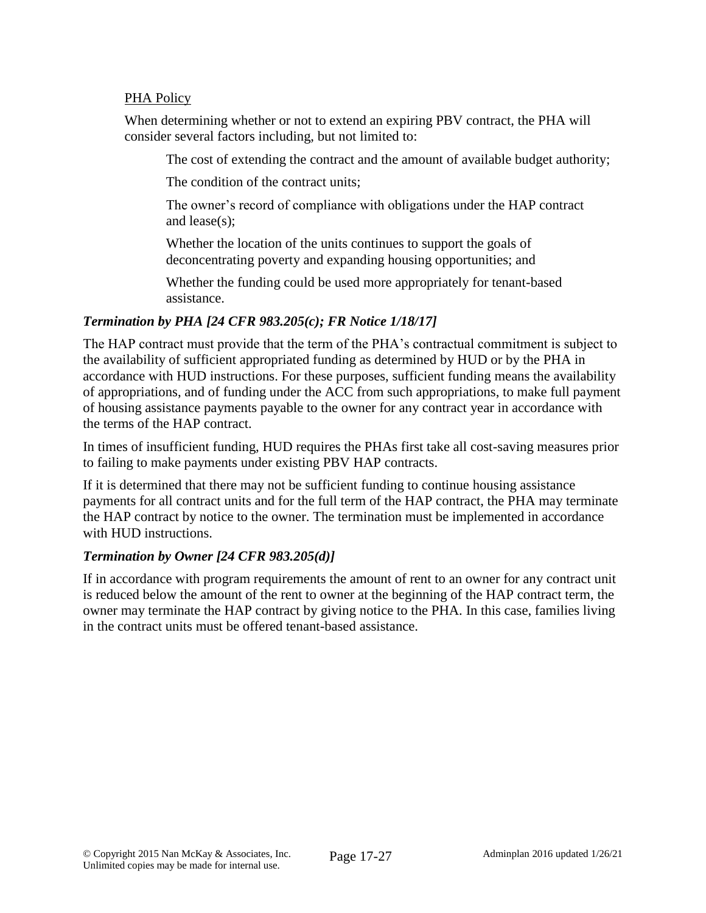PHA Policy

When determining whether or not to extend an expiring PBV contract, the PHA will consider several factors including, but not limited to:

The cost of extending the contract and the amount of available budget authority;

The condition of the contract units;

The owner's record of compliance with obligations under the HAP contract and lease(s);

Whether the location of the units continues to support the goals of deconcentrating poverty and expanding housing opportunities; and

Whether the funding could be used more appropriately for tenant-based assistance.

***Termination by PHA [24 CFR 983.205(c); FR Notice 1/18/17]***

The HAP contract must provide that the term of the PHA's contractual commitment is subject to the availability of sufficient appropriated funding as determined by HUD or by the PHA in accordance with HUD instructions. For these purposes, sufficient funding means the availability of appropriations, and of funding under the ACC from such appropriations, to make full payment of housing assistance payments payable to the owner for any contract year in accordance with the terms of the HAP contract.

In times of insufficient funding, HUD requires the PHAs first take all cost-saving measures prior to failing to make payments under existing PBV HAP contracts.

If it is determined that there may not be sufficient funding to continue housing assistance payments for all contract units and for the full term of the HAP contract, the PHA may terminate the HAP contract by notice to the owner. The termination must be implemented in accordance with HUD instructions.

***Termination by Owner [24 CFR 983.205(d)]***

If in accordance with program requirements the amount of rent to an owner for any contract unit is reduced below the amount of the rent to owner at the beginning of the HAP contract term, the owner may terminate the HAP contract by giving notice to the PHA. In this case, families living in the contract units must be offered tenant-based assistance.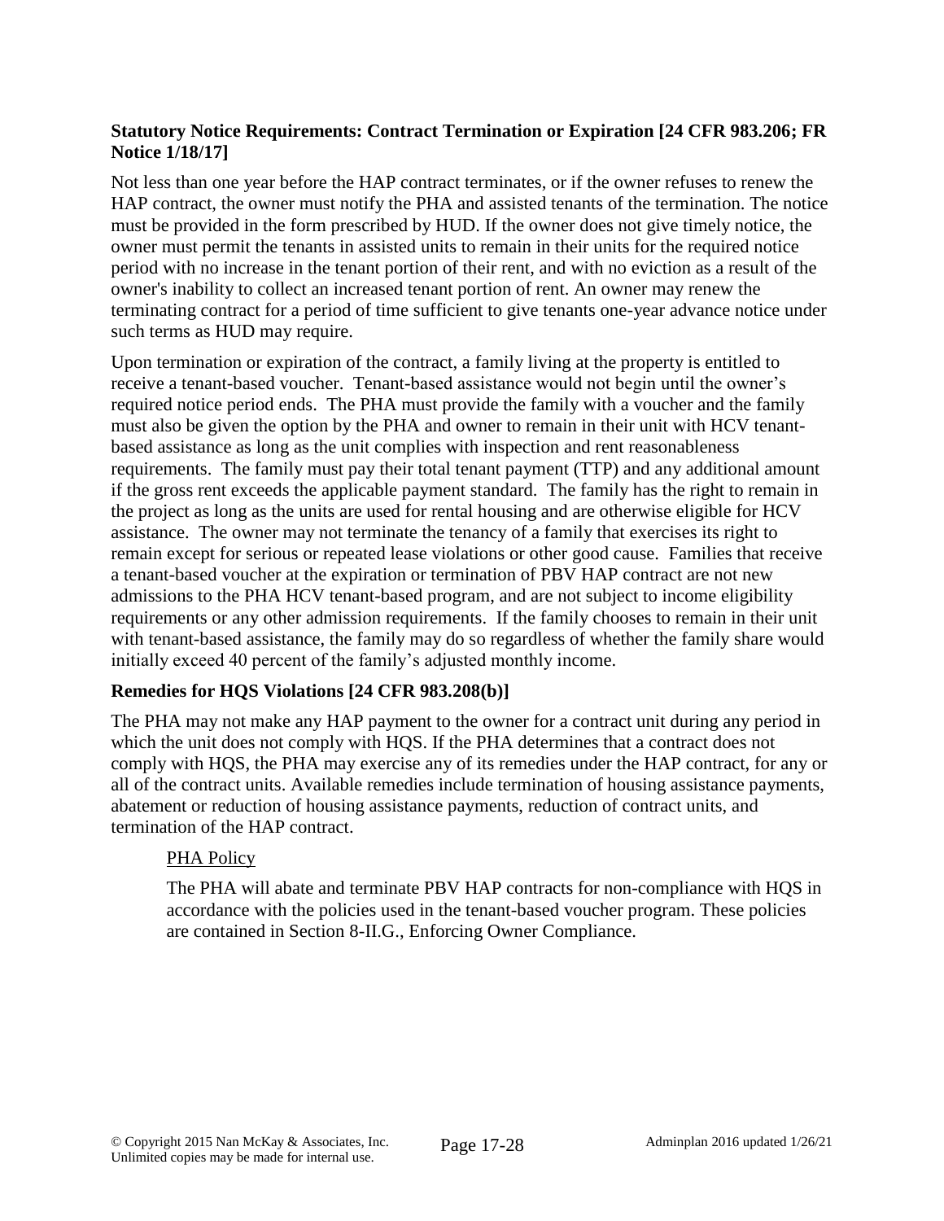**Statutory Notice Requirements: Contract Termination or Expiration [24 CFR 983.206; FR Notice 1/18/17]**

Not less than one year before the HAP contract terminates, or if the owner refuses to renew the HAP contract, the owner must notify the PHA and assisted tenants of the termination. The notice must be provided in the form prescribed by HUD. If the owner does not give timely notice, the owner must permit the tenants in assisted units to remain in their units for the required notice period with no increase in the tenant portion of their rent, and with no eviction as a result of the owner's inability to collect an increased tenant portion of rent. An owner may renew the terminating contract for a period of time sufficient to give tenants one-year advance notice under such terms as HUD may require.

Upon termination or expiration of the contract, a family living at the property is entitled to receive a tenant-based voucher. Tenant-based assistance would not begin until the owner's required notice period ends. The PHA must provide the family with a voucher and the family must also be given the option by the PHA and owner to remain in their unit with HCV tenant-based assistance as long as the unit complies with inspection and rent reasonableness requirements. The family must pay their total tenant payment (TTP) and any additional amount if the gross rent exceeds the applicable payment standard. The family has the right to remain in the project as long as the units are used for rental housing and are otherwise eligible for HCV assistance. The owner may not terminate the tenancy of a family that exercises its right to remain except for serious or repeated lease violations or other good cause. Families that receive a tenant-based voucher at the expiration or termination of PBV HAP contract are not new admissions to the PHA HCV tenant-based program, and are not subject to income eligibility requirements or any other admission requirements. If the family chooses to remain in their unit with tenant-based assistance, the family may do so regardless of whether the family share would initially exceed 40 percent of the family's adjusted monthly income.

**Remedies for HQS Violations [24 CFR 983.208(b)]**

The PHA may not make any HAP payment to the owner for a contract unit during any period in which the unit does not comply with HQS. If the PHA determines that a contract does not comply with HQS, the PHA may exercise any of its remedies under the HAP contract, for any or all of the contract units. Available remedies include termination of housing assistance payments, abatement or reduction of housing assistance payments, reduction of contract units, and termination of the HAP contract.

PHA Policy

The PHA will abate and terminate PBV HAP contracts for non-compliance with HQS in accordance with the policies used in the tenant-based voucher program. These policies are contained in Section 8-II.G., Enforcing Owner Compliance.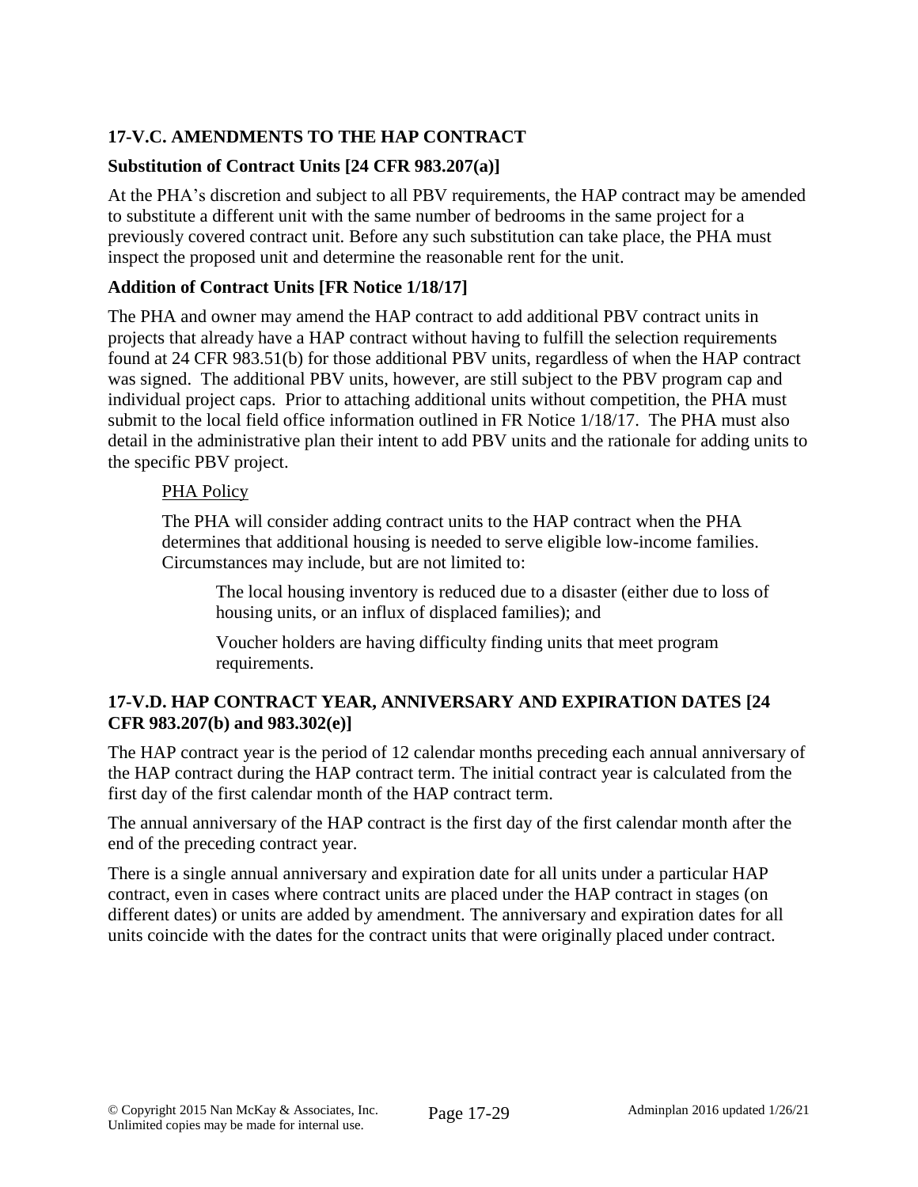## 17-V.C. AMENDMENTS TO THE HAP CONTRACT

### Substitution of Contract Units [24 CFR 983.207(a)]

At the PHA's discretion and subject to all PBV requirements, the HAP contract may be amended to substitute a different unit with the same number of bedrooms in the same project for a previously covered contract unit. Before any such substitution can take place, the PHA must inspect the proposed unit and determine the reasonable rent for the unit.

### Addition of Contract Units [FR Notice 1/18/17]

The PHA and owner may amend the HAP contract to add additional PBV contract units in projects that already have a HAP contract without having to fulfill the selection requirements found at 24 CFR 983.51(b) for those additional PBV units, regardless of when the HAP contract was signed. The additional PBV units, however, are still subject to the PBV program cap and individual project caps. Prior to attaching additional units without competition, the PHA must submit to the local field office information outlined in FR Notice 1/18/17. The PHA must also detail in the administrative plan their intent to add PBV units and the rationale for adding units to the specific PBV project.

> PHA Policy
>
> The PHA will consider adding contract units to the HAP contract when the PHA determines that additional housing is needed to serve eligible low-income families. Circumstances may include, but are not limited to:
>
> > The local housing inventory is reduced due to a disaster (either due to loss of housing units, or an influx of displaced families); and
> >
> > Voucher holders are having difficulty finding units that meet program requirements.

## 17-V.D. HAP CONTRACT YEAR, ANNIVERSARY AND EXPIRATION DATES [24 CFR 983.207(b) and 983.302(e)]

The HAP contract year is the period of 12 calendar months preceding each annual anniversary of the HAP contract during the HAP contract term. The initial contract year is calculated from the first day of the first calendar month of the HAP contract term.

The annual anniversary of the HAP contract is the first day of the first calendar month after the end of the preceding contract year.

There is a single annual anniversary and expiration date for all units under a particular HAP contract, even in cases where contract units are placed under the HAP contract in stages (on different dates) or units are added by amendment. The anniversary and expiration dates for all units coincide with the dates for the contract units that were originally placed under contract.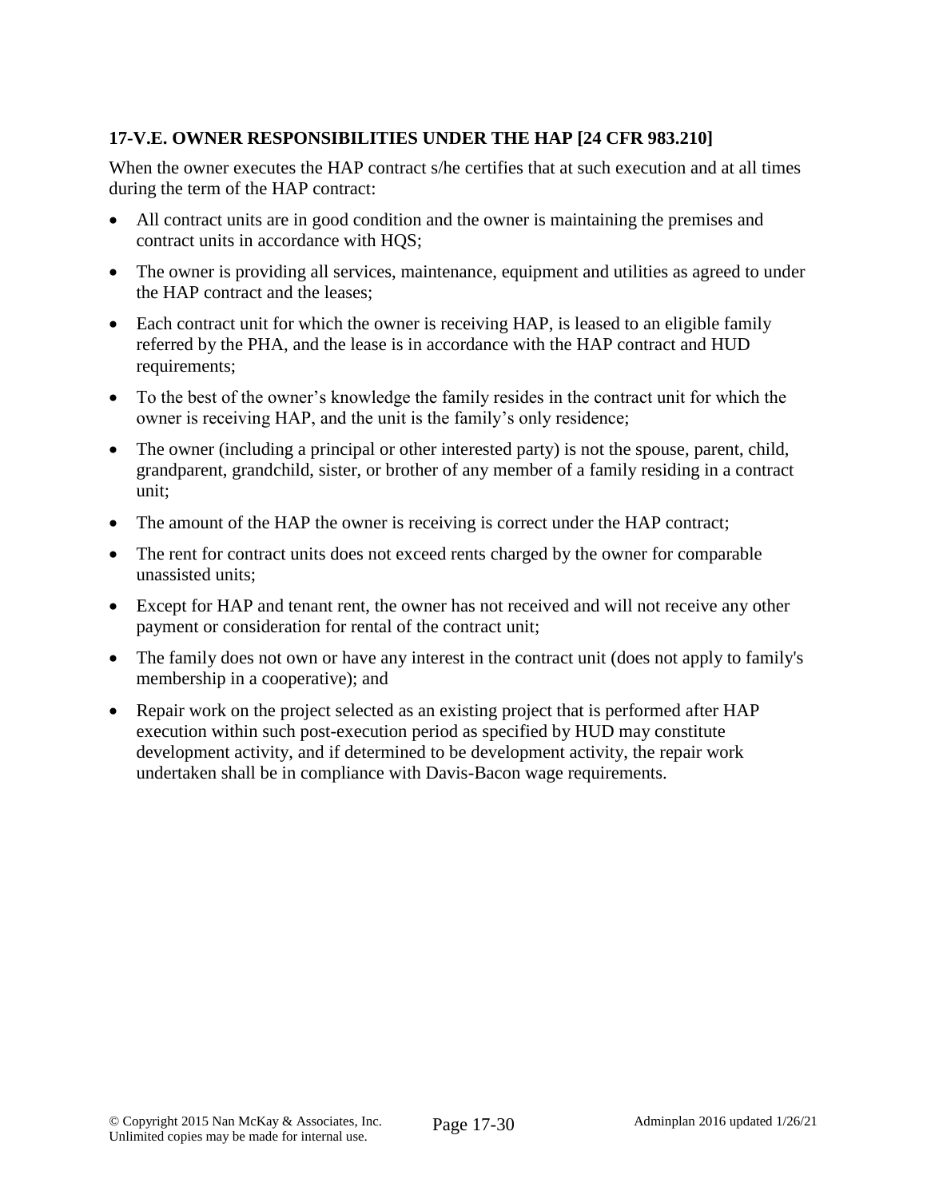### 17-V.E. OWNER RESPONSIBILITIES UNDER THE HAP [24 CFR 983.210]

When the owner executes the HAP contract s/he certifies that at such execution and at all times during the term of the HAP contract:

- All contract units are in good condition and the owner is maintaining the premises and contract units in accordance with HQS;
- The owner is providing all services, maintenance, equipment and utilities as agreed to under the HAP contract and the leases;
- Each contract unit for which the owner is receiving HAP, is leased to an eligible family referred by the PHA, and the lease is in accordance with the HAP contract and HUD requirements;
- To the best of the owner's knowledge the family resides in the contract unit for which the owner is receiving HAP, and the unit is the family's only residence;
- The owner (including a principal or other interested party) is not the spouse, parent, child, grandparent, grandchild, sister, or brother of any member of a family residing in a contract unit;
- The amount of the HAP the owner is receiving is correct under the HAP contract;
- The rent for contract units does not exceed rents charged by the owner for comparable unassisted units;
- Except for HAP and tenant rent, the owner has not received and will not receive any other payment or consideration for rental of the contract unit;
- The family does not own or have any interest in the contract unit (does not apply to family's membership in a cooperative); and
- Repair work on the project selected as an existing project that is performed after HAP execution within such post-execution period as specified by HUD may constitute development activity, and if determined to be development activity, the repair work undertaken shall be in compliance with Davis-Bacon wage requirements.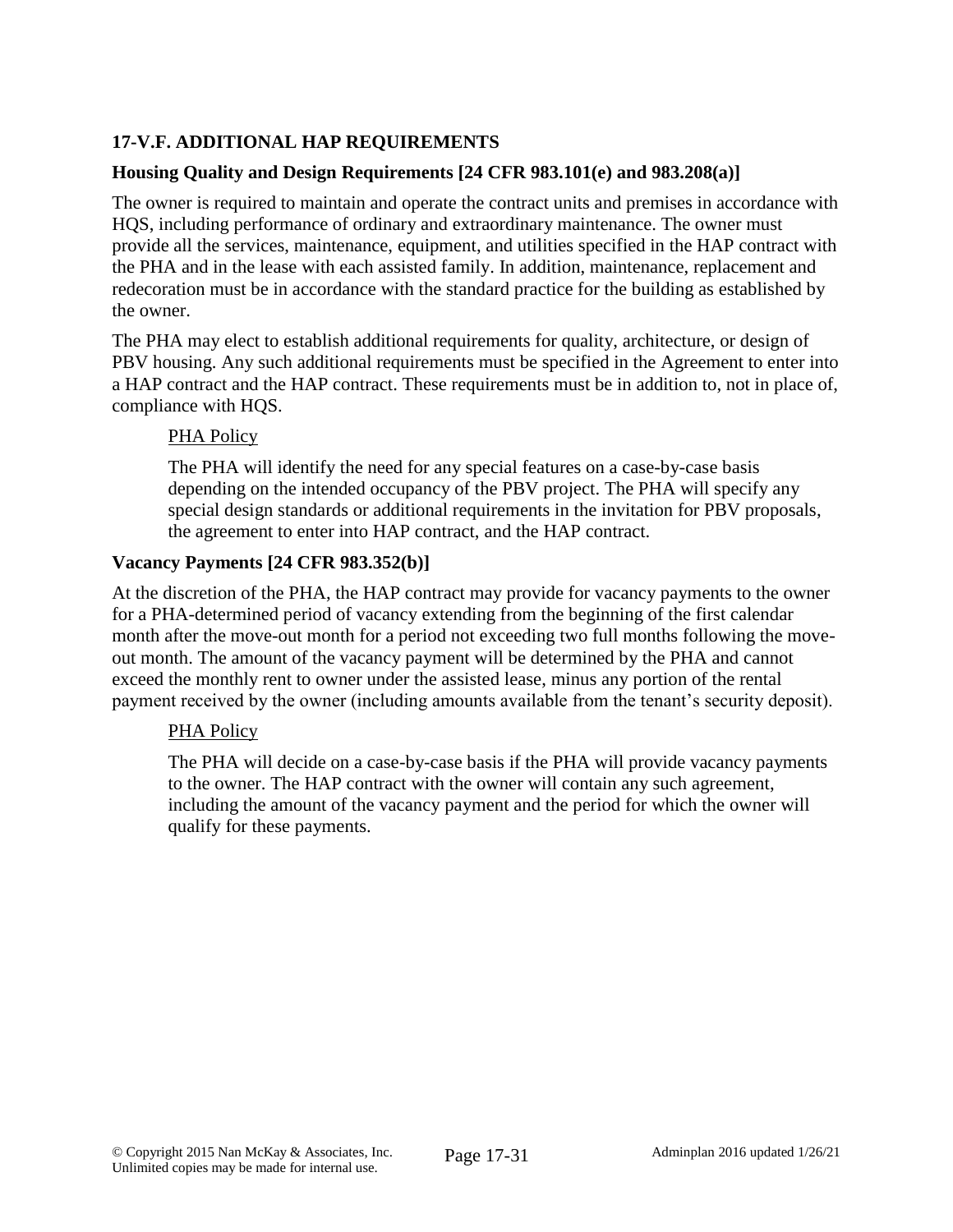## 17-V.F. ADDITIONAL HAP REQUIREMENTS

### Housing Quality and Design Requirements [24 CFR 983.101(e) and 983.208(a)]

The owner is required to maintain and operate the contract units and premises in accordance with HQS, including performance of ordinary and extraordinary maintenance. The owner must provide all the services, maintenance, equipment, and utilities specified in the HAP contract with the PHA and in the lease with each assisted family. In addition, maintenance, replacement and redecoration must be in accordance with the standard practice for the building as established by the owner.

The PHA may elect to establish additional requirements for quality, architecture, or design of PBV housing. Any such additional requirements must be specified in the Agreement to enter into a HAP contract and the HAP contract. These requirements must be in addition to, not in place of, compliance with HQS.

> PHA Policy
>
> The PHA will identify the need for any special features on a case-by-case basis depending on the intended occupancy of the PBV project. The PHA will specify any special design standards or additional requirements in the invitation for PBV proposals, the agreement to enter into HAP contract, and the HAP contract.

### Vacancy Payments [24 CFR 983.352(b)]

At the discretion of the PHA, the HAP contract may provide for vacancy payments to the owner for a PHA-determined period of vacancy extending from the beginning of the first calendar month after the move-out month for a period not exceeding two full months following the move-out month. The amount of the vacancy payment will be determined by the PHA and cannot exceed the monthly rent to owner under the assisted lease, minus any portion of the rental payment received by the owner (including amounts available from the tenant's security deposit).

> PHA Policy
>
> The PHA will decide on a case-by-case basis if the PHA will provide vacancy payments to the owner. The HAP contract with the owner will contain any such agreement, including the amount of the vacancy payment and the period for which the owner will qualify for these payments.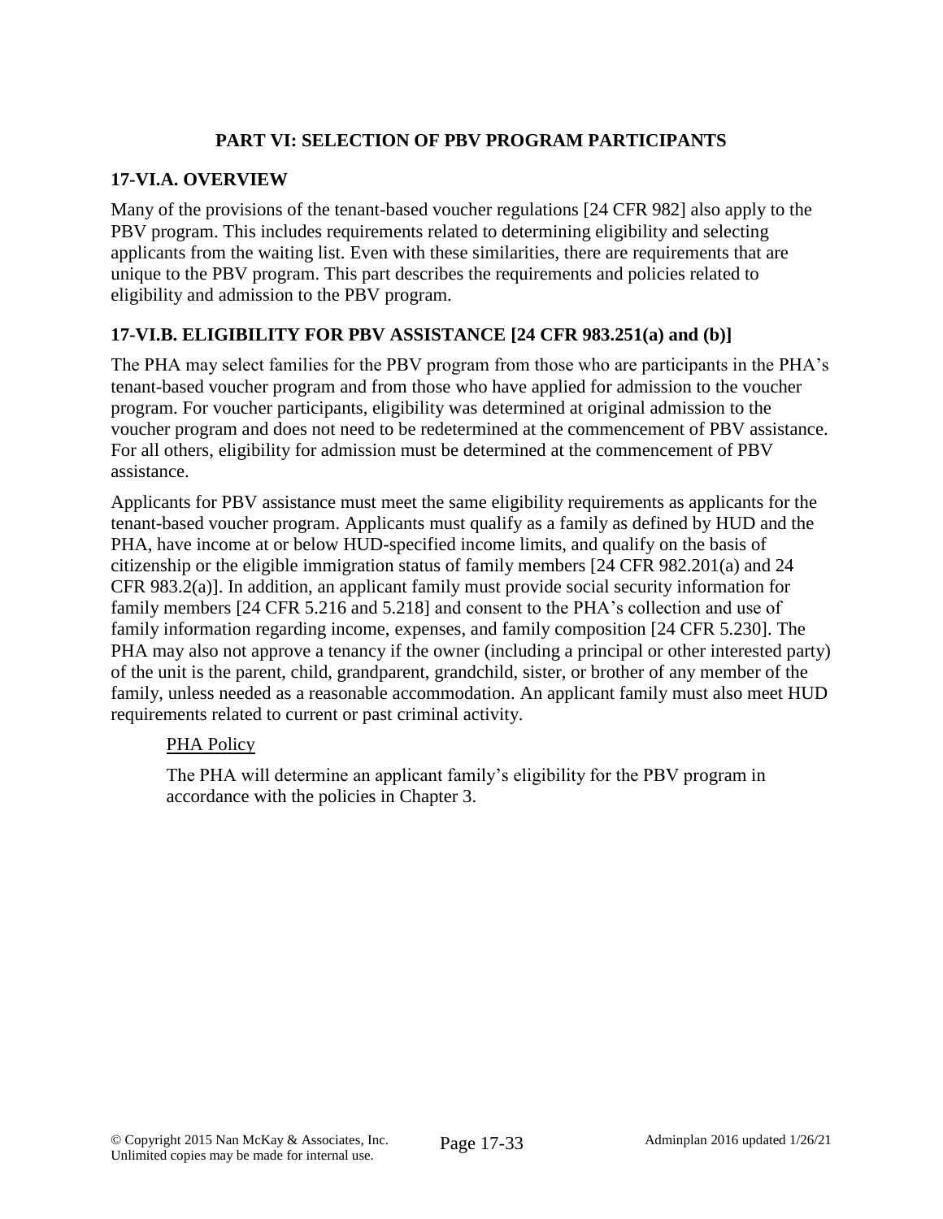## PART VI: SELECTION OF PBV PROGRAM PARTICIPANTS

### 17-VI.A. OVERVIEW

Many of the provisions of the tenant-based voucher regulations [24 CFR 982] also apply to the PBV program. This includes requirements related to determining eligibility and selecting applicants from the waiting list. Even with these similarities, there are requirements that are unique to the PBV program. This part describes the requirements and policies related to eligibility and admission to the PBV program.

### 17-VI.B. ELIGIBILITY FOR PBV ASSISTANCE [24 CFR 983.251(a) and (b)]

The PHA may select families for the PBV program from those who are participants in the PHA's tenant-based voucher program and from those who have applied for admission to the voucher program. For voucher participants, eligibility was determined at original admission to the voucher program and does not need to be redetermined at the commencement of PBV assistance. For all others, eligibility for admission must be determined at the commencement of PBV assistance.

Applicants for PBV assistance must meet the same eligibility requirements as applicants for the tenant-based voucher program. Applicants must qualify as a family as defined by HUD and the PHA, have income at or below HUD-specified income limits, and qualify on the basis of citizenship or the eligible immigration status of family members [24 CFR 982.201(a) and 24 CFR 983.2(a)]. In addition, an applicant family must provide social security information for family members [24 CFR 5.216 and 5.218] and consent to the PHA's collection and use of family information regarding income, expenses, and family composition [24 CFR 5.230]. The PHA may also not approve a tenancy if the owner (including a principal or other interested party) of the unit is the parent, child, grandparent, grandchild, sister, or brother of any member of the family, unless needed as a reasonable accommodation. An applicant family must also meet HUD requirements related to current or past criminal activity.

> <u>PHA Policy</u>
>
> The PHA will determine an applicant family's eligibility for the PBV program in accordance with the policies in Chapter 3.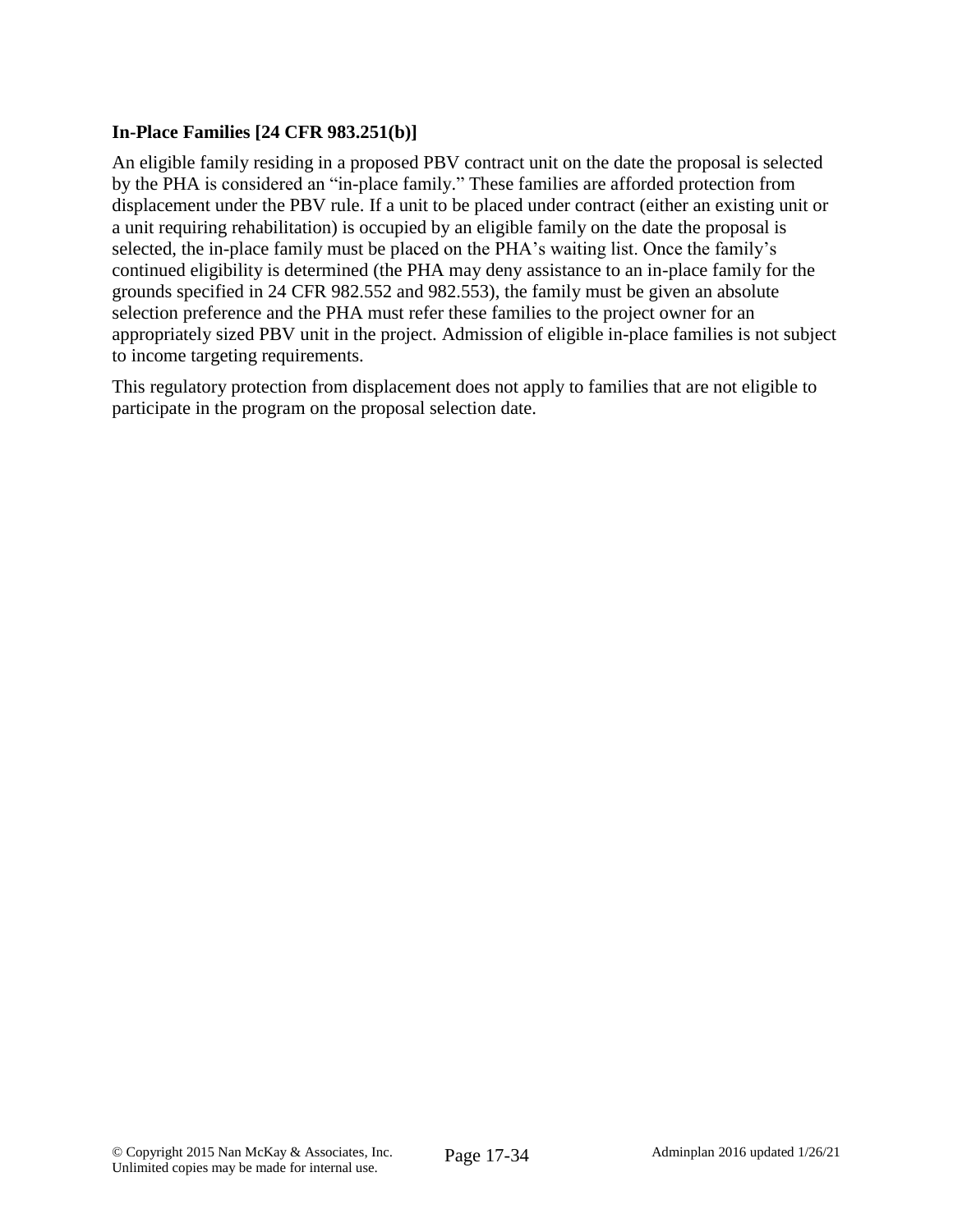### In-Place Families [24 CFR 983.251(b)]

An eligible family residing in a proposed PBV contract unit on the date the proposal is selected by the PHA is considered an "in-place family." These families are afforded protection from displacement under the PBV rule. If a unit to be placed under contract (either an existing unit or a unit requiring rehabilitation) is occupied by an eligible family on the date the proposal is selected, the in-place family must be placed on the PHA's waiting list. Once the family's continued eligibility is determined (the PHA may deny assistance to an in-place family for the grounds specified in 24 CFR 982.552 and 982.553), the family must be given an absolute selection preference and the PHA must refer these families to the project owner for an appropriately sized PBV unit in the project. Admission of eligible in-place families is not subject to income targeting requirements.

This regulatory protection from displacement does not apply to families that are not eligible to participate in the program on the proposal selection date.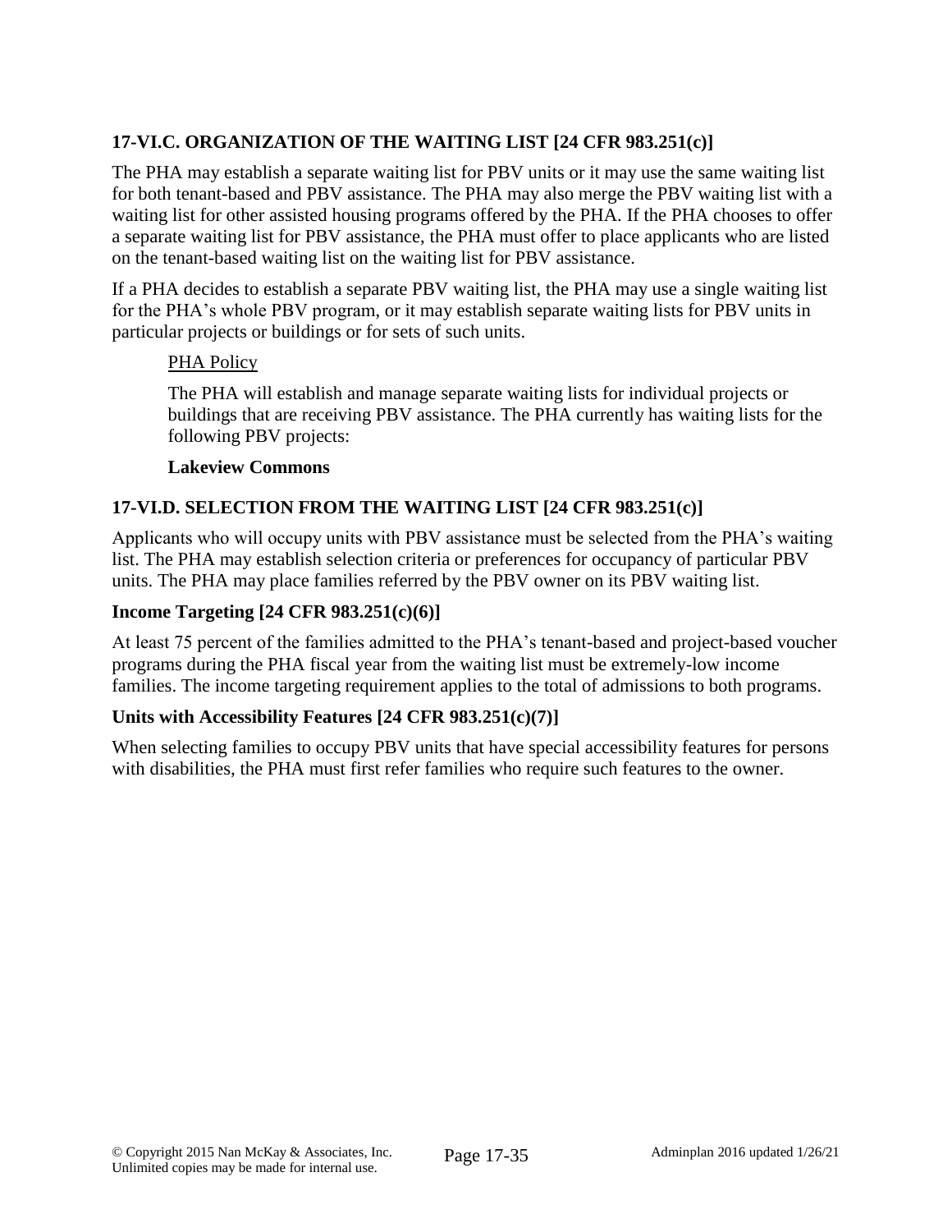## 17-VI.C. ORGANIZATION OF THE WAITING LIST [24 CFR 983.251(c)]

The PHA may establish a separate waiting list for PBV units or it may use the same waiting list for both tenant-based and PBV assistance. The PHA may also merge the PBV waiting list with a waiting list for other assisted housing programs offered by the PHA. If the PHA chooses to offer a separate waiting list for PBV assistance, the PHA must offer to place applicants who are listed on the tenant-based waiting list on the waiting list for PBV assistance.

If a PHA decides to establish a separate PBV waiting list, the PHA may use a single waiting list for the PHA's whole PBV program, or it may establish separate waiting lists for PBV units in particular projects or buildings or for sets of such units.

PHA Policy

The PHA will establish and manage separate waiting lists for individual projects or buildings that are receiving PBV assistance. The PHA currently has waiting lists for the following PBV projects:

**Lakeview Commons**

## 17-VI.D. SELECTION FROM THE WAITING LIST [24 CFR 983.251(c)]

Applicants who will occupy units with PBV assistance must be selected from the PHA's waiting list. The PHA may establish selection criteria or preferences for occupancy of particular PBV units. The PHA may place families referred by the PBV owner on its PBV waiting list.

### Income Targeting [24 CFR 983.251(c)(6)]

At least 75 percent of the families admitted to the PHA's tenant-based and project-based voucher programs during the PHA fiscal year from the waiting list must be extremely-low income families. The income targeting requirement applies to the total of admissions to both programs.

### Units with Accessibility Features [24 CFR 983.251(c)(7)]

When selecting families to occupy PBV units that have special accessibility features for persons with disabilities, the PHA must first refer families who require such features to the owner.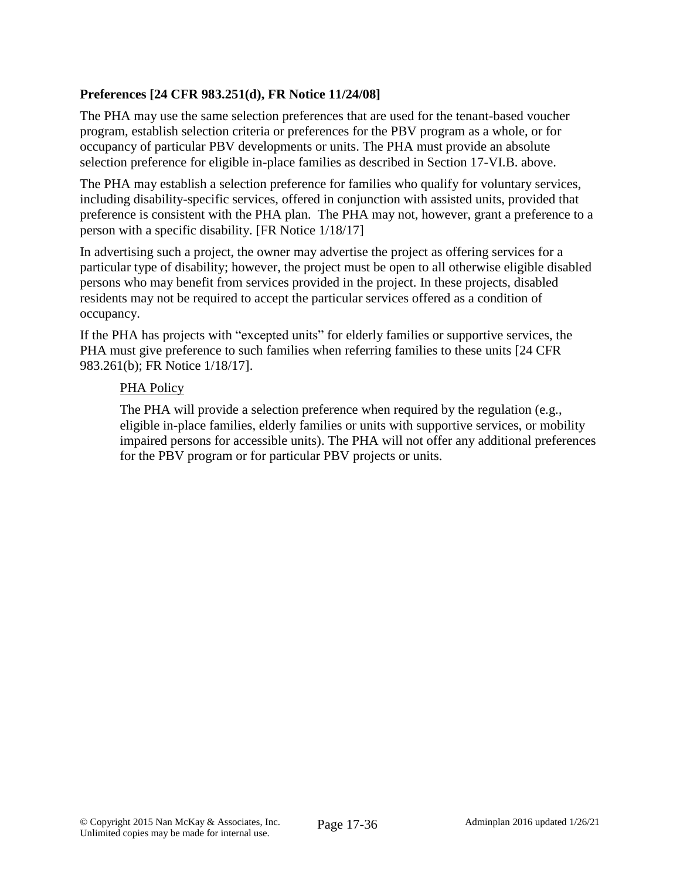**Preferences [24 CFR 983.251(d), FR Notice 11/24/08]**

The PHA may use the same selection preferences that are used for the tenant-based voucher program, establish selection criteria or preferences for the PBV program as a whole, or for occupancy of particular PBV developments or units. The PHA must provide an absolute selection preference for eligible in-place families as described in Section 17-VI.B. above.

The PHA may establish a selection preference for families who qualify for voluntary services, including disability-specific services, offered in conjunction with assisted units, provided that preference is consistent with the PHA plan. The PHA may not, however, grant a preference to a person with a specific disability. [FR Notice 1/18/17]

In advertising such a project, the owner may advertise the project as offering services for a particular type of disability; however, the project must be open to all otherwise eligible disabled persons who may benefit from services provided in the project. In these projects, disabled residents may not be required to accept the particular services offered as a condition of occupancy.

If the PHA has projects with "excepted units" for elderly families or supportive services, the PHA must give preference to such families when referring families to these units [24 CFR 983.261(b); FR Notice 1/18/17].

> PHA Policy
>
> The PHA will provide a selection preference when required by the regulation (e.g., eligible in-place families, elderly families or units with supportive services, or mobility impaired persons for accessible units). The PHA will not offer any additional preferences for the PBV program or for particular PBV projects or units.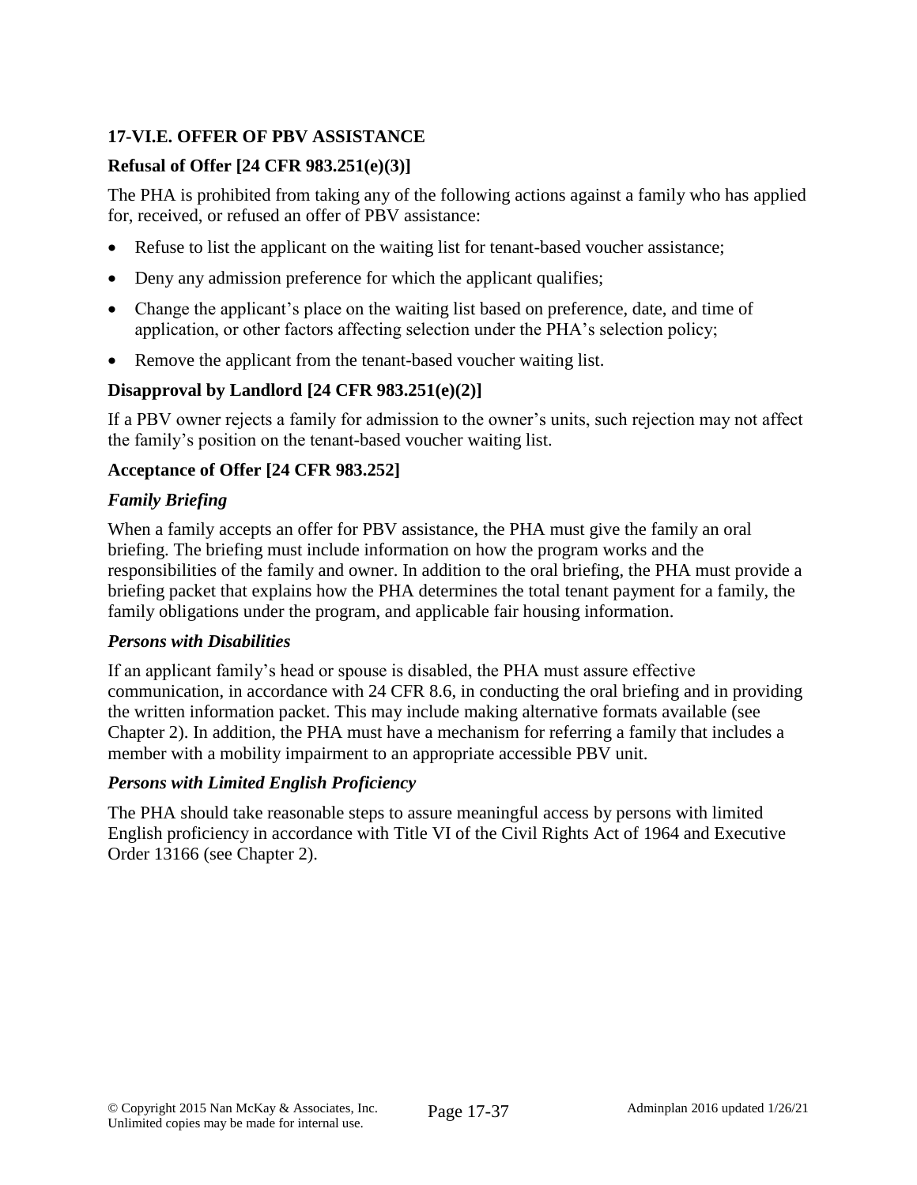### 17-VI.E. OFFER OF PBV ASSISTANCE

#### Refusal of Offer [24 CFR 983.251(e)(3)]

The PHA is prohibited from taking any of the following actions against a family who has applied for, received, or refused an offer of PBV assistance:

- Refuse to list the applicant on the waiting list for tenant-based voucher assistance;
- Deny any admission preference for which the applicant qualifies;
- Change the applicant's place on the waiting list based on preference, date, and time of application, or other factors affecting selection under the PHA's selection policy;
- Remove the applicant from the tenant-based voucher waiting list.

#### Disapproval by Landlord [24 CFR 983.251(e)(2)]

If a PBV owner rejects a family for admission to the owner's units, such rejection may not affect the family's position on the tenant-based voucher waiting list.

#### Acceptance of Offer [24 CFR 983.252]

***Family Briefing***

When a family accepts an offer for PBV assistance, the PHA must give the family an oral briefing. The briefing must include information on how the program works and the responsibilities of the family and owner. In addition to the oral briefing, the PHA must provide a briefing packet that explains how the PHA determines the total tenant payment for a family, the family obligations under the program, and applicable fair housing information.

***Persons with Disabilities***

If an applicant family's head or spouse is disabled, the PHA must assure effective communication, in accordance with 24 CFR 8.6, in conducting the oral briefing and in providing the written information packet. This may include making alternative formats available (see Chapter 2). In addition, the PHA must have a mechanism for referring a family that includes a member with a mobility impairment to an appropriate accessible PBV unit.

***Persons with Limited English Proficiency***

The PHA should take reasonable steps to assure meaningful access by persons with limited English proficiency in accordance with Title VI of the Civil Rights Act of 1964 and Executive Order 13166 (see Chapter 2).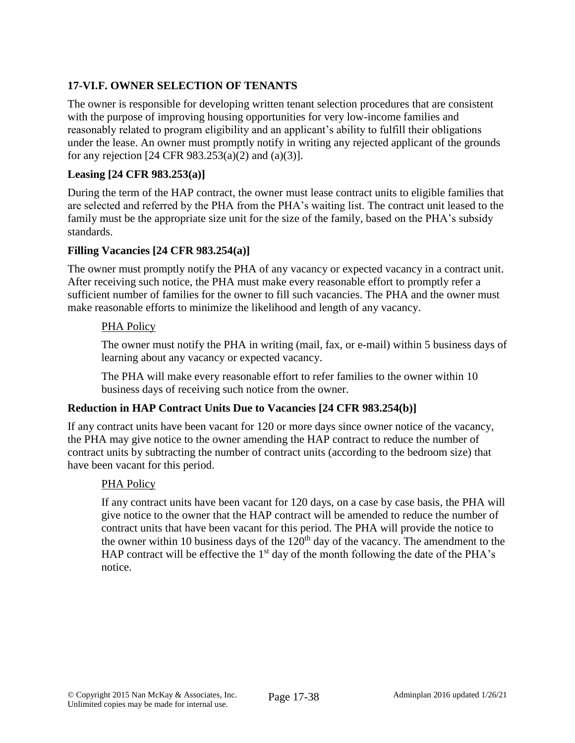## 17-VI.F. OWNER SELECTION OF TENANTS

The owner is responsible for developing written tenant selection procedures that are consistent with the purpose of improving housing opportunities for very low-income families and reasonably related to program eligibility and an applicant's ability to fulfill their obligations under the lease. An owner must promptly notify in writing any rejected applicant of the grounds for any rejection [24 CFR 983.253(a)(2) and (a)(3)].

### Leasing [24 CFR 983.253(a)]

During the term of the HAP contract, the owner must lease contract units to eligible families that are selected and referred by the PHA from the PHA's waiting list. The contract unit leased to the family must be the appropriate size unit for the size of the family, based on the PHA's subsidy standards.

### Filling Vacancies [24 CFR 983.254(a)]

The owner must promptly notify the PHA of any vacancy or expected vacancy in a contract unit. After receiving such notice, the PHA must make every reasonable effort to promptly refer a sufficient number of families for the owner to fill such vacancies. The PHA and the owner must make reasonable efforts to minimize the likelihood and length of any vacancy.

> PHA Policy
>
> The owner must notify the PHA in writing (mail, fax, or e-mail) within 5 business days of learning about any vacancy or expected vacancy.
>
> The PHA will make every reasonable effort to refer families to the owner within 10 business days of receiving such notice from the owner.

### Reduction in HAP Contract Units Due to Vacancies [24 CFR 983.254(b)]

If any contract units have been vacant for 120 or more days since owner notice of the vacancy, the PHA may give notice to the owner amending the HAP contract to reduce the number of contract units by subtracting the number of contract units (according to the bedroom size) that have been vacant for this period.

> PHA Policy
>
> If any contract units have been vacant for 120 days, on a case by case basis, the PHA will give notice to the owner that the HAP contract will be amended to reduce the number of contract units that have been vacant for this period. The PHA will provide the notice to the owner within 10 business days of the 120th day of the vacancy. The amendment to the HAP contract will be effective the 1st day of the month following the date of the PHA's notice.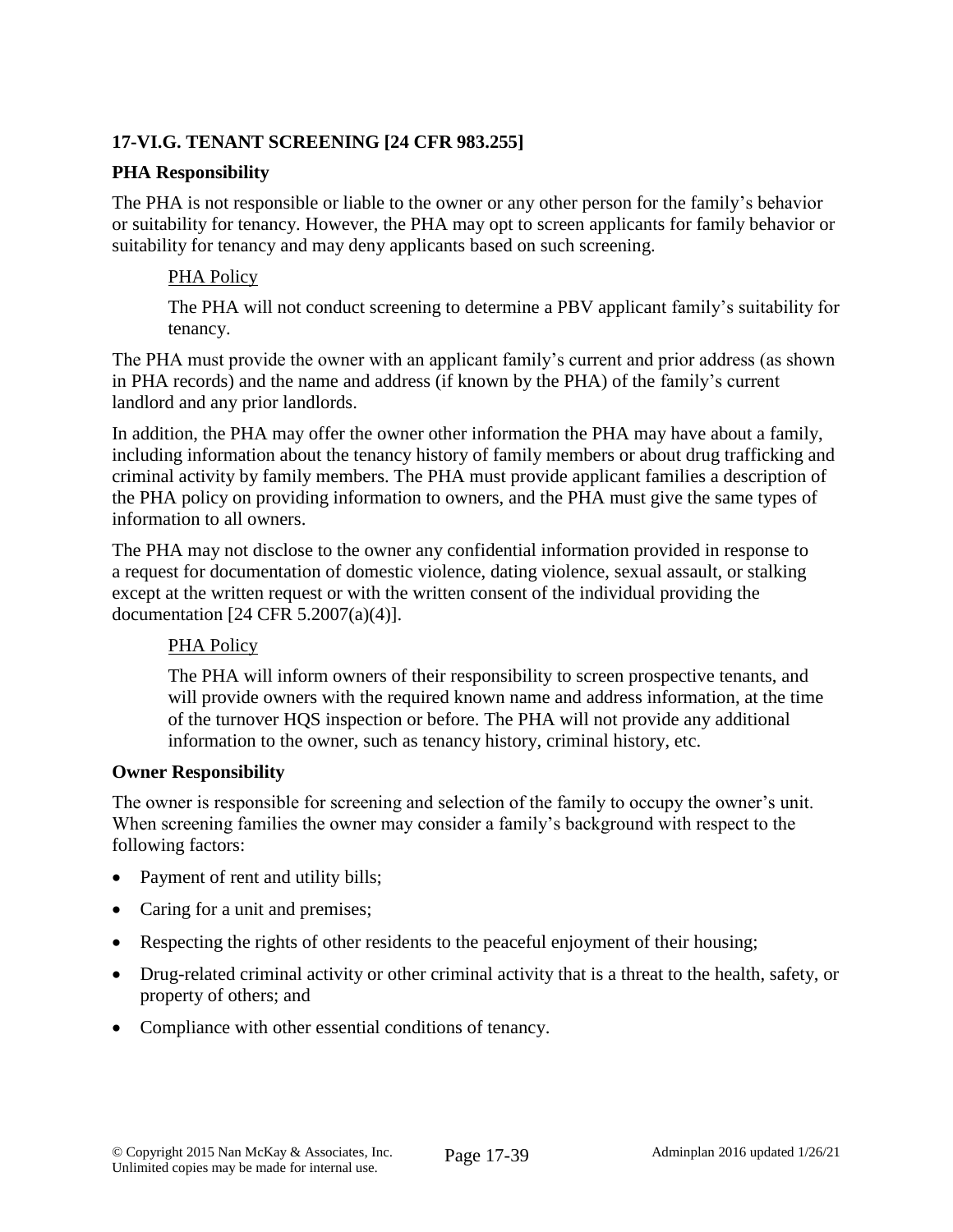### 17-VI.G. TENANT SCREENING [24 CFR 983.255]

**PHA Responsibility**

The PHA is not responsible or liable to the owner or any other person for the family's behavior or suitability for tenancy. However, the PHA may opt to screen applicants for family behavior or suitability for tenancy and may deny applicants based on such screening.

> PHA Policy
>
> The PHA will not conduct screening to determine a PBV applicant family's suitability for tenancy.

The PHA must provide the owner with an applicant family's current and prior address (as shown in PHA records) and the name and address (if known by the PHA) of the family's current landlord and any prior landlords.

In addition, the PHA may offer the owner other information the PHA may have about a family, including information about the tenancy history of family members or about drug trafficking and criminal activity by family members. The PHA must provide applicant families a description of the PHA policy on providing information to owners, and the PHA must give the same types of information to all owners.

The PHA may not disclose to the owner any confidential information provided in response to a request for documentation of domestic violence, dating violence, sexual assault, or stalking except at the written request or with the written consent of the individual providing the documentation [24 CFR 5.2007(a)(4)].

> PHA Policy
>
> The PHA will inform owners of their responsibility to screen prospective tenants, and will provide owners with the required known name and address information, at the time of the turnover HQS inspection or before. The PHA will not provide any additional information to the owner, such as tenancy history, criminal history, etc.

**Owner Responsibility**

The owner is responsible for screening and selection of the family to occupy the owner's unit. When screening families the owner may consider a family's background with respect to the following factors:

- Payment of rent and utility bills;
- Caring for a unit and premises;
- Respecting the rights of other residents to the peaceful enjoyment of their housing;
- Drug-related criminal activity or other criminal activity that is a threat to the health, safety, or property of others; and
- Compliance with other essential conditions of tenancy.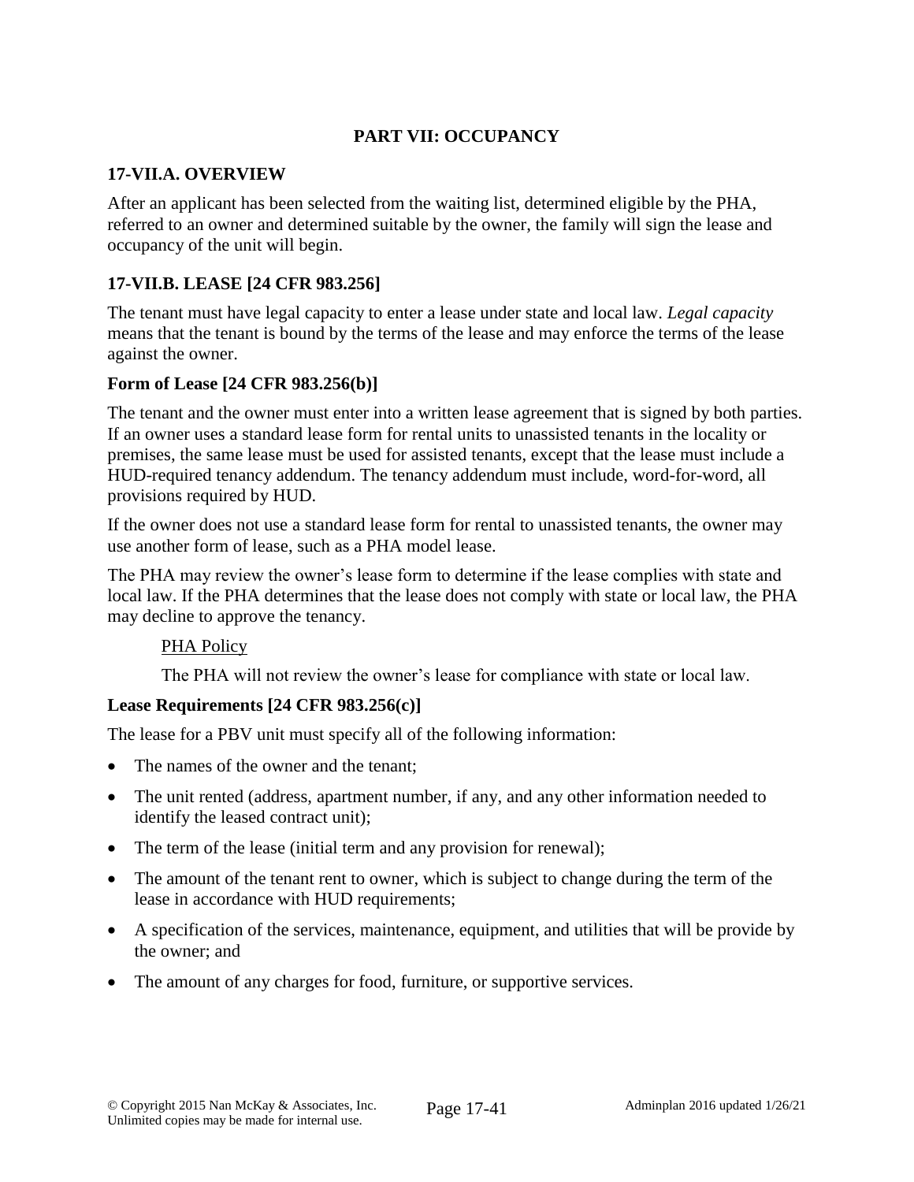## PART VII: OCCUPANCY

### 17-VII.A. OVERVIEW

After an applicant has been selected from the waiting list, determined eligible by the PHA, referred to an owner and determined suitable by the owner, the family will sign the lease and occupancy of the unit will begin.

### 17-VII.B. LEASE [24 CFR 983.256]

The tenant must have legal capacity to enter a lease under state and local law. *Legal capacity* means that the tenant is bound by the terms of the lease and may enforce the terms of the lease against the owner.

**Form of Lease [24 CFR 983.256(b)]**

The tenant and the owner must enter into a written lease agreement that is signed by both parties. If an owner uses a standard lease form for rental units to unassisted tenants in the locality or premises, the same lease must be used for assisted tenants, except that the lease must include a HUD-required tenancy addendum. The tenancy addendum must include, word-for-word, all provisions required by HUD.

If the owner does not use a standard lease form for rental to unassisted tenants, the owner may use another form of lease, such as a PHA model lease.

The PHA may review the owner's lease form to determine if the lease complies with state and local law. If the PHA determines that the lease does not comply with state or local law, the PHA may decline to approve the tenancy.

PHA Policy

The PHA will not review the owner's lease for compliance with state or local law.

**Lease Requirements [24 CFR 983.256(c)]**

The lease for a PBV unit must specify all of the following information:

- The names of the owner and the tenant;
- The unit rented (address, apartment number, if any, and any other information needed to identify the leased contract unit);
- The term of the lease (initial term and any provision for renewal);
- The amount of the tenant rent to owner, which is subject to change during the term of the lease in accordance with HUD requirements;
- A specification of the services, maintenance, equipment, and utilities that will be provide by the owner; and
- The amount of any charges for food, furniture, or supportive services.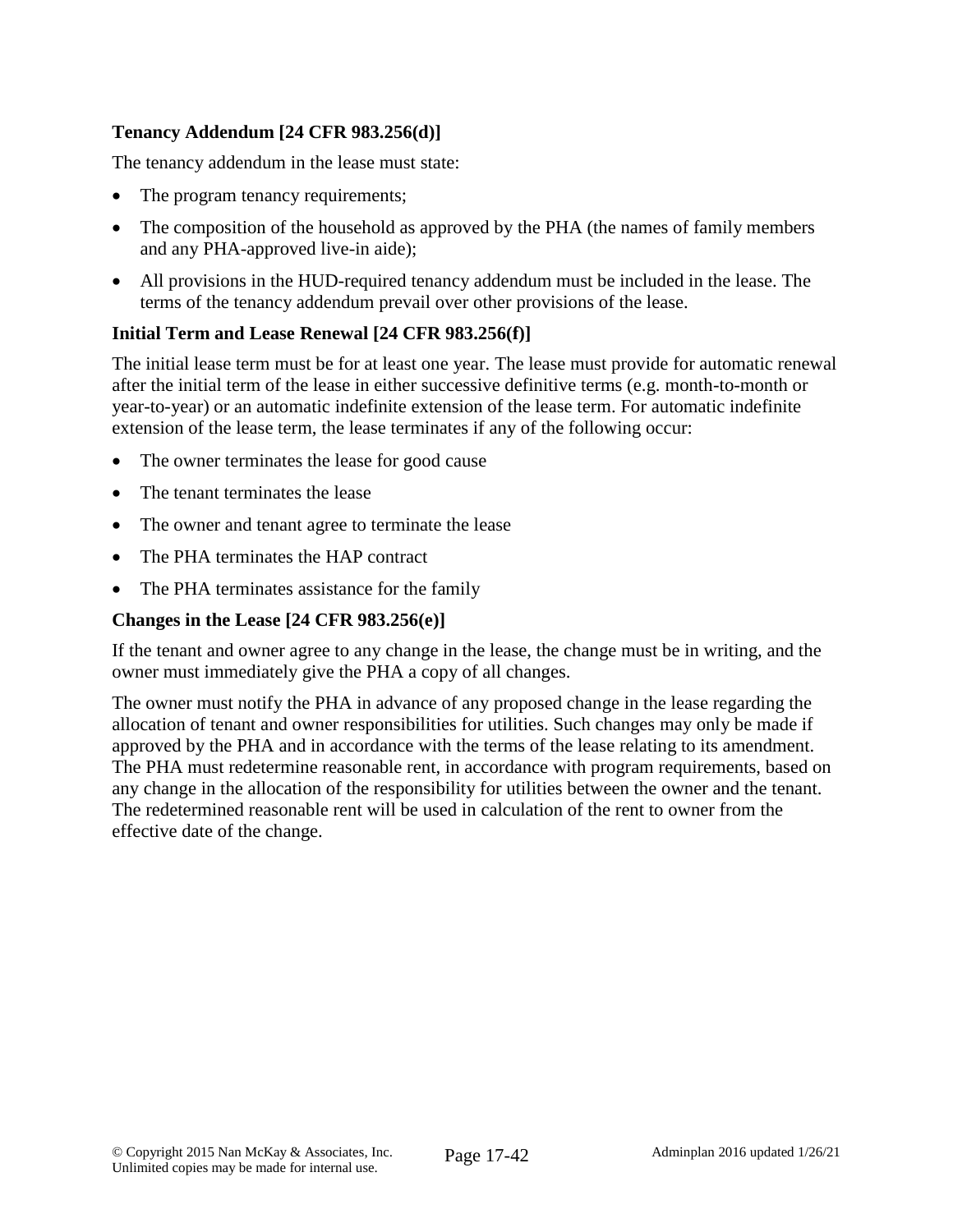**Tenancy Addendum [24 CFR 983.256(d)]**

The tenancy addendum in the lease must state:

- The program tenancy requirements;
- The composition of the household as approved by the PHA (the names of family members and any PHA-approved live-in aide);
- All provisions in the HUD-required tenancy addendum must be included in the lease. The terms of the tenancy addendum prevail over other provisions of the lease.

**Initial Term and Lease Renewal [24 CFR 983.256(f)]**

The initial lease term must be for at least one year. The lease must provide for automatic renewal after the initial term of the lease in either successive definitive terms (e.g. month-to-month or year-to-year) or an automatic indefinite extension of the lease term. For automatic indefinite extension of the lease term, the lease terminates if any of the following occur:

- The owner terminates the lease for good cause
- The tenant terminates the lease
- The owner and tenant agree to terminate the lease
- The PHA terminates the HAP contract
- The PHA terminates assistance for the family

**Changes in the Lease [24 CFR 983.256(e)]**

If the tenant and owner agree to any change in the lease, the change must be in writing, and the owner must immediately give the PHA a copy of all changes.

The owner must notify the PHA in advance of any proposed change in the lease regarding the allocation of tenant and owner responsibilities for utilities. Such changes may only be made if approved by the PHA and in accordance with the terms of the lease relating to its amendment. The PHA must redetermine reasonable rent, in accordance with program requirements, based on any change in the allocation of the responsibility for utilities between the owner and the tenant. The redetermined reasonable rent will be used in calculation of the rent to owner from the effective date of the change.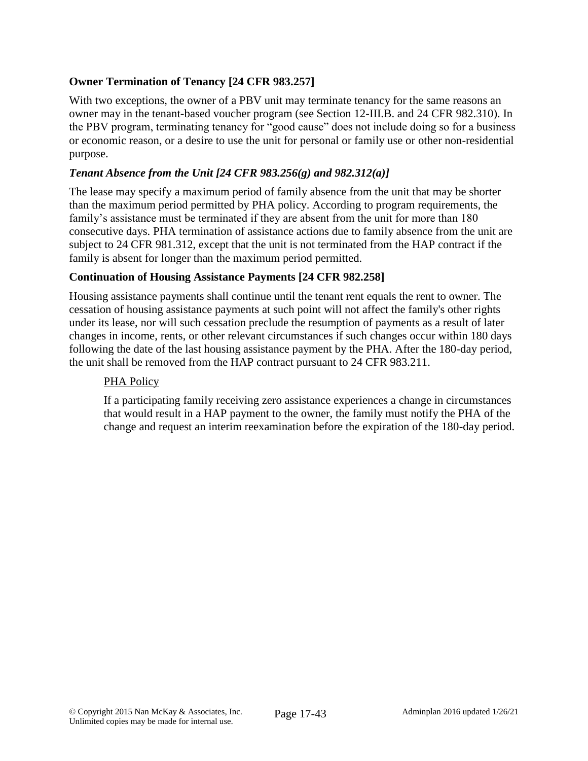**Owner Termination of Tenancy [24 CFR 983.257]**

With two exceptions, the owner of a PBV unit may terminate tenancy for the same reasons an owner may in the tenant-based voucher program (see Section 12-III.B. and 24 CFR 982.310). In the PBV program, terminating tenancy for "good cause" does not include doing so for a business or economic reason, or a desire to use the unit for personal or family use or other non-residential purpose.

***Tenant Absence from the Unit [24 CFR 983.256(g) and 982.312(a)]***

The lease may specify a maximum period of family absence from the unit that may be shorter than the maximum period permitted by PHA policy. According to program requirements, the family's assistance must be terminated if they are absent from the unit for more than 180 consecutive days. PHA termination of assistance actions due to family absence from the unit are subject to 24 CFR 981.312, except that the unit is not terminated from the HAP contract if the family is absent for longer than the maximum period permitted.

**Continuation of Housing Assistance Payments [24 CFR 982.258]**

Housing assistance payments shall continue until the tenant rent equals the rent to owner. The cessation of housing assistance payments at such point will not affect the family's other rights under its lease, nor will such cessation preclude the resumption of payments as a result of later changes in income, rents, or other relevant circumstances if such changes occur within 180 days following the date of the last housing assistance payment by the PHA. After the 180-day period, the unit shall be removed from the HAP contract pursuant to 24 CFR 983.211.

> PHA Policy
>
> If a participating family receiving zero assistance experiences a change in circumstances that would result in a HAP payment to the owner, the family must notify the PHA of the change and request an interim reexamination before the expiration of the 180-day period.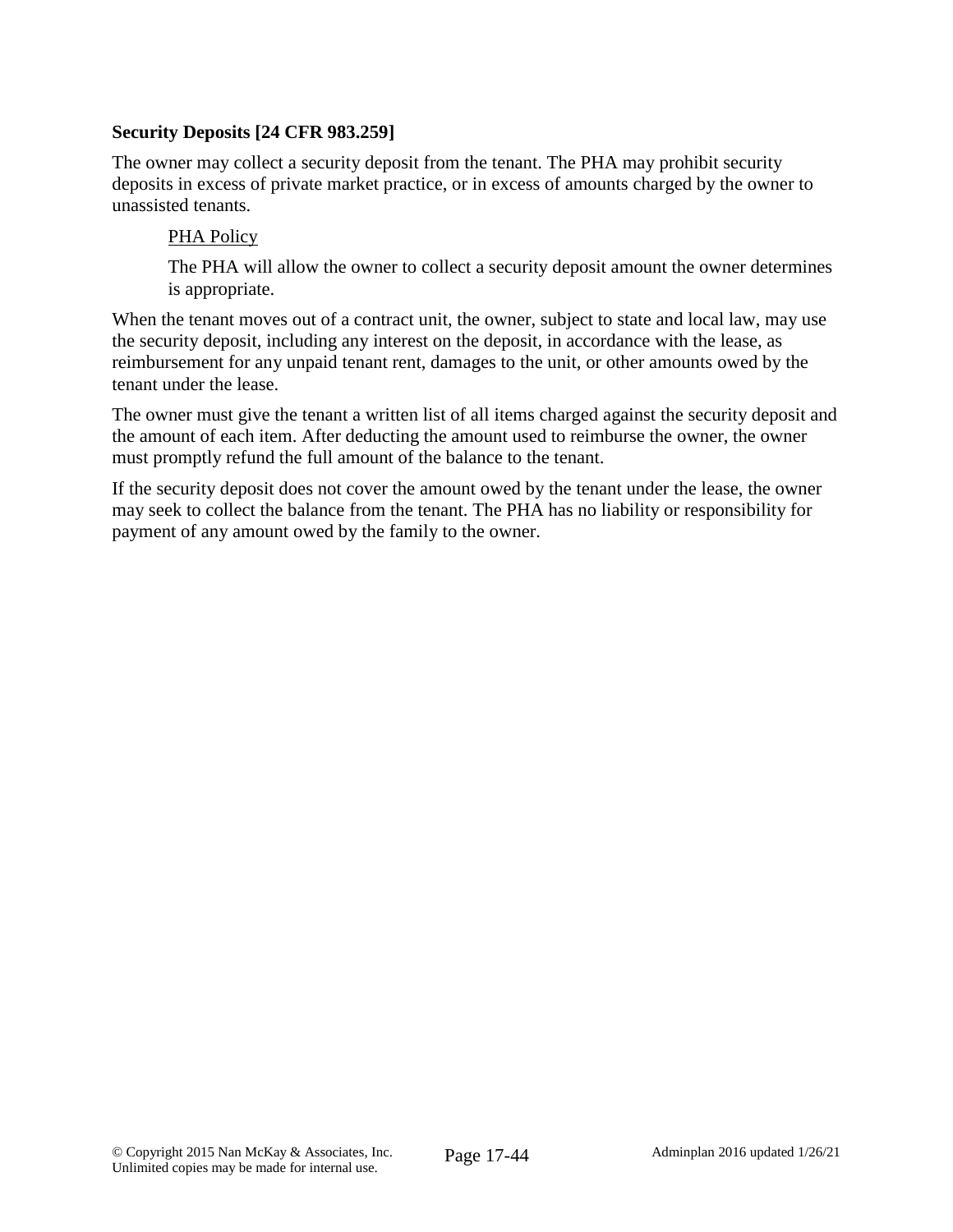**Security Deposits [24 CFR 983.259]**

The owner may collect a security deposit from the tenant. The PHA may prohibit security deposits in excess of private market practice, or in excess of amounts charged by the owner to unassisted tenants.

> PHA Policy
>
> The PHA will allow the owner to collect a security deposit amount the owner determines is appropriate.

When the tenant moves out of a contract unit, the owner, subject to state and local law, may use the security deposit, including any interest on the deposit, in accordance with the lease, as reimbursement for any unpaid tenant rent, damages to the unit, or other amounts owed by the tenant under the lease.

The owner must give the tenant a written list of all items charged against the security deposit and the amount of each item. After deducting the amount used to reimburse the owner, the owner must promptly refund the full amount of the balance to the tenant.

If the security deposit does not cover the amount owed by the tenant under the lease, the owner may seek to collect the balance from the tenant. The PHA has no liability or responsibility for payment of any amount owed by the family to the owner.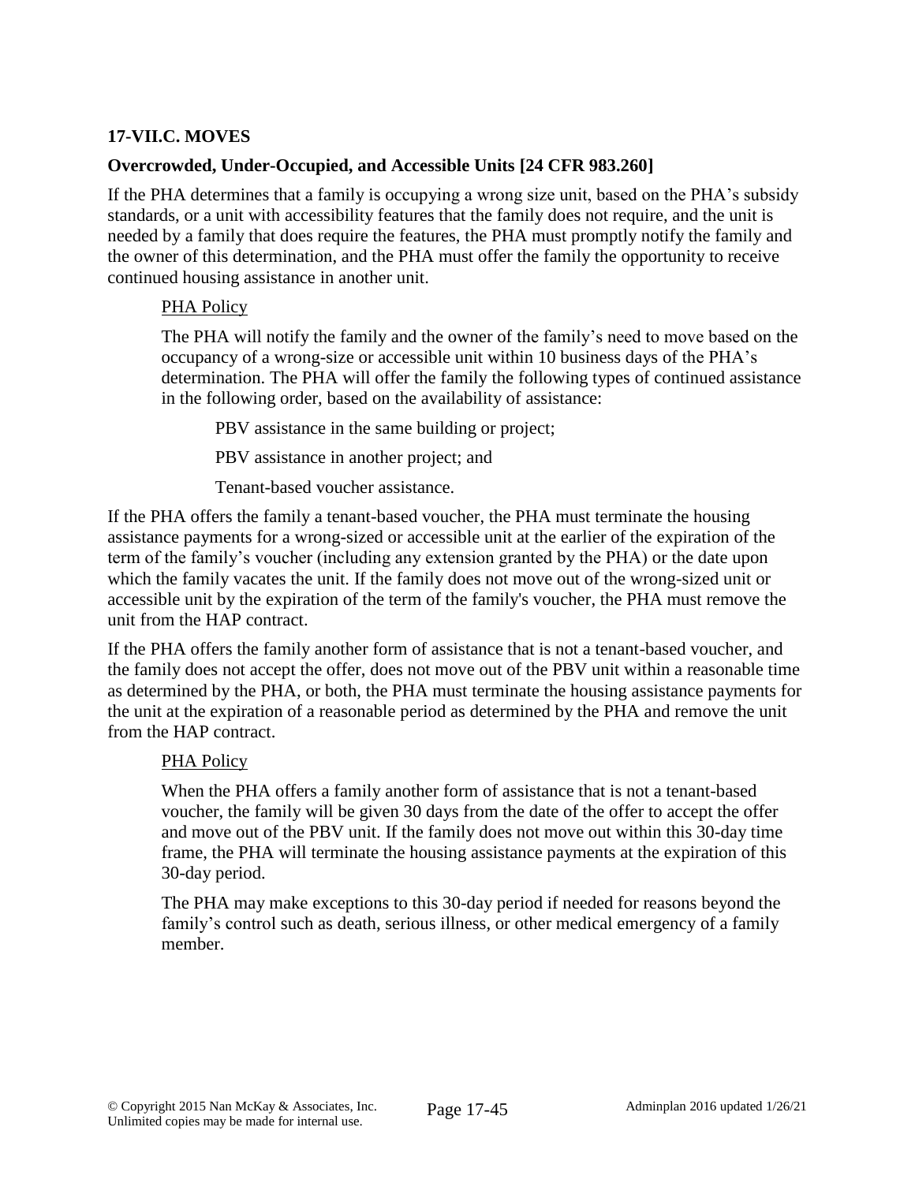## 17-VII.C. MOVES

### Overcrowded, Under-Occupied, and Accessible Units [24 CFR 983.260]

If the PHA determines that a family is occupying a wrong size unit, based on the PHA's subsidy standards, or a unit with accessibility features that the family does not require, and the unit is needed by a family that does require the features, the PHA must promptly notify the family and the owner of this determination, and the PHA must offer the family the opportunity to receive continued housing assistance in another unit.

> PHA Policy
>
> The PHA will notify the family and the owner of the family's need to move based on the occupancy of a wrong-size or accessible unit within 10 business days of the PHA's determination. The PHA will offer the family the following types of continued assistance in the following order, based on the availability of assistance:
>
> > PBV assistance in the same building or project;
> >
> > PBV assistance in another project; and
> >
> > Tenant-based voucher assistance.

If the PHA offers the family a tenant-based voucher, the PHA must terminate the housing assistance payments for a wrong-sized or accessible unit at the earlier of the expiration of the term of the family's voucher (including any extension granted by the PHA) or the date upon which the family vacates the unit. If the family does not move out of the wrong-sized unit or accessible unit by the expiration of the term of the family's voucher, the PHA must remove the unit from the HAP contract.

If the PHA offers the family another form of assistance that is not a tenant-based voucher, and the family does not accept the offer, does not move out of the PBV unit within a reasonable time as determined by the PHA, or both, the PHA must terminate the housing assistance payments for the unit at the expiration of a reasonable period as determined by the PHA and remove the unit from the HAP contract.

> PHA Policy
>
> When the PHA offers a family another form of assistance that is not a tenant-based voucher, the family will be given 30 days from the date of the offer to accept the offer and move out of the PBV unit. If the family does not move out within this 30-day time frame, the PHA will terminate the housing assistance payments at the expiration of this 30-day period.
>
> The PHA may make exceptions to this 30-day period if needed for reasons beyond the family's control such as death, serious illness, or other medical emergency of a family member.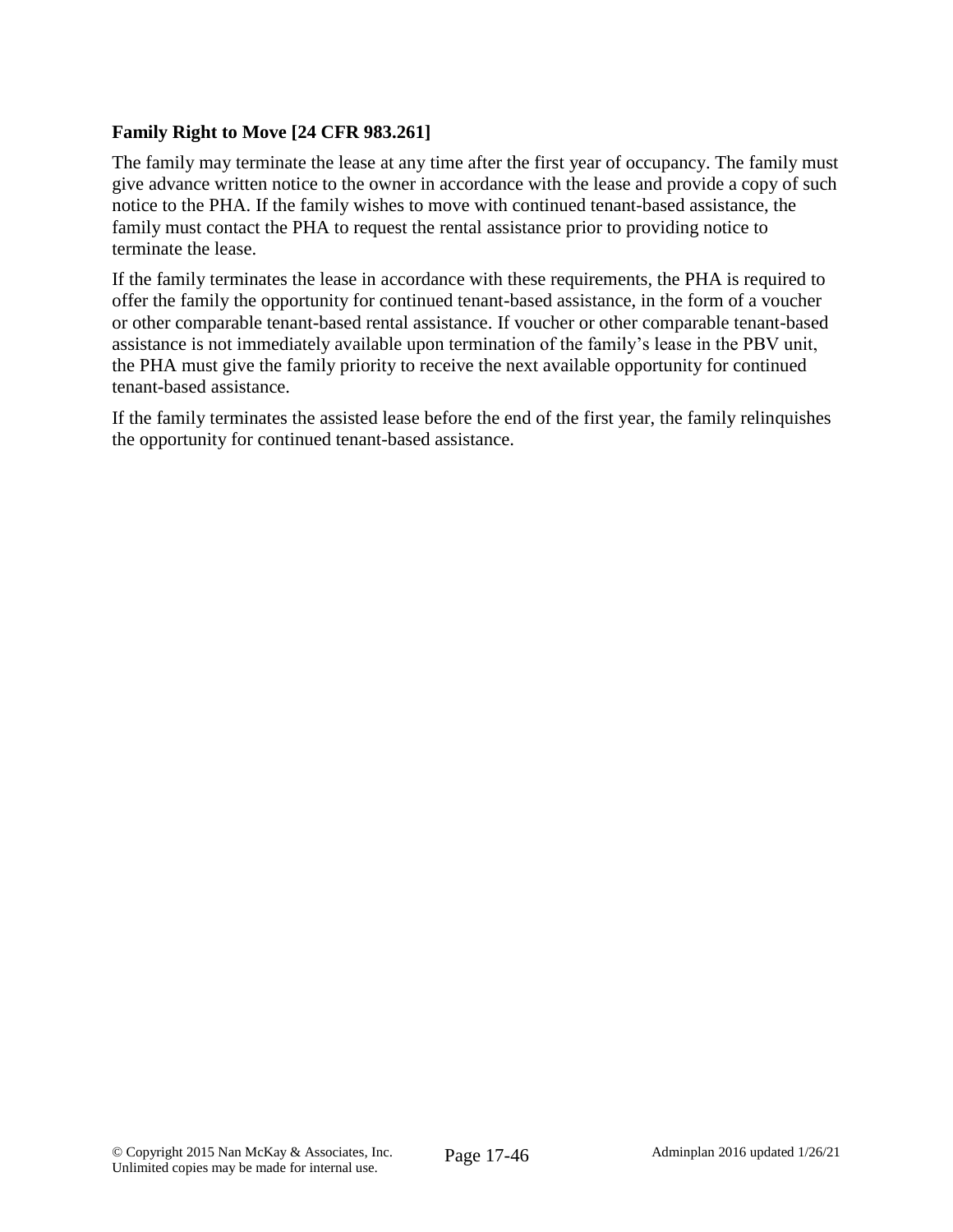**Family Right to Move [24 CFR 983.261]**

The family may terminate the lease at any time after the first year of occupancy. The family must give advance written notice to the owner in accordance with the lease and provide a copy of such notice to the PHA. If the family wishes to move with continued tenant-based assistance, the family must contact the PHA to request the rental assistance prior to providing notice to terminate the lease.

If the family terminates the lease in accordance with these requirements, the PHA is required to offer the family the opportunity for continued tenant-based assistance, in the form of a voucher or other comparable tenant-based rental assistance. If voucher or other comparable tenant-based assistance is not immediately available upon termination of the family's lease in the PBV unit, the PHA must give the family priority to receive the next available opportunity for continued tenant-based assistance.

If the family terminates the assisted lease before the end of the first year, the family relinquishes the opportunity for continued tenant-based assistance.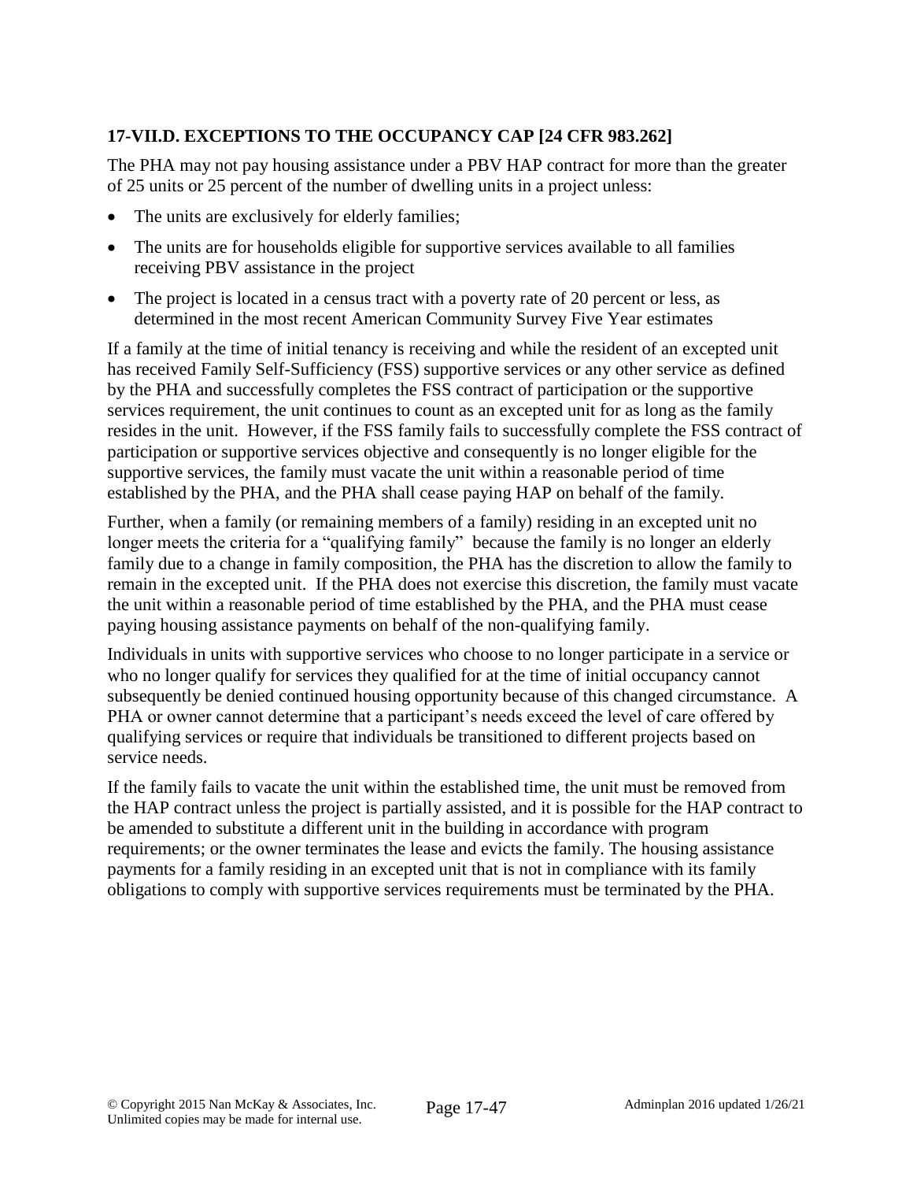### 17-VII.D. EXCEPTIONS TO THE OCCUPANCY CAP [24 CFR 983.262]

The PHA may not pay housing assistance under a PBV HAP contract for more than the greater of 25 units or 25 percent of the number of dwelling units in a project unless:

- The units are exclusively for elderly families;
- The units are for households eligible for supportive services available to all families receiving PBV assistance in the project
- The project is located in a census tract with a poverty rate of 20 percent or less, as determined in the most recent American Community Survey Five Year estimates

If a family at the time of initial tenancy is receiving and while the resident of an excepted unit has received Family Self-Sufficiency (FSS) supportive services or any other service as defined by the PHA and successfully completes the FSS contract of participation or the supportive services requirement, the unit continues to count as an excepted unit for as long as the family resides in the unit. However, if the FSS family fails to successfully complete the FSS contract of participation or supportive services objective and consequently is no longer eligible for the supportive services, the family must vacate the unit within a reasonable period of time established by the PHA, and the PHA shall cease paying HAP on behalf of the family.

Further, when a family (or remaining members of a family) residing in an excepted unit no longer meets the criteria for a "qualifying family" because the family is no longer an elderly family due to a change in family composition, the PHA has the discretion to allow the family to remain in the excepted unit. If the PHA does not exercise this discretion, the family must vacate the unit within a reasonable period of time established by the PHA, and the PHA must cease paying housing assistance payments on behalf of the non-qualifying family.

Individuals in units with supportive services who choose to no longer participate in a service or who no longer qualify for services they qualified for at the time of initial occupancy cannot subsequently be denied continued housing opportunity because of this changed circumstance. A PHA or owner cannot determine that a participant's needs exceed the level of care offered by qualifying services or require that individuals be transitioned to different projects based on service needs.

If the family fails to vacate the unit within the established time, the unit must be removed from the HAP contract unless the project is partially assisted, and it is possible for the HAP contract to be amended to substitute a different unit in the building in accordance with program requirements; or the owner terminates the lease and evicts the family. The housing assistance payments for a family residing in an excepted unit that is not in compliance with its family obligations to comply with supportive services requirements must be terminated by the PHA.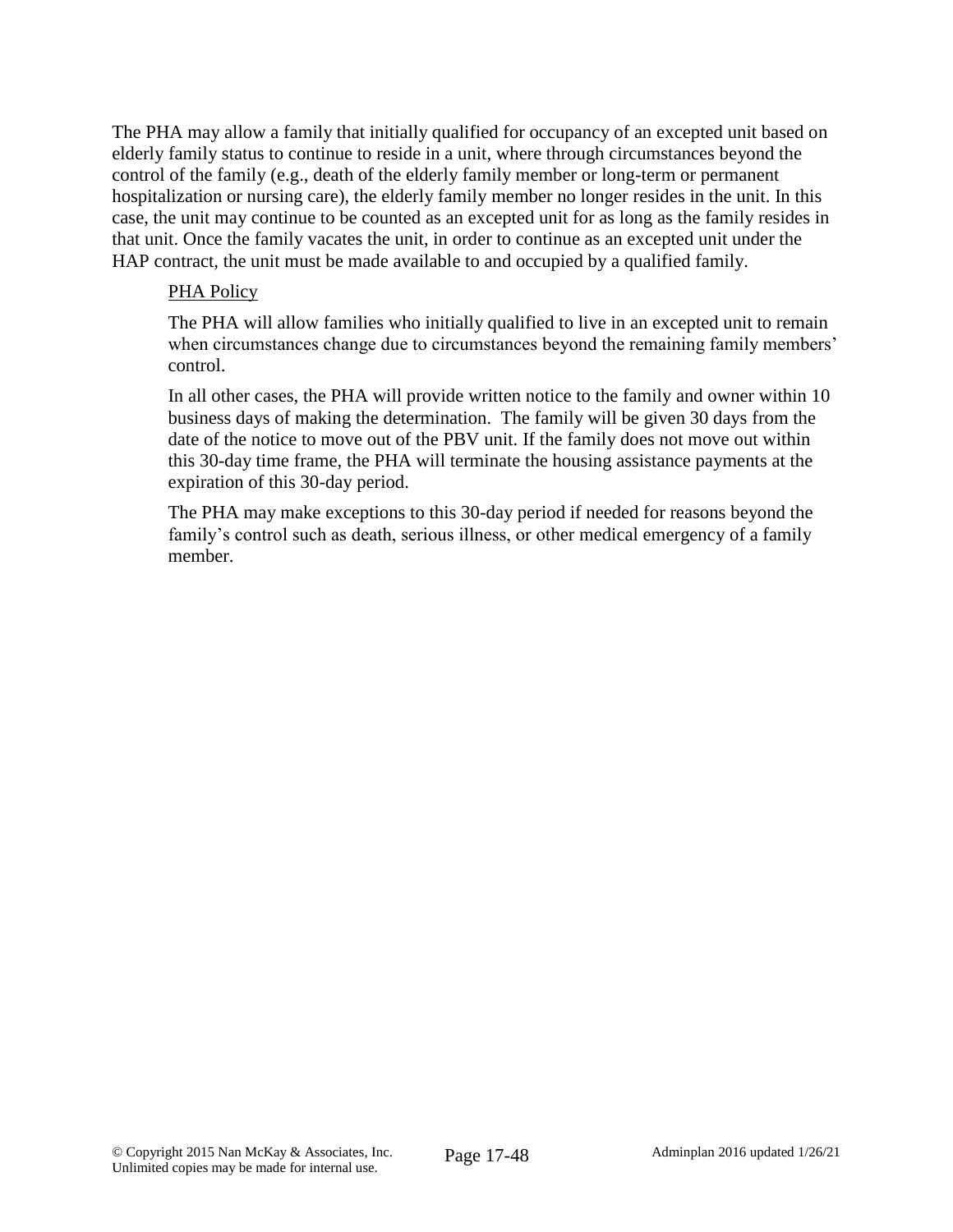The PHA may allow a family that initially qualified for occupancy of an excepted unit based on elderly family status to continue to reside in a unit, where through circumstances beyond the control of the family (e.g., death of the elderly family member or long-term or permanent hospitalization or nursing care), the elderly family member no longer resides in the unit. In this case, the unit may continue to be counted as an excepted unit for as long as the family resides in that unit. Once the family vacates the unit, in order to continue as an excepted unit under the HAP contract, the unit must be made available to and occupied by a qualified family.

<u>PHA Policy</u>

The PHA will allow families who initially qualified to live in an excepted unit to remain when circumstances change due to circumstances beyond the remaining family members' control.

In all other cases, the PHA will provide written notice to the family and owner within 10 business days of making the determination. The family will be given 30 days from the date of the notice to move out of the PBV unit. If the family does not move out within this 30-day time frame, the PHA will terminate the housing assistance payments at the expiration of this 30-day period.

The PHA may make exceptions to this 30-day period if needed for reasons beyond the family's control such as death, serious illness, or other medical emergency of a family member.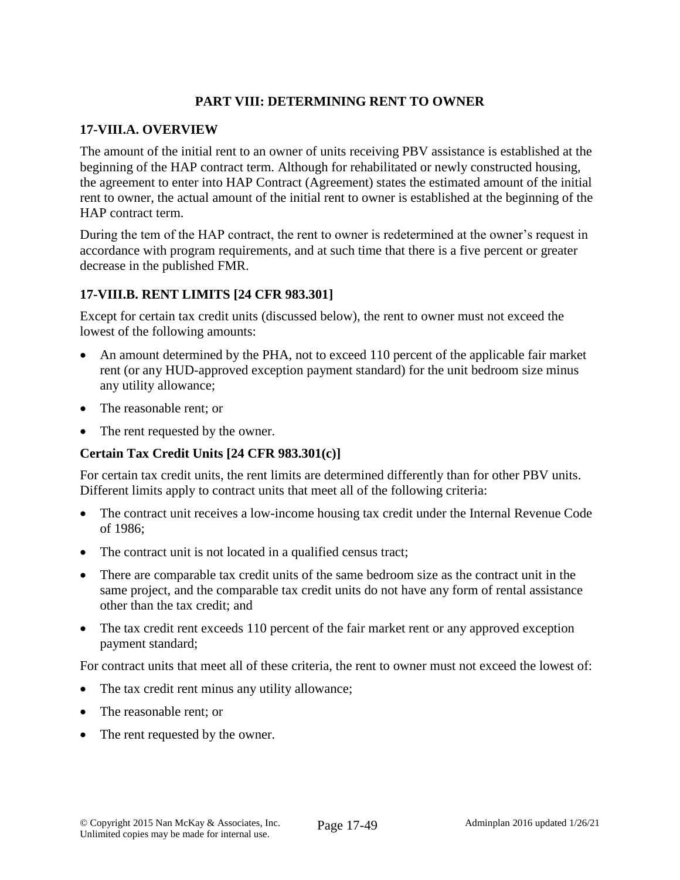## PART VIII: DETERMINING RENT TO OWNER

### 17-VIII.A. OVERVIEW

The amount of the initial rent to an owner of units receiving PBV assistance is established at the beginning of the HAP contract term. Although for rehabilitated or newly constructed housing, the agreement to enter into HAP Contract (Agreement) states the estimated amount of the initial rent to owner, the actual amount of the initial rent to owner is established at the beginning of the HAP contract term.

During the tem of the HAP contract, the rent to owner is redetermined at the owner's request in accordance with program requirements, and at such time that there is a five percent or greater decrease in the published FMR.

### 17-VIII.B. RENT LIMITS [24 CFR 983.301]

Except for certain tax credit units (discussed below), the rent to owner must not exceed the lowest of the following amounts:

- An amount determined by the PHA, not to exceed 110 percent of the applicable fair market rent (or any HUD-approved exception payment standard) for the unit bedroom size minus any utility allowance;
- The reasonable rent; or
- The rent requested by the owner.

#### Certain Tax Credit Units [24 CFR 983.301(c)]

For certain tax credit units, the rent limits are determined differently than for other PBV units. Different limits apply to contract units that meet all of the following criteria:

- The contract unit receives a low-income housing tax credit under the Internal Revenue Code of 1986;
- The contract unit is not located in a qualified census tract;
- There are comparable tax credit units of the same bedroom size as the contract unit in the same project, and the comparable tax credit units do not have any form of rental assistance other than the tax credit; and
- The tax credit rent exceeds 110 percent of the fair market rent or any approved exception payment standard;

For contract units that meet all of these criteria, the rent to owner must not exceed the lowest of:

- The tax credit rent minus any utility allowance;
- The reasonable rent; or
- The rent requested by the owner.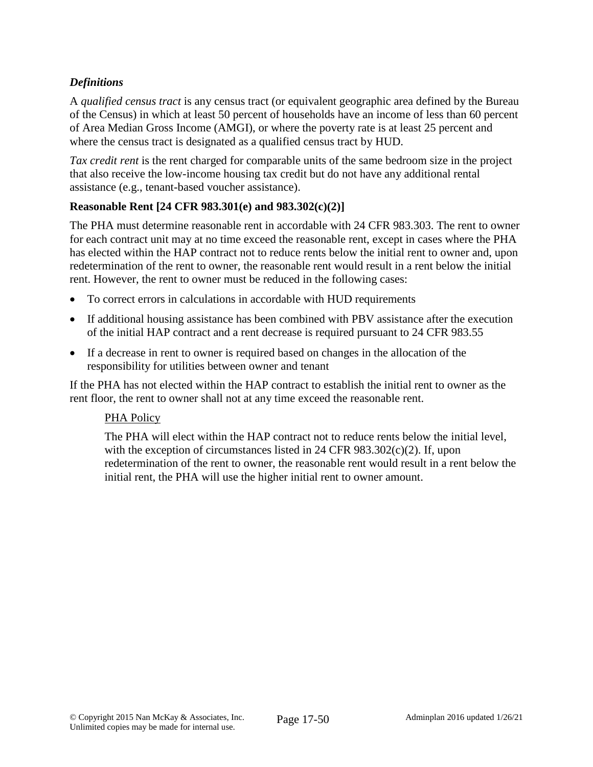### *Definitions*

A *qualified census tract* is any census tract (or equivalent geographic area defined by the Bureau of the Census) in which at least 50 percent of households have an income of less than 60 percent of Area Median Gross Income (AMGI), or where the poverty rate is at least 25 percent and where the census tract is designated as a qualified census tract by HUD.

*Tax credit rent* is the rent charged for comparable units of the same bedroom size in the project that also receive the low-income housing tax credit but do not have any additional rental assistance (e.g., tenant-based voucher assistance).

### **Reasonable Rent [24 CFR 983.301(e) and 983.302(c)(2)]**

The PHA must determine reasonable rent in accordable with 24 CFR 983.303. The rent to owner for each contract unit may at no time exceed the reasonable rent, except in cases where the PHA has elected within the HAP contract not to reduce rents below the initial rent to owner and, upon redetermination of the rent to owner, the reasonable rent would result in a rent below the initial rent. However, the rent to owner must be reduced in the following cases:

- To correct errors in calculations in accordable with HUD requirements
- If additional housing assistance has been combined with PBV assistance after the execution of the initial HAP contract and a rent decrease is required pursuant to 24 CFR 983.55
- If a decrease in rent to owner is required based on changes in the allocation of the responsibility for utilities between owner and tenant

If the PHA has not elected within the HAP contract to establish the initial rent to owner as the rent floor, the rent to owner shall not at any time exceed the reasonable rent.

> PHA Policy
>
> The PHA will elect within the HAP contract not to reduce rents below the initial level, with the exception of circumstances listed in 24 CFR 983.302(c)(2). If, upon redetermination of the rent to owner, the reasonable rent would result in a rent below the initial rent, the PHA will use the higher initial rent to owner amount.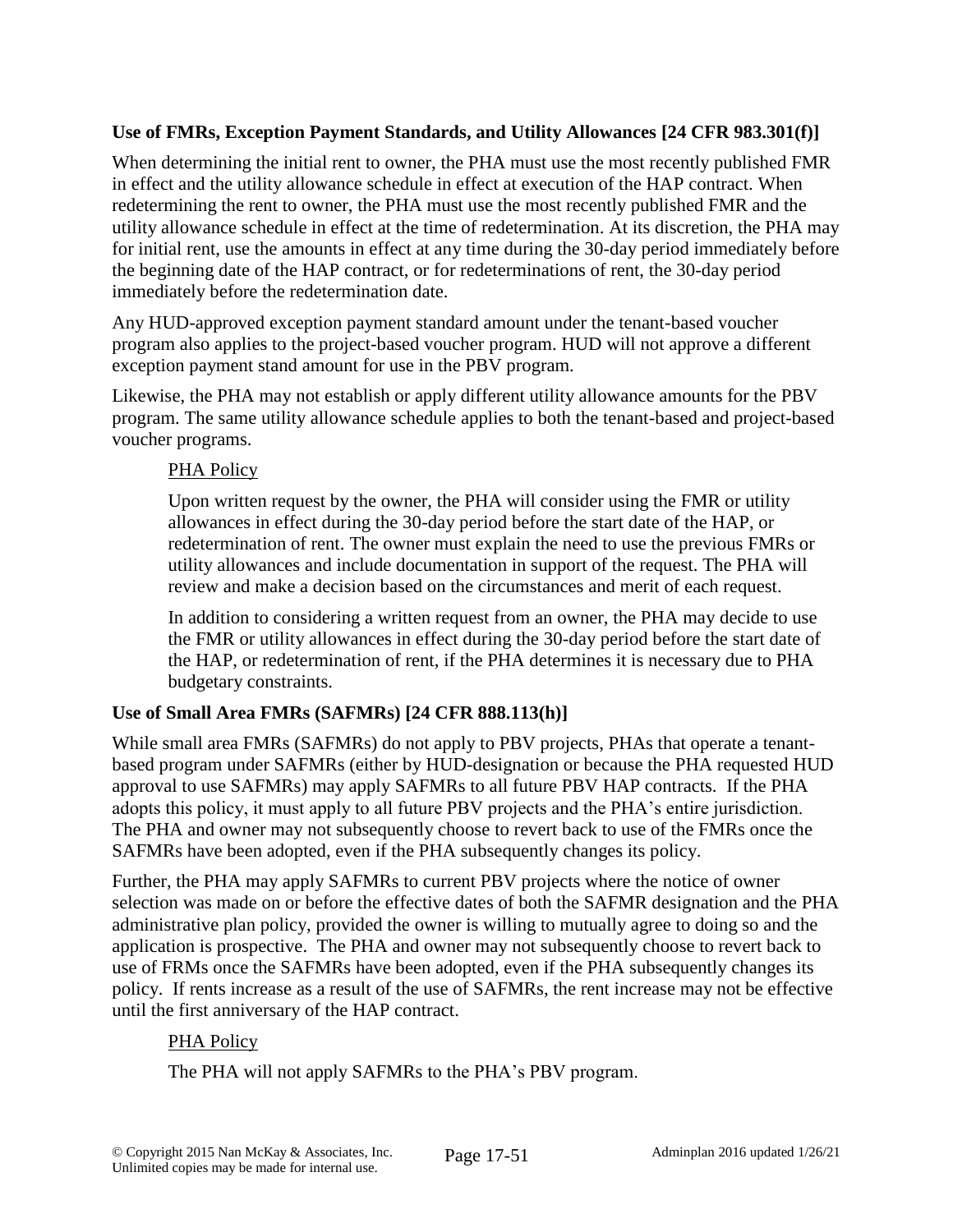**Use of FMRs, Exception Payment Standards, and Utility Allowances [24 CFR 983.301(f)]**

When determining the initial rent to owner, the PHA must use the most recently published FMR in effect and the utility allowance schedule in effect at execution of the HAP contract. When redetermining the rent to owner, the PHA must use the most recently published FMR and the utility allowance schedule in effect at the time of redetermination. At its discretion, the PHA may for initial rent, use the amounts in effect at any time during the 30-day period immediately before the beginning date of the HAP contract, or for redeterminations of rent, the 30-day period immediately before the redetermination date.

Any HUD-approved exception payment standard amount under the tenant-based voucher program also applies to the project-based voucher program. HUD will not approve a different exception payment stand amount for use in the PBV program.

Likewise, the PHA may not establish or apply different utility allowance amounts for the PBV program. The same utility allowance schedule applies to both the tenant-based and project-based voucher programs.

> PHA Policy
>
> Upon written request by the owner, the PHA will consider using the FMR or utility allowances in effect during the 30-day period before the start date of the HAP, or redetermination of rent. The owner must explain the need to use the previous FMRs or utility allowances and include documentation in support of the request. The PHA will review and make a decision based on the circumstances and merit of each request.
>
> In addition to considering a written request from an owner, the PHA may decide to use the FMR or utility allowances in effect during the 30-day period before the start date of the HAP, or redetermination of rent, if the PHA determines it is necessary due to PHA budgetary constraints.

**Use of Small Area FMRs (SAFMRs) [24 CFR 888.113(h)]**

While small area FMRs (SAFMRs) do not apply to PBV projects, PHAs that operate a tenant-based program under SAFMRs (either by HUD-designation or because the PHA requested HUD approval to use SAFMRs) may apply SAFMRs to all future PBV HAP contracts. If the PHA adopts this policy, it must apply to all future PBV projects and the PHA's entire jurisdiction. The PHA and owner may not subsequently choose to revert back to use of the FMRs once the SAFMRs have been adopted, even if the PHA subsequently changes its policy.

Further, the PHA may apply SAFMRs to current PBV projects where the notice of owner selection was made on or before the effective dates of both the SAFMR designation and the PHA administrative plan policy, provided the owner is willing to mutually agree to doing so and the application is prospective. The PHA and owner may not subsequently choose to revert back to use of FRMs once the SAFMRs have been adopted, even if the PHA subsequently changes its policy. If rents increase as a result of the use of SAFMRs, the rent increase may not be effective until the first anniversary of the HAP contract.

> PHA Policy
>
> The PHA will not apply SAFMRs to the PHA's PBV program.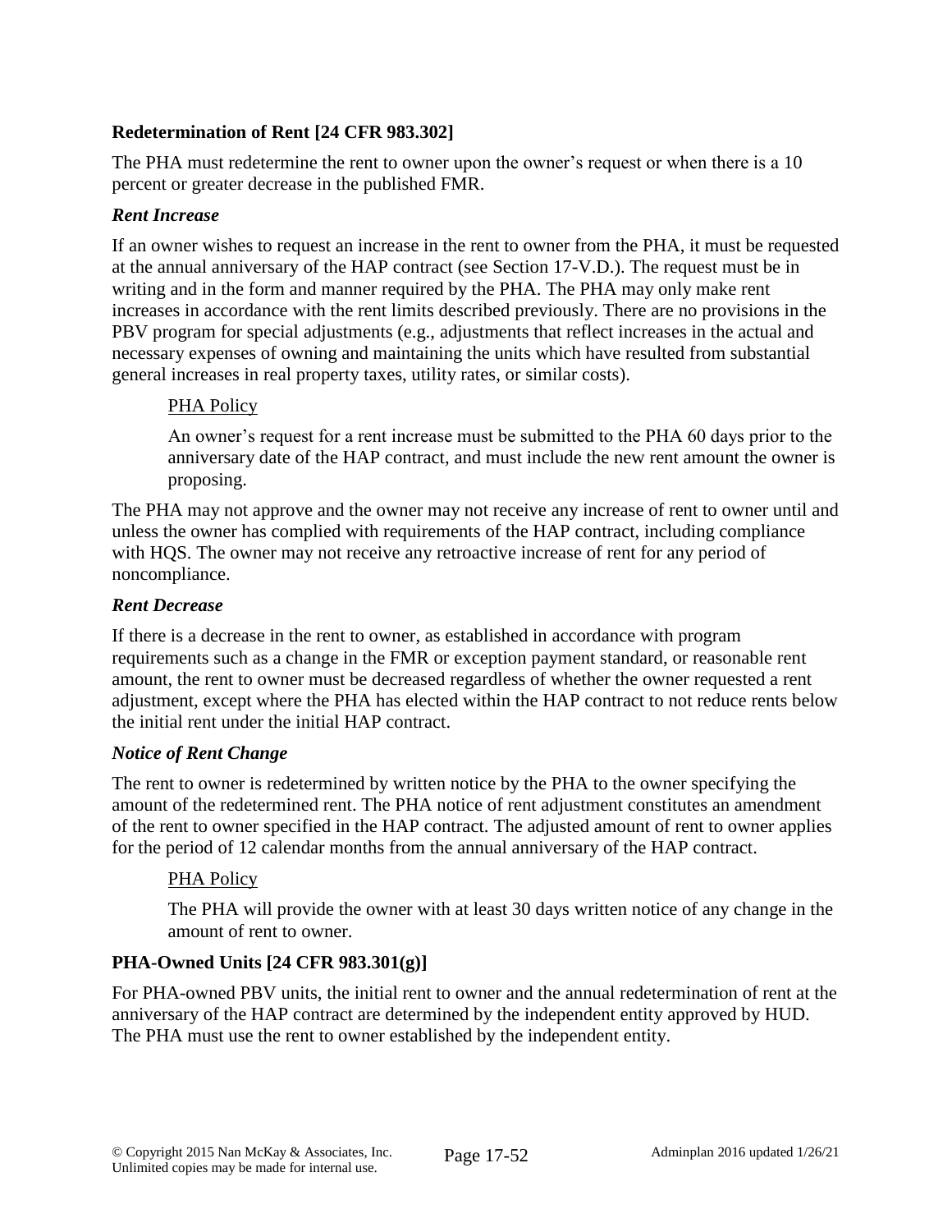### Redetermination of Rent [24 CFR 983.302]

The PHA must redetermine the rent to owner upon the owner's request or when there is a 10 percent or greater decrease in the published FMR.

#### *Rent Increase*

If an owner wishes to request an increase in the rent to owner from the PHA, it must be requested at the annual anniversary of the HAP contract (see Section 17-V.D.). The request must be in writing and in the form and manner required by the PHA. The PHA may only make rent increases in accordance with the rent limits described previously. There are no provisions in the PBV program for special adjustments (e.g., adjustments that reflect increases in the actual and necessary expenses of owning and maintaining the units which have resulted from substantial general increases in real property taxes, utility rates, or similar costs).

> PHA Policy
>
> An owner's request for a rent increase must be submitted to the PHA 60 days prior to the anniversary date of the HAP contract, and must include the new rent amount the owner is proposing.

The PHA may not approve and the owner may not receive any increase of rent to owner until and unless the owner has complied with requirements of the HAP contract, including compliance with HQS. The owner may not receive any retroactive increase of rent for any period of noncompliance.

#### *Rent Decrease*

If there is a decrease in the rent to owner, as established in accordance with program requirements such as a change in the FMR or exception payment standard, or reasonable rent amount, the rent to owner must be decreased regardless of whether the owner requested a rent adjustment, except where the PHA has elected within the HAP contract to not reduce rents below the initial rent under the initial HAP contract.

#### *Notice of Rent Change*

The rent to owner is redetermined by written notice by the PHA to the owner specifying the amount of the redetermined rent. The PHA notice of rent adjustment constitutes an amendment of the rent to owner specified in the HAP contract. The adjusted amount of rent to owner applies for the period of 12 calendar months from the annual anniversary of the HAP contract.

> PHA Policy
>
> The PHA will provide the owner with at least 30 days written notice of any change in the amount of rent to owner.

### PHA-Owned Units [24 CFR 983.301(g)]

For PHA-owned PBV units, the initial rent to owner and the annual redetermination of rent at the anniversary of the HAP contract are determined by the independent entity approved by HUD. The PHA must use the rent to owner established by the independent entity.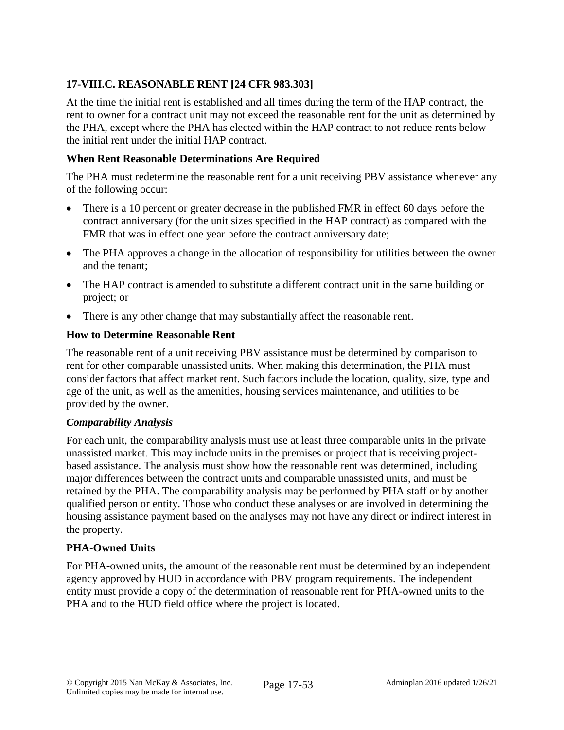## 17-VIII.C. REASONABLE RENT [24 CFR 983.303]

At the time the initial rent is established and all times during the term of the HAP contract, the rent to owner for a contract unit may not exceed the reasonable rent for the unit as determined by the PHA, except where the PHA has elected within the HAP contract to not reduce rents below the initial rent under the initial HAP contract.

### When Rent Reasonable Determinations Are Required

The PHA must redetermine the reasonable rent for a unit receiving PBV assistance whenever any of the following occur:

- There is a 10 percent or greater decrease in the published FMR in effect 60 days before the contract anniversary (for the unit sizes specified in the HAP contract) as compared with the FMR that was in effect one year before the contract anniversary date;
- The PHA approves a change in the allocation of responsibility for utilities between the owner and the tenant;
- The HAP contract is amended to substitute a different contract unit in the same building or project; or
- There is any other change that may substantially affect the reasonable rent.

### How to Determine Reasonable Rent

The reasonable rent of a unit receiving PBV assistance must be determined by comparison to rent for other comparable unassisted units. When making this determination, the PHA must consider factors that affect market rent. Such factors include the location, quality, size, type and age of the unit, as well as the amenities, housing services maintenance, and utilities to be provided by the owner.

#### *Comparability Analysis*

For each unit, the comparability analysis must use at least three comparable units in the private unassisted market. This may include units in the premises or project that is receiving project-based assistance. The analysis must show how the reasonable rent was determined, including major differences between the contract units and comparable unassisted units, and must be retained by the PHA. The comparability analysis may be performed by PHA staff or by another qualified person or entity. Those who conduct these analyses or are involved in determining the housing assistance payment based on the analyses may not have any direct or indirect interest in the property.

### PHA-Owned Units

For PHA-owned units, the amount of the reasonable rent must be determined by an independent agency approved by HUD in accordance with PBV program requirements. The independent entity must provide a copy of the determination of reasonable rent for PHA-owned units to the PHA and to the HUD field office where the project is located.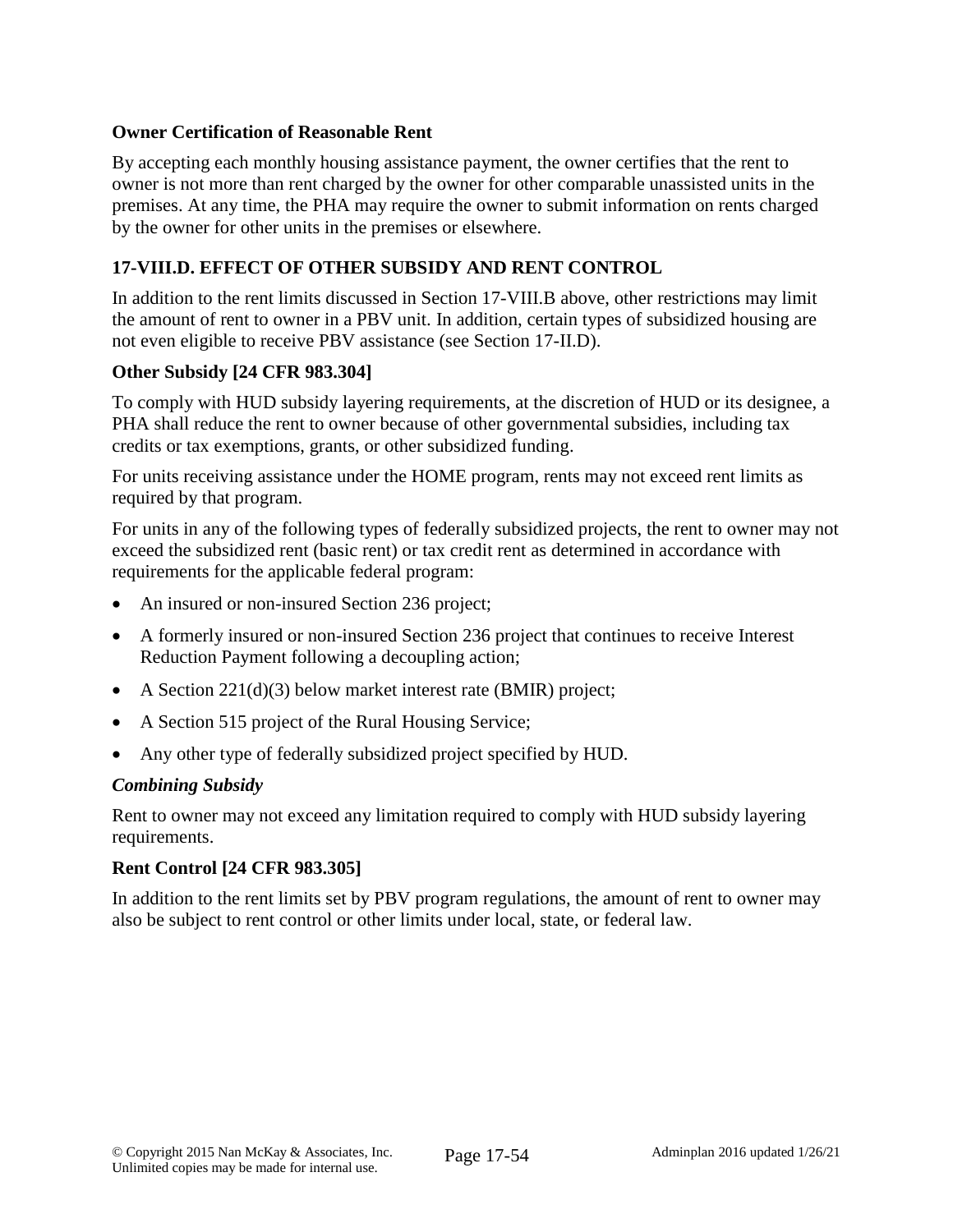**Owner Certification of Reasonable Rent**

By accepting each monthly housing assistance payment, the owner certifies that the rent to owner is not more than rent charged by the owner for other comparable unassisted units in the premises. At any time, the PHA may require the owner to submit information on rents charged by the owner for other units in the premises or elsewhere.

## 17-VIII.D. EFFECT OF OTHER SUBSIDY AND RENT CONTROL

In addition to the rent limits discussed in Section 17-VIII.B above, other restrictions may limit the amount of rent to owner in a PBV unit. In addition, certain types of subsidized housing are not even eligible to receive PBV assistance (see Section 17-II.D).

**Other Subsidy [24 CFR 983.304]**

To comply with HUD subsidy layering requirements, at the discretion of HUD or its designee, a PHA shall reduce the rent to owner because of other governmental subsidies, including tax credits or tax exemptions, grants, or other subsidized funding.

For units receiving assistance under the HOME program, rents may not exceed rent limits as required by that program.

For units in any of the following types of federally subsidized projects, the rent to owner may not exceed the subsidized rent (basic rent) or tax credit rent as determined in accordance with requirements for the applicable federal program:

- An insured or non-insured Section 236 project;
- A formerly insured or non-insured Section 236 project that continues to receive Interest Reduction Payment following a decoupling action;
- A Section 221(d)(3) below market interest rate (BMIR) project;
- A Section 515 project of the Rural Housing Service;
- Any other type of federally subsidized project specified by HUD.

***Combining Subsidy***

Rent to owner may not exceed any limitation required to comply with HUD subsidy layering requirements.

**Rent Control [24 CFR 983.305]**

In addition to the rent limits set by PBV program regulations, the amount of rent to owner may also be subject to rent control or other limits under local, state, or federal law.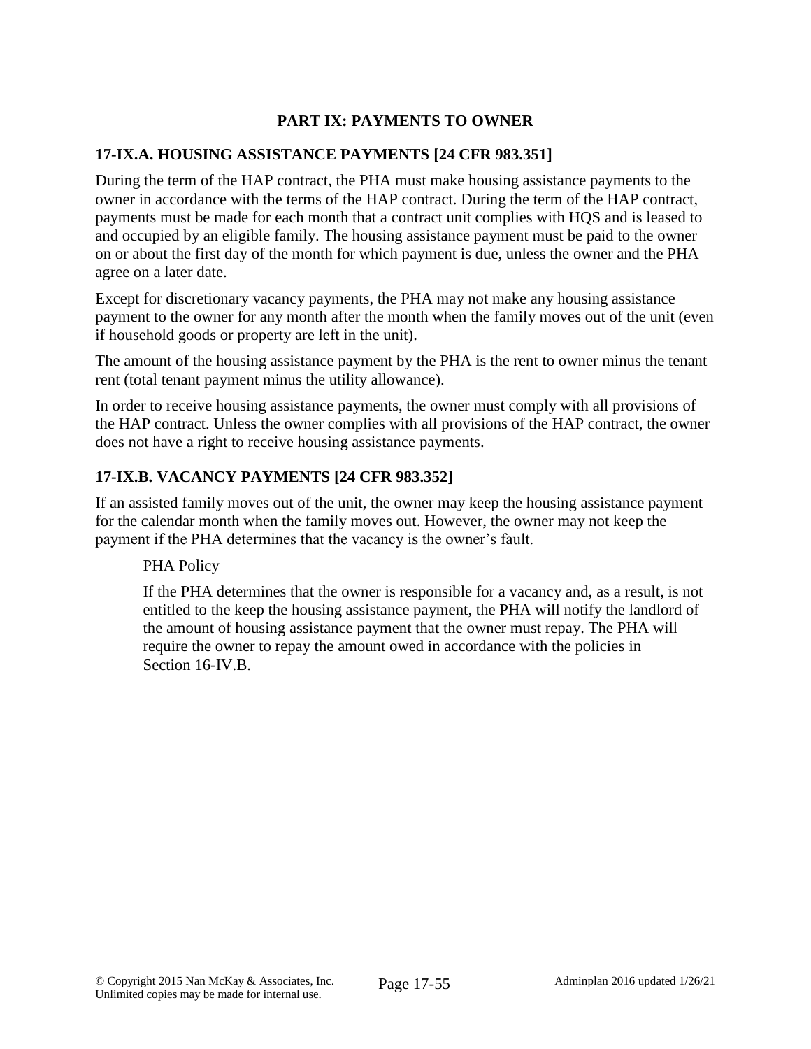## PART IX: PAYMENTS TO OWNER

### 17-IX.A. HOUSING ASSISTANCE PAYMENTS [24 CFR 983.351]

During the term of the HAP contract, the PHA must make housing assistance payments to the owner in accordance with the terms of the HAP contract. During the term of the HAP contract, payments must be made for each month that a contract unit complies with HQS and is leased to and occupied by an eligible family. The housing assistance payment must be paid to the owner on or about the first day of the month for which payment is due, unless the owner and the PHA agree on a later date.

Except for discretionary vacancy payments, the PHA may not make any housing assistance payment to the owner for any month after the month when the family moves out of the unit (even if household goods or property are left in the unit).

The amount of the housing assistance payment by the PHA is the rent to owner minus the tenant rent (total tenant payment minus the utility allowance).

In order to receive housing assistance payments, the owner must comply with all provisions of the HAP contract. Unless the owner complies with all provisions of the HAP contract, the owner does not have a right to receive housing assistance payments.

### 17-IX.B. VACANCY PAYMENTS [24 CFR 983.352]

If an assisted family moves out of the unit, the owner may keep the housing assistance payment for the calendar month when the family moves out. However, the owner may not keep the payment if the PHA determines that the vacancy is the owner's fault.

PHA Policy

If the PHA determines that the owner is responsible for a vacancy and, as a result, is not entitled to the keep the housing assistance payment, the PHA will notify the landlord of the amount of housing assistance payment that the owner must repay. The PHA will require the owner to repay the amount owed in accordance with the policies in Section 16-IV.B.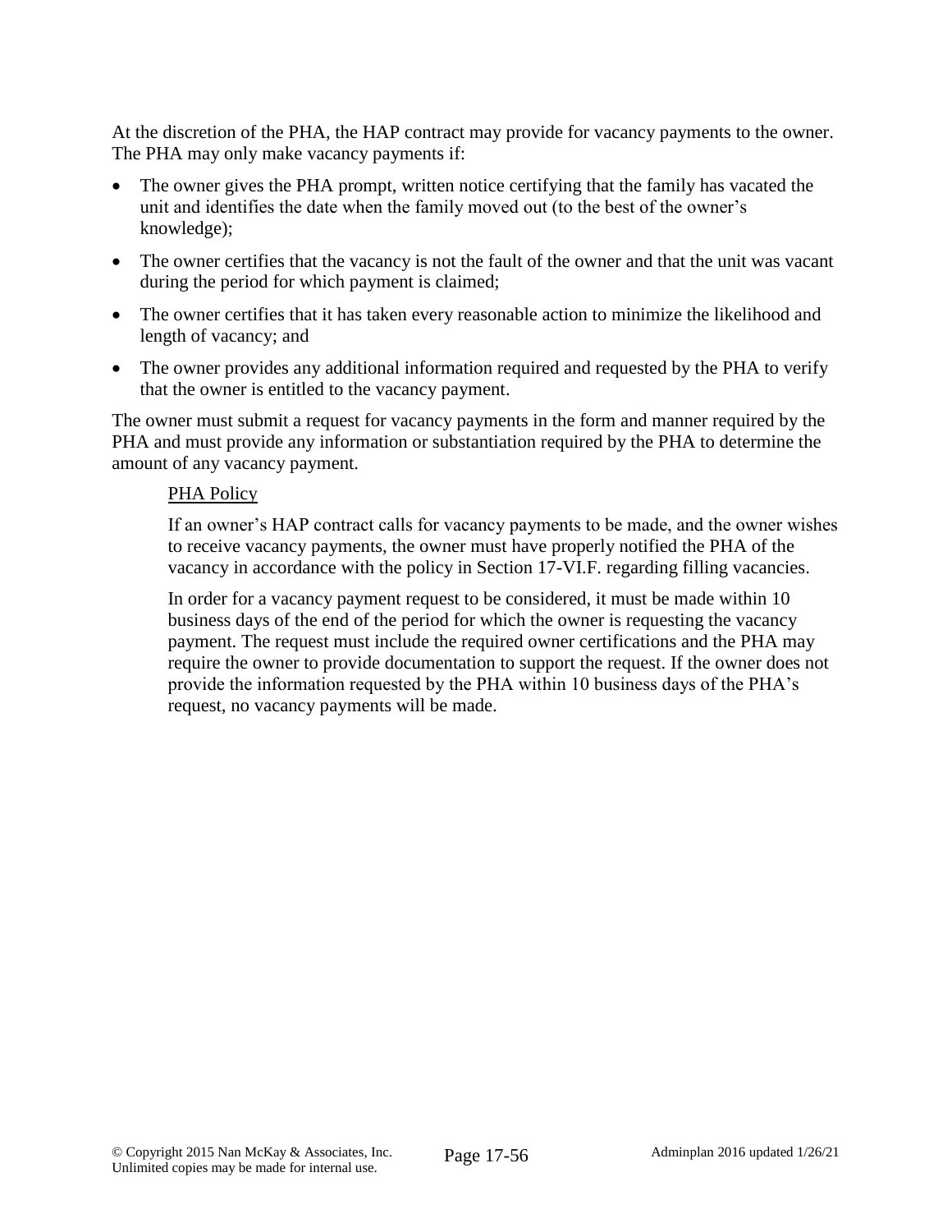At the discretion of the PHA, the HAP contract may provide for vacancy payments to the owner. The PHA may only make vacancy payments if:

- The owner gives the PHA prompt, written notice certifying that the family has vacated the unit and identifies the date when the family moved out (to the best of the owner's knowledge);
- The owner certifies that the vacancy is not the fault of the owner and that the unit was vacant during the period for which payment is claimed;
- The owner certifies that it has taken every reasonable action to minimize the likelihood and length of vacancy; and
- The owner provides any additional information required and requested by the PHA to verify that the owner is entitled to the vacancy payment.

The owner must submit a request for vacancy payments in the form and manner required by the PHA and must provide any information or substantiation required by the PHA to determine the amount of any vacancy payment.

<u>PHA Policy</u>

If an owner's HAP contract calls for vacancy payments to be made, and the owner wishes to receive vacancy payments, the owner must have properly notified the PHA of the vacancy in accordance with the policy in Section 17-VI.F. regarding filling vacancies.

In order for a vacancy payment request to be considered, it must be made within 10 business days of the end of the period for which the owner is requesting the vacancy payment. The request must include the required owner certifications and the PHA may require the owner to provide documentation to support the request. If the owner does not provide the information requested by the PHA within 10 business days of the PHA's request, no vacancy payments will be made.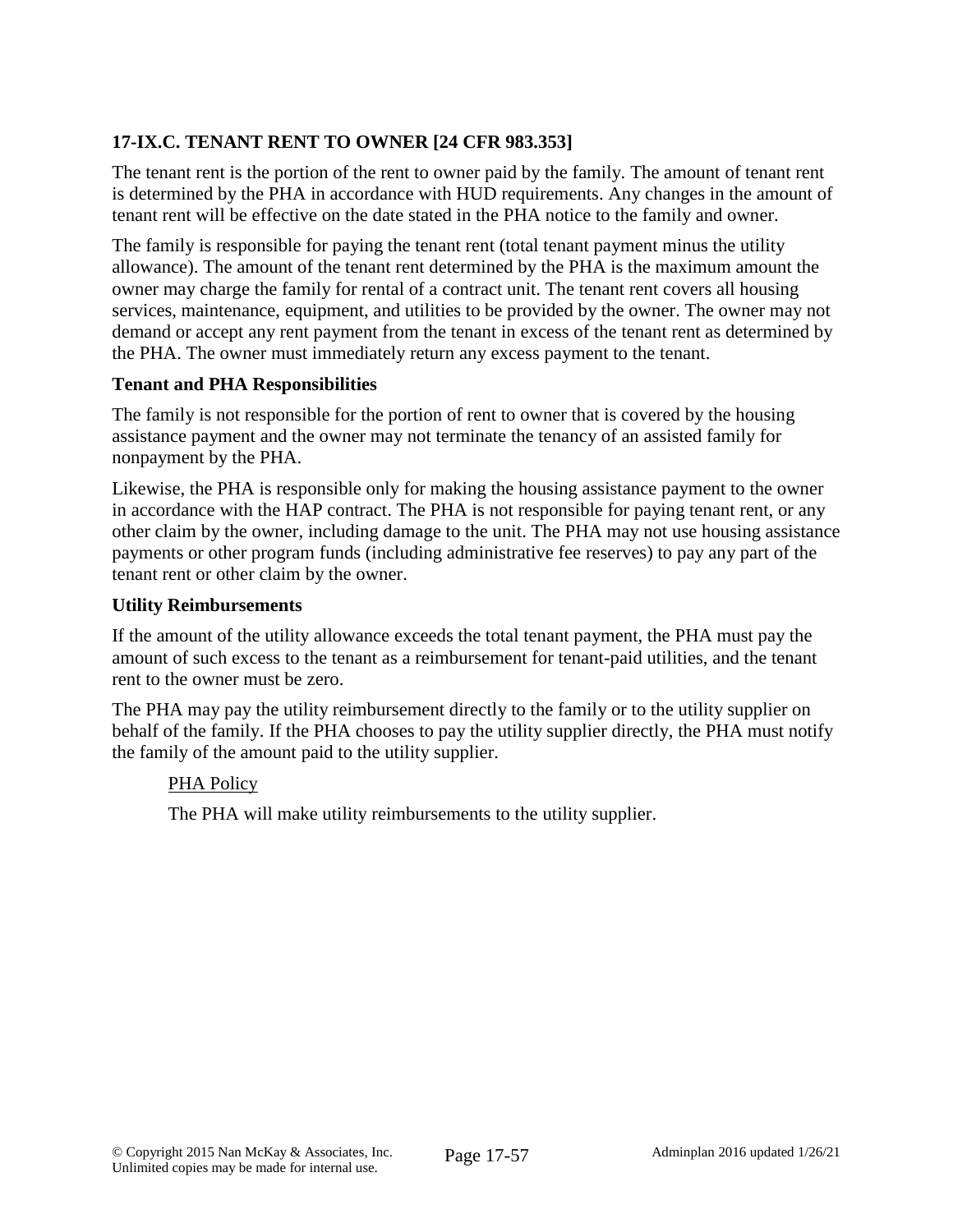## 17-IX.C. TENANT RENT TO OWNER [24 CFR 983.353]

The tenant rent is the portion of the rent to owner paid by the family. The amount of tenant rent is determined by the PHA in accordance with HUD requirements. Any changes in the amount of tenant rent will be effective on the date stated in the PHA notice to the family and owner.

The family is responsible for paying the tenant rent (total tenant payment minus the utility allowance). The amount of the tenant rent determined by the PHA is the maximum amount the owner may charge the family for rental of a contract unit. The tenant rent covers all housing services, maintenance, equipment, and utilities to be provided by the owner. The owner may not demand or accept any rent payment from the tenant in excess of the tenant rent as determined by the PHA. The owner must immediately return any excess payment to the tenant.

### Tenant and PHA Responsibilities

The family is not responsible for the portion of rent to owner that is covered by the housing assistance payment and the owner may not terminate the tenancy of an assisted family for nonpayment by the PHA.

Likewise, the PHA is responsible only for making the housing assistance payment to the owner in accordance with the HAP contract. The PHA is not responsible for paying tenant rent, or any other claim by the owner, including damage to the unit. The PHA may not use housing assistance payments or other program funds (including administrative fee reserves) to pay any part of the tenant rent or other claim by the owner.

### Utility Reimbursements

If the amount of the utility allowance exceeds the total tenant payment, the PHA must pay the amount of such excess to the tenant as a reimbursement for tenant-paid utilities, and the tenant rent to the owner must be zero.

The PHA may pay the utility reimbursement directly to the family or to the utility supplier on behalf of the family. If the PHA chooses to pay the utility supplier directly, the PHA must notify the family of the amount paid to the utility supplier.

> PHA Policy
>
> The PHA will make utility reimbursements to the utility supplier.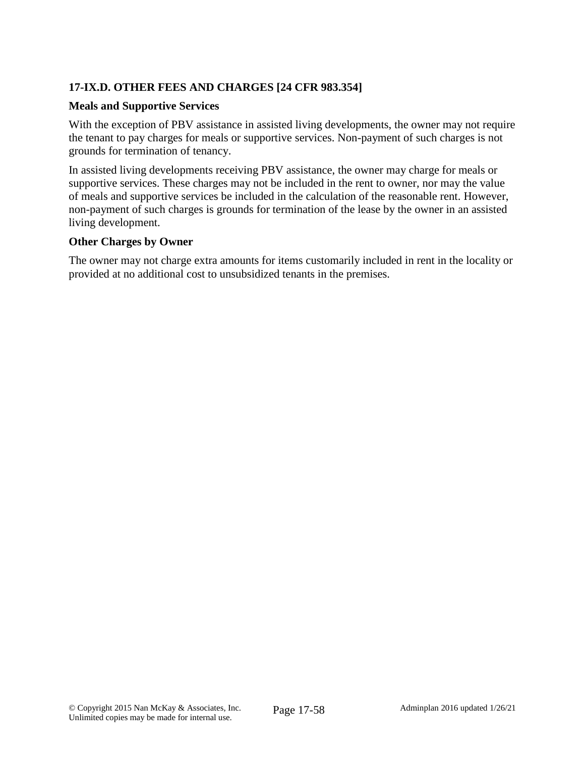### 17-IX.D. OTHER FEES AND CHARGES [24 CFR 983.354]

**Meals and Supportive Services**

With the exception of PBV assistance in assisted living developments, the owner may not require the tenant to pay charges for meals or supportive services. Non-payment of such charges is not grounds for termination of tenancy.

In assisted living developments receiving PBV assistance, the owner may charge for meals or supportive services. These charges may not be included in the rent to owner, nor may the value of meals and supportive services be included in the calculation of the reasonable rent. However, non-payment of such charges is grounds for termination of the lease by the owner in an assisted living development.

**Other Charges by Owner**

The owner may not charge extra amounts for items customarily included in rent in the locality or provided at no additional cost to unsubsidized tenants in the premises.